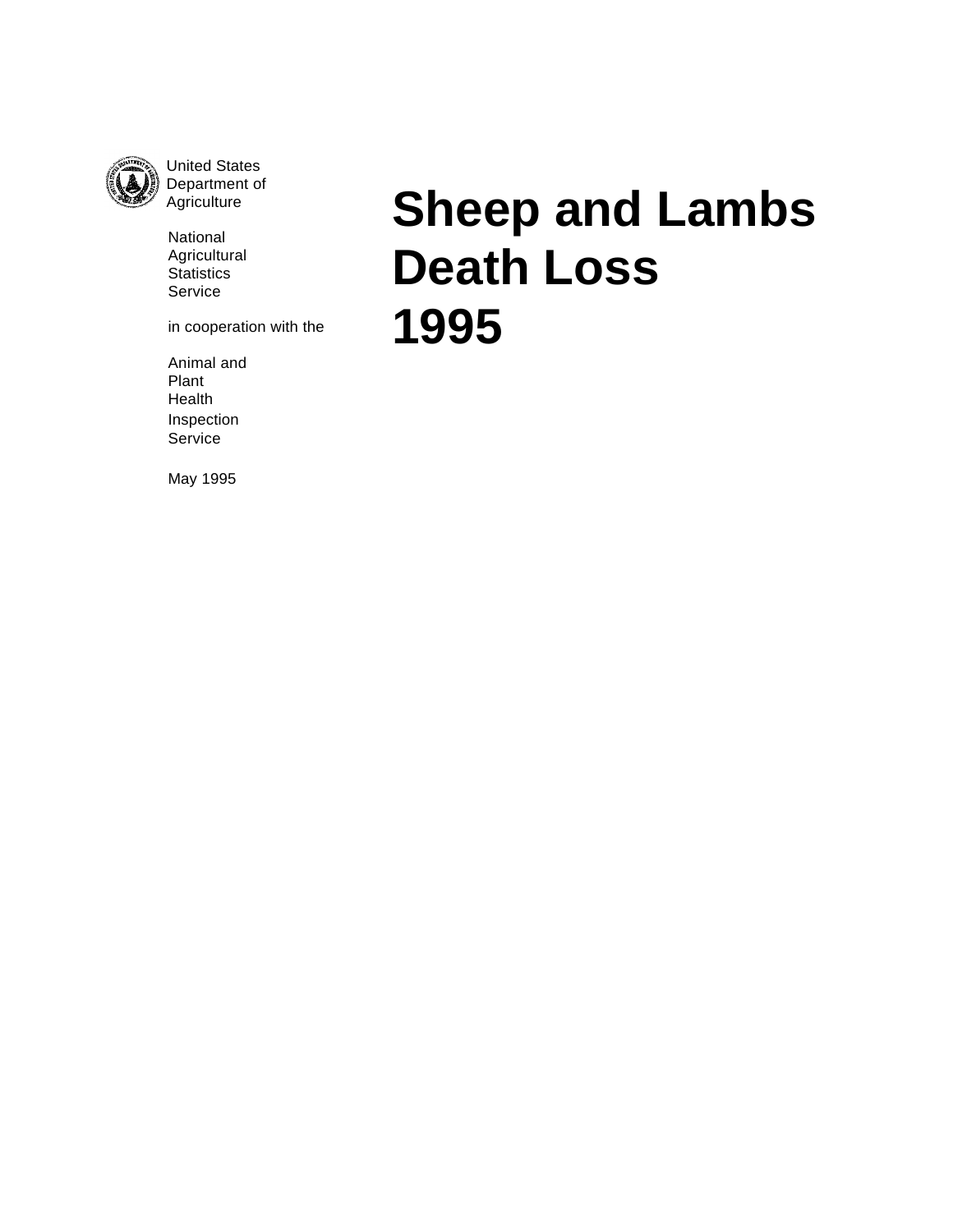United States
Department of
Agriculture

National
Agricultural
Statistics
Service

in cooperation with the

Animal and
Plant
Health
Inspection
Service

May 1995

# Sheep and Lambs Death Loss 1995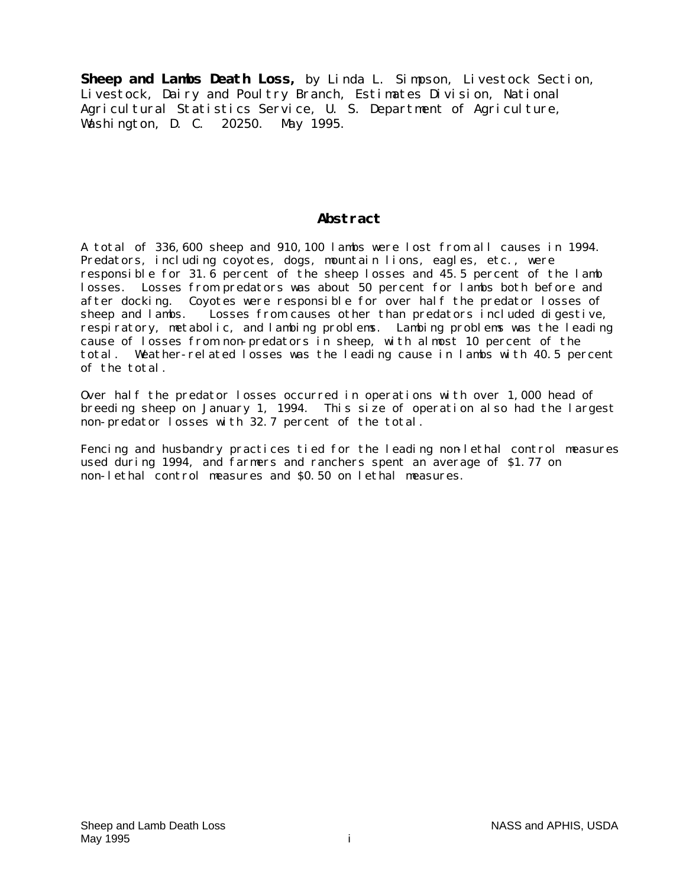**Sheep and Lambs Death Loss,** by Linda L. Simpson, Livestock Section, Livestock, Dairy and Poultry Branch, Estimates Division, National Agricultural Statistics Service, U. S. Department of Agriculture, Washington, D. C. 20250. May 1995.

## Abstract

A total of 336,600 sheep and 910,100 lambs were lost from all causes in 1994. Predators, including coyotes, dogs, mountain lions, eagles, etc., were responsible for 31.6 percent of the sheep losses and 45.5 percent of the lamb losses. Losses from predators was about 50 percent for lambs both before and after docking. Coyotes were responsible for over half the predator losses of sheep and lambs. Losses from causes other than predators included digestive, respiratory, metabolic, and lambing problems. Lambing problems was the leading cause of losses from non-predators in sheep, with almost 10 percent of the total. Weather-related losses was the leading cause in lambs with 40.5 percent of the total.

Over half the predator losses occurred in operations with over 1,000 head of breeding sheep on January 1, 1994. This size of operation also had the largest non-predator losses with 32.7 percent of the total.

Fencing and husbandry practices tied for the leading non-lethal control measures used during 1994, and farmers and ranchers spent an average of $1.77 on non-lethal control measures and $0.50 on lethal measures.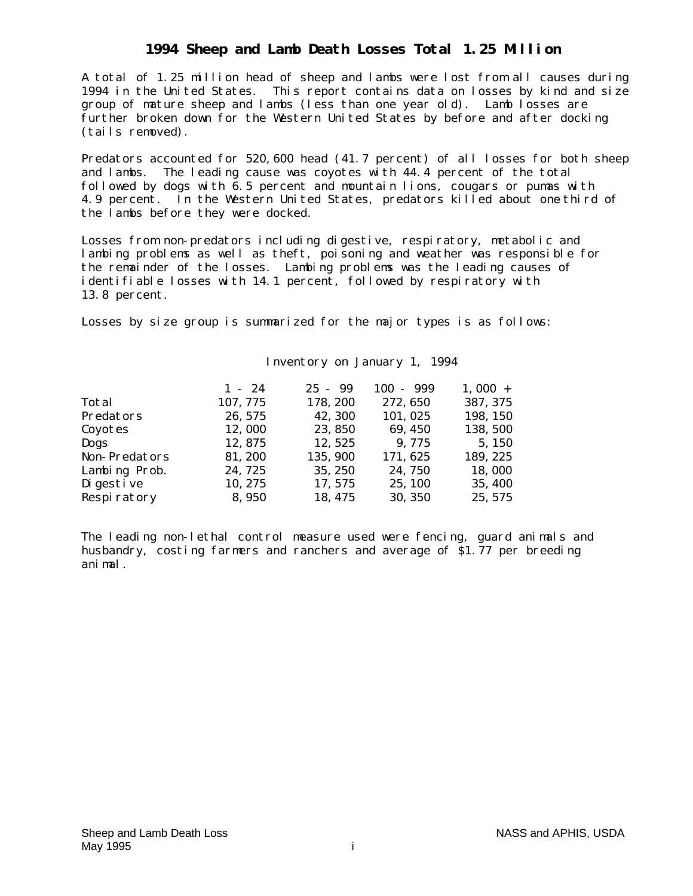# 1994 Sheep and Lamb Death Losses Total 1.25 Million

A total of 1.25 million head of sheep and lambs were lost from all causes during 1994 in the United States. This report contains data on losses by kind and size group of mature sheep and lambs (less than one year old). Lamb losses are further broken down for the Western United States by before and after docking (tails removed).

Predators accounted for 520,600 head (41.7 percent) of all losses for both sheep and lambs. The leading cause was coyotes with 44.4 percent of the total followed by dogs with 6.5 percent and mountain lions, cougars or pumas with 4.9 percent. In the Western United States, predators killed about one third of the lambs before they were docked.

Losses from non-predators including digestive, respiratory, metabolic and lambing problems as well as theft, poisoning and weather was responsible for the remainder of the losses. Lambing problems was the leading causes of identifiable losses with 14.1 percent, followed by respiratory with 13.8 percent.

Losses by size group is summarized for the major types is as follows:

| | Inventory on January 1, 1994 | | | |
|---|---|---|---|---|
| | 1 - 24 | 25 - 99 | 100 - 999 | 1,000 + |
| Total | 107,775 | 178,200 | 272,650 | 387,375 |
| Predators | 26,575 | 42,300 | 101,025 | 198,150 |
| Coyotes | 12,000 | 23,850 | 69,450 | 138,500 |
| Dogs | 12,875 | 12,525 | 9,775 | 5,150 |
| Non-Predators | 81,200 | 135,900 | 171,625 | 189,225 |
| Lambing Prob. | 24,725 | 35,250 | 24,750 | 18,000 |
| Digestive | 10,275 | 17,575 | 25,100 | 35,400 |
| Respiratory | 8,950 | 18,475 | 30,350 | 25,575 |

The leading non-lethal control measure used were fencing, guard animals and husbandry, costing farmers and ranchers and average of $1.77 per breeding animal.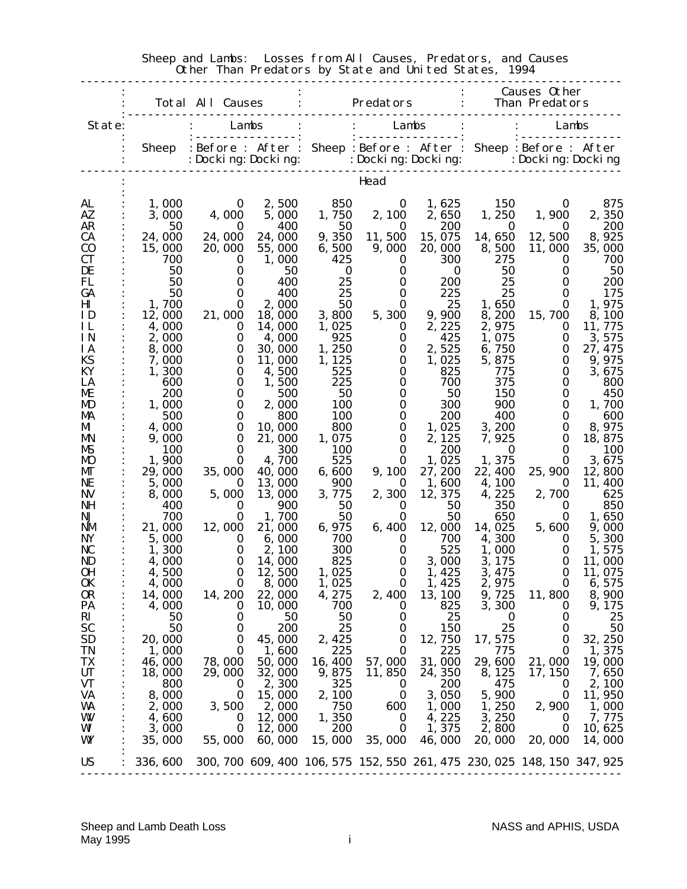## Sheep and Lambs: Losses from All Causes, Predators, and Causes Other Than Predators by State and United States, 1994

| State | Total All Causes | | | Predators | | | Causes Other Than Predators | | |
|---|---|---|---|---|---|---|---|---|---|
| | Sheep | Lambs Before Docking | Lambs After Docking | Sheep | Lambs Before Docking | Lambs After Docking | Sheep | Lambs Before Docking | Lambs After Docking |
| | Head | | | | | | | | |
| AL | 1,000 | 0 | 2,500 | 850 | 0 | 1,625 | 150 | 0 | 875 |
| AZ | 3,000 | 4,000 | 5,000 | 1,750 | 2,100 | 2,650 | 1,250 | 1,900 | 2,350 |
| AR | 50 | 0 | 400 | 50 | 0 | 200 | 0 | 0 | 200 |
| CA | 24,000 | 24,000 | 24,000 | 9,350 | 11,500 | 15,075 | 14,650 | 12,500 | 8,925 |
| CO | 15,000 | 20,000 | 55,000 | 6,500 | 9,000 | 20,000 | 8,500 | 11,000 | 35,000 |
| CT | 700 | 0 | 1,000 | 425 | 0 | 300 | 275 | 0 | 700 |
| DE | 50 | 0 | 50 | 0 | 0 | 0 | 50 | 0 | 50 |
| FL | 50 | 0 | 400 | 25 | 0 | 200 | 25 | 0 | 200 |
| GA | 50 | 0 | 400 | 25 | 0 | 225 | 25 | 0 | 175 |
| HI | 1,700 | 0 | 2,000 | 50 | 0 | 25 | 1,650 | 0 | 1,975 |
| ID | 12,000 | 21,000 | 18,000 | 3,800 | 5,300 | 9,900 | 8,200 | 15,700 | 8,100 |
| IL | 4,000 | 0 | 14,000 | 1,025 | 0 | 2,225 | 2,975 | 0 | 11,775 |
| IN | 2,000 | 0 | 4,000 | 925 | 0 | 425 | 1,075 | 0 | 3,575 |
| IA | 8,000 | 0 | 30,000 | 1,250 | 0 | 2,525 | 6,750 | 0 | 27,475 |
| KS | 7,000 | 0 | 11,000 | 1,125 | 0 | 1,025 | 5,875 | 0 | 9,975 |
| KY | 1,300 | 0 | 4,500 | 525 | 0 | 825 | 775 | 0 | 3,675 |
| LA | 600 | 0 | 1,500 | 225 | 0 | 700 | 375 | 0 | 800 |
| ME | 200 | 0 | 500 | 50 | 0 | 50 | 150 | 0 | 450 |
| MD | 1,000 | 0 | 2,000 | 100 | 0 | 300 | 900 | 0 | 1,700 |
| MA | 500 | 0 | 800 | 100 | 0 | 200 | 400 | 0 | 600 |
| MI | 4,000 | 0 | 10,000 | 800 | 0 | 1,025 | 3,200 | 0 | 8,975 |
| MN | 9,000 | 0 | 21,000 | 1,075 | 0 | 2,125 | 7,925 | 0 | 18,875 |
| MS | 100 | 0 | 300 | 100 | 0 | 200 | 0 | 0 | 100 |
| MO | 1,900 | 0 | 4,700 | 525 | 0 | 1,025 | 1,375 | 0 | 3,675 |
| MT | 29,000 | 35,000 | 40,000 | 6,600 | 9,100 | 27,200 | 22,400 | 25,900 | 12,800 |
| NE | 5,000 | 0 | 13,000 | 900 | 0 | 1,600 | 4,100 | 0 | 11,400 |
| NV | 8,000 | 5,000 | 13,000 | 3,775 | 2,300 | 12,375 | 4,225 | 2,700 | 625 |
| NH | 400 | 0 | 900 | 50 | 0 | 50 | 350 | 0 | 850 |
| NJ | 700 | 0 | 1,700 | 50 | 0 | 50 | 650 | 0 | 1,650 |
| NM | 21,000 | 12,000 | 21,000 | 6,975 | 6,400 | 12,000 | 14,025 | 5,600 | 9,000 |
| NY | 5,000 | 0 | 6,000 | 700 | 0 | 700 | 4,300 | 0 | 5,300 |
| NC | 1,300 | 0 | 2,100 | 300 | 0 | 525 | 1,000 | 0 | 1,575 |
| ND | 4,000 | 0 | 14,000 | 825 | 0 | 3,000 | 3,175 | 0 | 11,000 |
| OH | 4,500 | 0 | 12,500 | 1,025 | 0 | 1,425 | 3,475 | 0 | 11,075 |
| OK | 4,000 | 0 | 8,000 | 1,025 | 0 | 1,425 | 2,975 | 0 | 6,575 |
| OR | 14,000 | 14,200 | 22,000 | 4,275 | 2,400 | 13,100 | 9,725 | 11,800 | 8,900 |
| PA | 4,000 | 0 | 10,000 | 700 | 0 | 825 | 3,300 | 0 | 9,175 |
| RI | 50 | 0 | 50 | 50 | 0 | 25 | 0 | 0 | 25 |
| SC | 50 | 0 | 200 | 25 | 0 | 150 | 25 | 0 | 50 |
| SD | 20,000 | 0 | 45,000 | 2,425 | 0 | 12,750 | 17,575 | 0 | 32,250 |
| TN | 1,000 | 0 | 1,600 | 225 | 0 | 225 | 775 | 0 | 1,375 |
| TX | 46,000 | 78,000 | 50,000 | 16,400 | 57,000 | 31,000 | 29,600 | 21,000 | 19,000 |
| UT | 18,000 | 29,000 | 32,000 | 9,875 | 11,850 | 24,350 | 8,125 | 17,150 | 7,650 |
| VT | 800 | 0 | 2,300 | 325 | 0 | 200 | 475 | 0 | 2,100 |
| VA | 8,000 | 0 | 15,000 | 2,100 | 0 | 3,050 | 5,900 | 0 | 11,950 |
| WA | 2,000 | 3,500 | 2,000 | 750 | 600 | 1,000 | 1,250 | 2,900 | 1,000 |
| WV | 4,600 | 0 | 12,000 | 1,350 | 0 | 4,225 | 3,250 | 0 | 7,775 |
| WI | 3,000 | 0 | 12,000 | 200 | 0 | 1,375 | 2,800 | 0 | 10,625 |
| WY | 35,000 | 55,000 | 60,000 | 15,000 | 35,000 | 46,000 | 20,000 | 20,000 | 14,000 |
| US | 336,600 | 300,700 | 609,400 | 106,575 | 152,550 | 261,475 | 230,025 | 148,150 | 347,925 |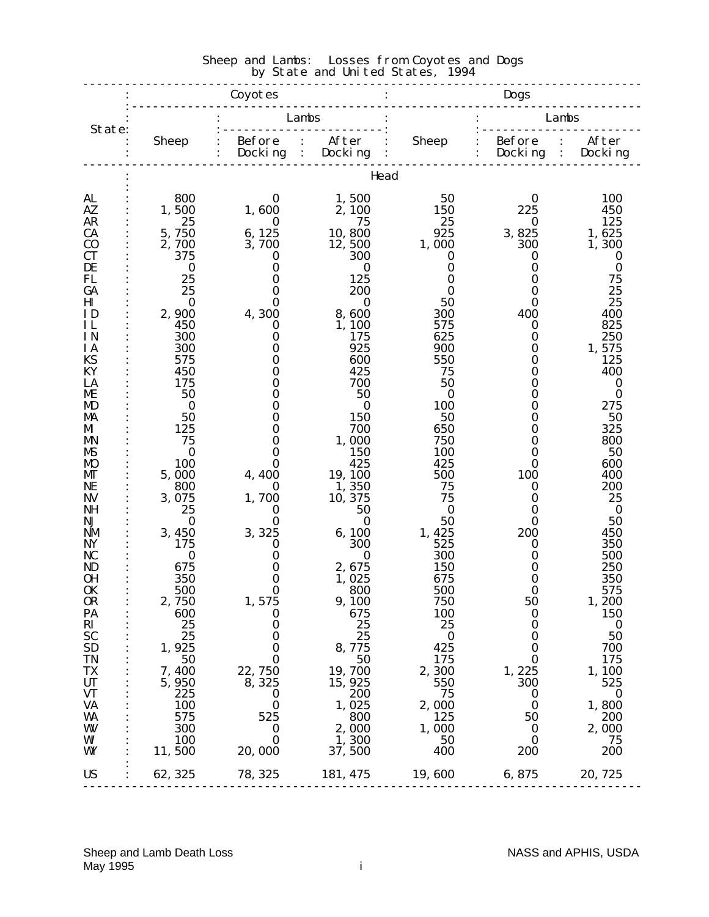## Sheep and Lambs: Losses from Coyotes and Dogs by State and United States, 1994

| State | Coyotes | | | Dogs | | |
|---|---|---|---|---|---|---|
| | Sheep | Lambs | | Sheep | Lambs | |
| | | Before Docking | After Docking | | Before Docking | After Docking |
| | Head | | | | | |
| AL | 800 | 0 | 1,500 | 50 | 0 | 100 |
| AZ | 1,500 | 1,600 | 2,100 | 150 | 225 | 450 |
| AR | 25 | 0 | 75 | 25 | 0 | 125 |
| CA | 5,750 | 6,125 | 10,800 | 925 | 3,825 | 1,625 |
| CO | 2,700 | 3,700 | 12,500 | 1,000 | 300 | 1,300 |
| CT | 375 | 0 | 300 | 0 | 0 | 0 |
| DE | 0 | 0 | 0 | 0 | 0 | 0 |
| FL | 25 | 0 | 125 | 0 | 0 | 75 |
| GA | 25 | 0 | 200 | 0 | 0 | 25 |
| HI | 0 | 0 | 0 | 50 | 0 | 25 |
| ID | 2,900 | 4,300 | 8,600 | 300 | 400 | 400 |
| IL | 450 | 0 | 1,100 | 575 | 0 | 825 |
| IN | 300 | 0 | 175 | 625 | 0 | 250 |
| IA | 300 | 0 | 925 | 900 | 0 | 1,575 |
| KS | 575 | 0 | 600 | 550 | 0 | 125 |
| KY | 450 | 0 | 425 | 75 | 0 | 400 |
| LA | 175 | 0 | 700 | 50 | 0 | 0 |
| ME | 50 | 0 | 50 | 0 | 0 | 0 |
| MD | 0 | 0 | 0 | 100 | 0 | 275 |
| MA | 50 | 0 | 150 | 50 | 0 | 50 |
| MI | 125 | 0 | 700 | 650 | 0 | 325 |
| MN | 75 | 0 | 1,000 | 750 | 0 | 800 |
| MS | 0 | 0 | 150 | 100 | 0 | 50 |
| MO | 100 | 0 | 425 | 425 | 0 | 600 |
| MT | 5,000 | 4,400 | 19,100 | 500 | 100 | 400 |
| NE | 800 | 0 | 1,350 | 75 | 0 | 200 |
| NV | 3,075 | 1,700 | 10,375 | 75 | 0 | 25 |
| NH | 25 | 0 | 50 | 0 | 0 | 0 |
| NJ | 0 | 0 | 0 | 50 | 0 | 50 |
| NM | 3,450 | 3,325 | 6,100 | 1,425 | 200 | 450 |
| NY | 175 | 0 | 300 | 525 | 0 | 350 |
| NC | 0 | 0 | 0 | 300 | 0 | 500 |
| ND | 675 | 0 | 2,675 | 150 | 0 | 250 |
| OH | 350 | 0 | 1,025 | 675 | 0 | 350 |
| OK | 500 | 0 | 800 | 500 | 0 | 575 |
| OR | 2,750 | 1,575 | 9,100 | 750 | 50 | 1,200 |
| PA | 600 | 0 | 675 | 100 | 0 | 150 |
| RI | 25 | 0 | 25 | 25 | 0 | 0 |
| SC | 25 | 0 | 25 | 0 | 0 | 50 |
| SD | 1,925 | 0 | 8,775 | 425 | 0 | 700 |
| TN | 50 | 0 | 50 | 175 | 0 | 175 |
| TX | 7,400 | 22,750 | 19,700 | 2,300 | 1,225 | 1,100 |
| UT | 5,950 | 8,325 | 15,925 | 550 | 300 | 525 |
| VT | 225 | 0 | 200 | 75 | 0 | 0 |
| VA | 100 | 0 | 1,025 | 2,000 | 0 | 1,800 |
| WA | 575 | 525 | 800 | 125 | 50 | 200 |
| WV | 300 | 0 | 2,000 | 1,000 | 0 | 2,000 |
| WI | 100 | 0 | 1,300 | 50 | 0 | 75 |
| WY | 11,500 | 20,000 | 37,500 | 400 | 200 | 200 |
| US | 62,325 | 78,325 | 181,475 | 19,600 | 6,875 | 20,725 |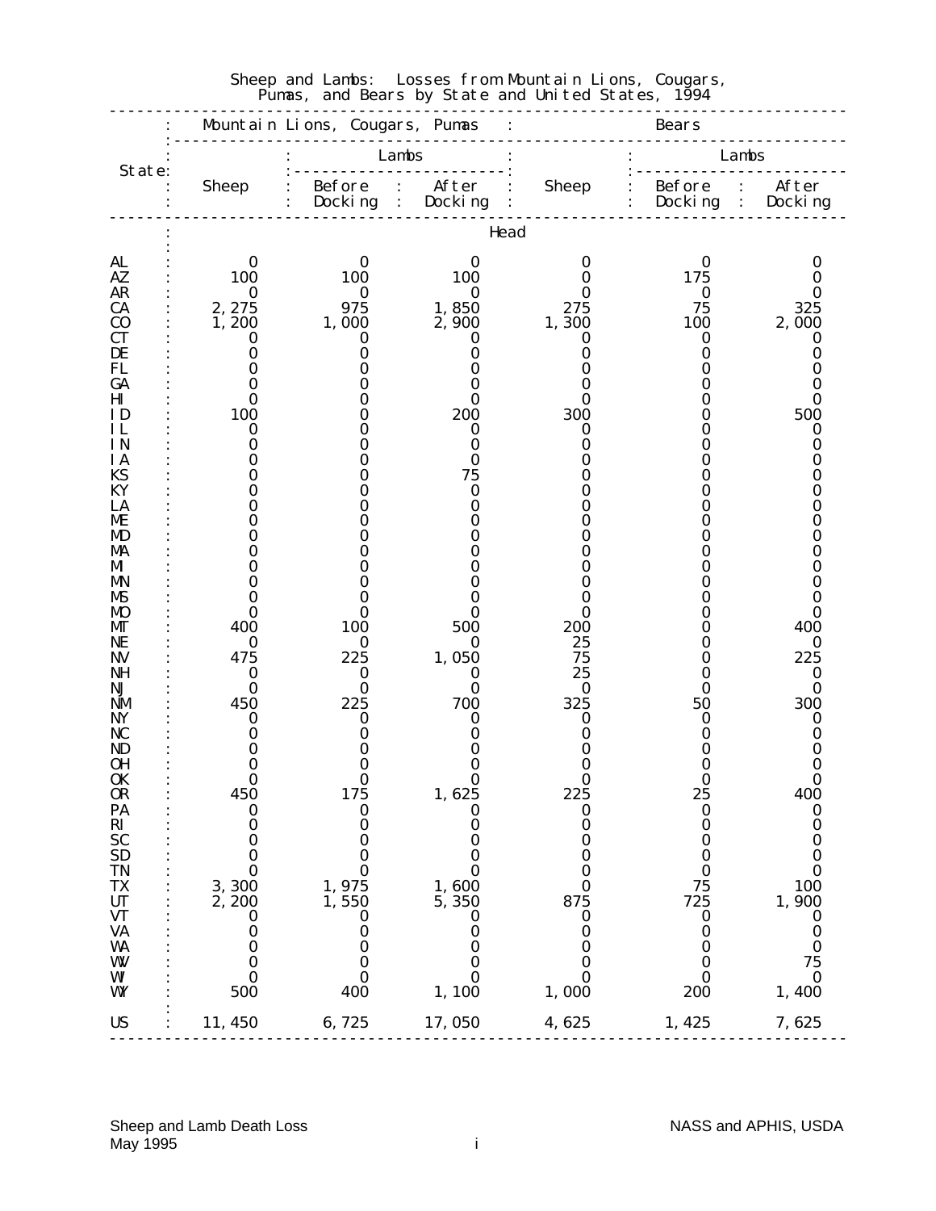Sheep and Lambs: Losses from Mountain Lions, Cougars, Pumas, and Bears by State and United States, 1994

| State | Mountain Lions, Cougars, Pumas | | | Bears | | |
|---|---|---|---|---|---|---|
| | Sheep | Lambs | | Sheep | Lambs | |
| | | Before Docking | After Docking | | Before Docking | After Docking |
| | Head | | | | | |
| AL | 0 | 0 | 0 | 0 | 0 | 0 |
| AZ | 100 | 100 | 100 | 0 | 175 | 0 |
| AR | 0 | 0 | 0 | 0 | 0 | 0 |
| CA | 2,275 | 975 | 1,850 | 275 | 75 | 325 |
| CO | 1,200 | 1,000 | 2,900 | 1,300 | 100 | 2,000 |
| CT | 0 | 0 | 0 | 0 | 0 | 0 |
| DE | 0 | 0 | 0 | 0 | 0 | 0 |
| FL | 0 | 0 | 0 | 0 | 0 | 0 |
| GA | 0 | 0 | 0 | 0 | 0 | 0 |
| HI | 0 | 0 | 0 | 0 | 0 | 0 |
| ID | 100 | 0 | 200 | 300 | 0 | 500 |
| IL | 0 | 0 | 0 | 0 | 0 | 0 |
| IN | 0 | 0 | 0 | 0 | 0 | 0 |
| IA | 0 | 0 | 0 | 0 | 0 | 0 |
| KS | 0 | 0 | 75 | 0 | 0 | 0 |
| KY | 0 | 0 | 0 | 0 | 0 | 0 |
| LA | 0 | 0 | 0 | 0 | 0 | 0 |
| ME | 0 | 0 | 0 | 0 | 0 | 0 |
| MD | 0 | 0 | 0 | 0 | 0 | 0 |
| MA | 0 | 0 | 0 | 0 | 0 | 0 |
| MI | 0 | 0 | 0 | 0 | 0 | 0 |
| MN | 0 | 0 | 0 | 0 | 0 | 0 |
| MS | 0 | 0 | 0 | 0 | 0 | 0 |
| MO | 0 | 0 | 0 | 0 | 0 | 0 |
| MT | 400 | 100 | 500 | 200 | 0 | 400 |
| NE | 0 | 0 | 0 | 25 | 0 | 0 |
| NV | 475 | 225 | 1,050 | 75 | 0 | 225 |
| NH | 0 | 0 | 0 | 25 | 0 | 0 |
| NJ | 0 | 0 | 0 | 0 | 0 | 0 |
| NM | 450 | 225 | 700 | 325 | 50 | 300 |
| NY | 0 | 0 | 0 | 0 | 0 | 0 |
| NC | 0 | 0 | 0 | 0 | 0 | 0 |
| ND | 0 | 0 | 0 | 0 | 0 | 0 |
| OH | 0 | 0 | 0 | 0 | 0 | 0 |
| OK | 0 | 0 | 0 | 0 | 0 | 0 |
| OR | 450 | 175 | 1,625 | 225 | 25 | 400 |
| PA | 0 | 0 | 0 | 0 | 0 | 0 |
| RI | 0 | 0 | 0 | 0 | 0 | 0 |
| SC | 0 | 0 | 0 | 0 | 0 | 0 |
| SD | 0 | 0 | 0 | 0 | 0 | 0 |
| TN | 0 | 0 | 0 | 0 | 0 | 0 |
| TX | 3,300 | 1,975 | 1,600 | 0 | 75 | 100 |
| UT | 2,200 | 1,550 | 5,350 | 875 | 725 | 1,900 |
| VT | 0 | 0 | 0 | 0 | 0 | 0 |
| VA | 0 | 0 | 0 | 0 | 0 | 0 |
| WA | 0 | 0 | 0 | 0 | 0 | 0 |
| WV | 0 | 0 | 0 | 0 | 0 | 75 |
| WI | 0 | 0 | 0 | 0 | 0 | 0 |
| WY | 500 | 400 | 1,100 | 1,000 | 200 | 1,400 |
| US | 11,450 | 6,725 | 17,050 | 4,625 | 1,425 | 7,625 |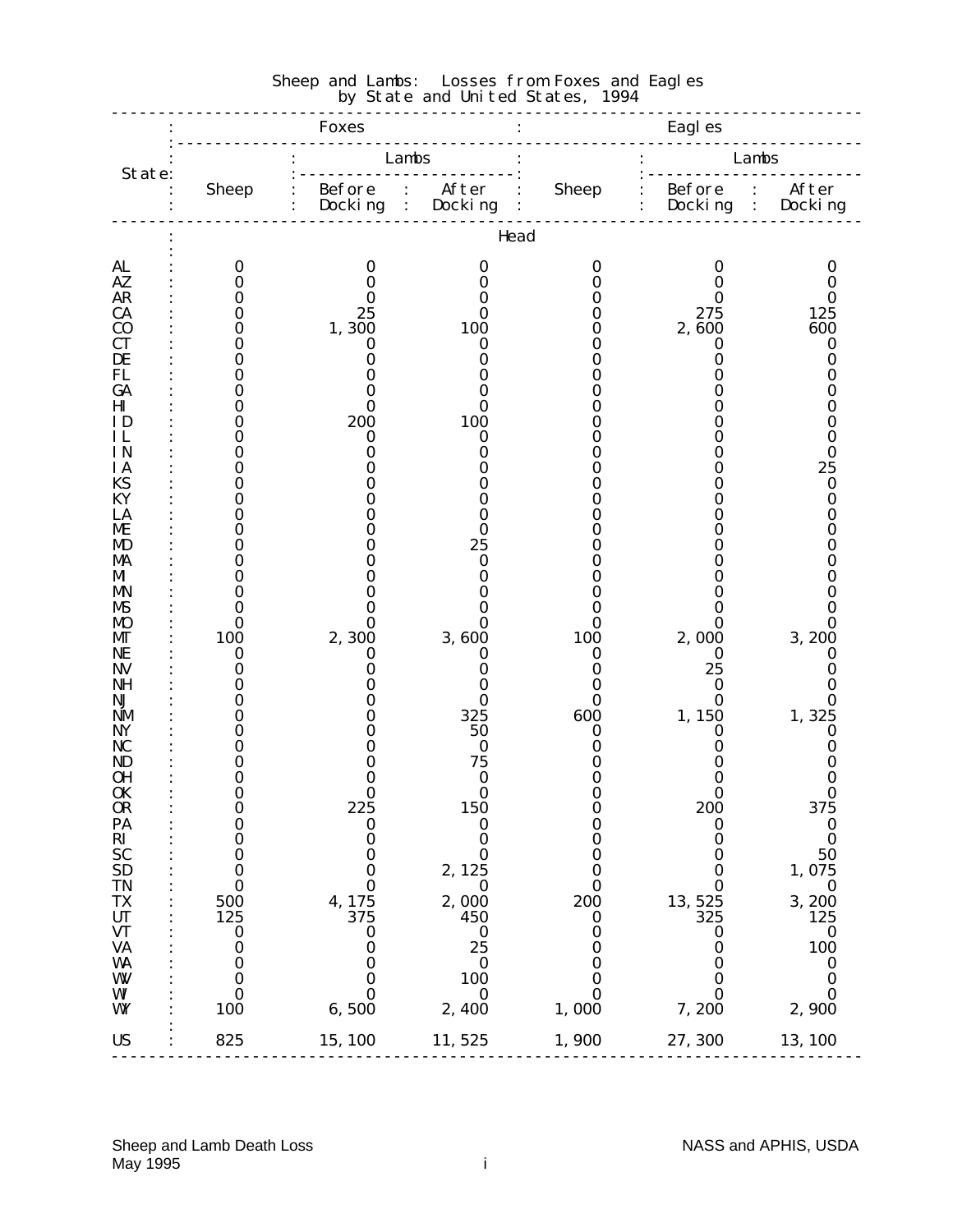# Sheep and Lambs: Losses from Foxes and Eagles by State and United States, 1994

| State | Foxes | | | Eagles | | |
|---|---|---|---|---|---|---|
| | Sheep | Lambs | | Sheep | Lambs | |
| | | Before Docking | After Docking | | Before Docking | After Docking |
| | Head | | | | | |
| AL | 0 | 0 | 0 | 0 | 0 | 0 |
| AZ | 0 | 0 | 0 | 0 | 0 | 0 |
| AR | 0 | 0 | 0 | 0 | 0 | 0 |
| CA | 0 | 25 | 0 | 0 | 275 | 125 |
| CO | 0 | 1,300 | 100 | 0 | 2,600 | 600 |
| CT | 0 | 0 | 0 | 0 | 0 | 0 |
| DE | 0 | 0 | 0 | 0 | 0 | 0 |
| FL | 0 | 0 | 0 | 0 | 0 | 0 |
| GA | 0 | 0 | 0 | 0 | 0 | 0 |
| HI | 0 | 0 | 0 | 0 | 0 | 0 |
| ID | 0 | 200 | 100 | 0 | 0 | 0 |
| IL | 0 | 0 | 0 | 0 | 0 | 0 |
| IN | 0 | 0 | 0 | 0 | 0 | 0 |
| IA | 0 | 0 | 0 | 0 | 0 | 25 |
| KS | 0 | 0 | 0 | 0 | 0 | 0 |
| KY | 0 | 0 | 0 | 0 | 0 | 0 |
| LA | 0 | 0 | 0 | 0 | 0 | 0 |
| ME | 0 | 0 | 0 | 0 | 0 | 0 |
| MD | 0 | 0 | 25 | 0 | 0 | 0 |
| MA | 0 | 0 | 0 | 0 | 0 | 0 |
| MI | 0 | 0 | 0 | 0 | 0 | 0 |
| MN | 0 | 0 | 0 | 0 | 0 | 0 |
| MS | 0 | 0 | 0 | 0 | 0 | 0 |
| MO | 0 | 0 | 0 | 0 | 0 | 0 |
| MT | 100 | 2,300 | 3,600 | 100 | 2,000 | 3,200 |
| NE | 0 | 0 | 0 | 0 | 0 | 0 |
| NV | 0 | 0 | 0 | 0 | 25 | 0 |
| NH | 0 | 0 | 0 | 0 | 0 | 0 |
| NJ | 0 | 0 | 0 | 0 | 0 | 0 |
| NM | 0 | 0 | 325 | 600 | 1,150 | 1,325 |
| NY | 0 | 0 | 50 | 0 | 0 | 0 |
| NC | 0 | 0 | 0 | 0 | 0 | 0 |
| ND | 0 | 0 | 75 | 0 | 0 | 0 |
| OH | 0 | 0 | 0 | 0 | 0 | 0 |
| OK | 0 | 0 | 0 | 0 | 0 | 0 |
| OR | 0 | 225 | 150 | 0 | 200 | 375 |
| PA | 0 | 0 | 0 | 0 | 0 | 0 |
| RI | 0 | 0 | 0 | 0 | 0 | 0 |
| SC | 0 | 0 | 0 | 0 | 0 | 50 |
| SD | 0 | 0 | 2,125 | 0 | 0 | 1,075 |
| TN | 0 | 0 | 0 | 0 | 0 | 0 |
| TX | 500 | 4,175 | 2,000 | 200 | 13,525 | 3,200 |
| UT | 125 | 375 | 450 | 0 | 325 | 125 |
| VT | 0 | 0 | 0 | 0 | 0 | 0 |
| VA | 0 | 0 | 25 | 0 | 0 | 100 |
| WA | 0 | 0 | 0 | 0 | 0 | 0 |
| WV | 0 | 0 | 100 | 0 | 0 | 0 |
| WI | 0 | 0 | 0 | 0 | 0 | 0 |
| WY | 100 | 6,500 | 2,400 | 1,000 | 7,200 | 2,900 |
| US | 825 | 15,100 | 11,525 | 1,900 | 27,300 | 13,100 |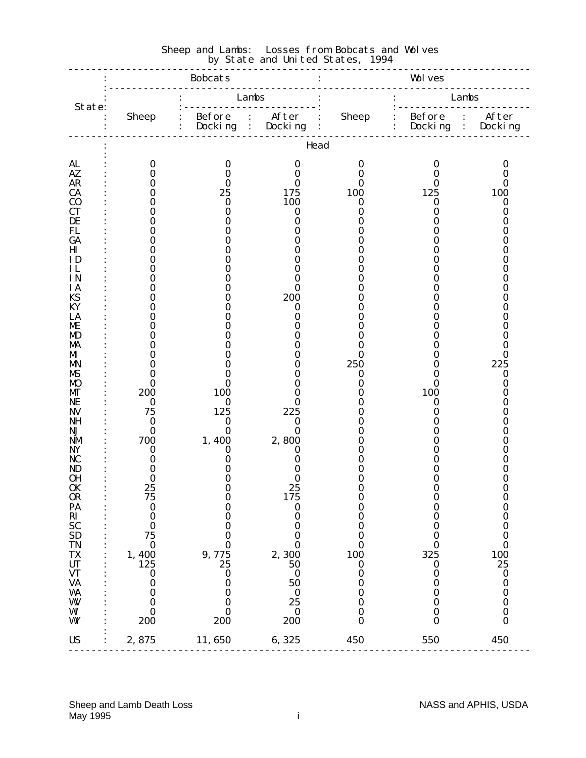# Sheep and Lambs: Losses from Bobcats and Wolves by State and United States, 1994

| State | Bobcats | | | Wolves | | |
|---|---|---|---|---|---|---|
| | Sheep | Lambs | | Sheep | Lambs | |
| | | Before Docking | After Docking | | Before Docking | After Docking |
| | Head | | | | | |
| AL | 0 | 0 | 0 | 0 | 0 | 0 |
| AZ | 0 | 0 | 0 | 0 | 0 | 0 |
| AR | 0 | 0 | 0 | 0 | 0 | 0 |
| CA | 0 | 25 | 175 | 100 | 125 | 100 |
| CO | 0 | 0 | 100 | 0 | 0 | 0 |
| CT | 0 | 0 | 0 | 0 | 0 | 0 |
| DE | 0 | 0 | 0 | 0 | 0 | 0 |
| FL | 0 | 0 | 0 | 0 | 0 | 0 |
| GA | 0 | 0 | 0 | 0 | 0 | 0 |
| HI | 0 | 0 | 0 | 0 | 0 | 0 |
| ID | 0 | 0 | 0 | 0 | 0 | 0 |
| IL | 0 | 0 | 0 | 0 | 0 | 0 |
| IN | 0 | 0 | 0 | 0 | 0 | 0 |
| IA | 0 | 0 | 0 | 0 | 0 | 0 |
| KS | 0 | 0 | 200 | 0 | 0 | 0 |
| KY | 0 | 0 | 0 | 0 | 0 | 0 |
| LA | 0 | 0 | 0 | 0 | 0 | 0 |
| ME | 0 | 0 | 0 | 0 | 0 | 0 |
| MD | 0 | 0 | 0 | 0 | 0 | 0 |
| MA | 0 | 0 | 0 | 0 | 0 | 0 |
| MI | 0 | 0 | 0 | 0 | 0 | 0 |
| MN | 0 | 0 | 0 | 250 | 0 | 225 |
| MS | 0 | 0 | 0 | 0 | 0 | 0 |
| MO | 0 | 0 | 0 | 0 | 0 | 0 |
| MT | 200 | 100 | 0 | 0 | 100 | 0 |
| NE | 0 | 0 | 0 | 0 | 0 | 0 |
| NV | 75 | 125 | 225 | 0 | 0 | 0 |
| NH | 0 | 0 | 0 | 0 | 0 | 0 |
| NJ | 0 | 0 | 0 | 0 | 0 | 0 |
| NM | 700 | 1,400 | 2,800 | 0 | 0 | 0 |
| NY | 0 | 0 | 0 | 0 | 0 | 0 |
| NC | 0 | 0 | 0 | 0 | 0 | 0 |
| ND | 0 | 0 | 0 | 0 | 0 | 0 |
| OH | 0 | 0 | 0 | 0 | 0 | 0 |
| OK | 25 | 0 | 25 | 0 | 0 | 0 |
| OR | 75 | 0 | 175 | 0 | 0 | 0 |
| PA | 0 | 0 | 0 | 0 | 0 | 0 |
| RI | 0 | 0 | 0 | 0 | 0 | 0 |
| SC | 0 | 0 | 0 | 0 | 0 | 0 |
| SD | 75 | 0 | 0 | 0 | 0 | 0 |
| TN | 0 | 0 | 0 | 0 | 0 | 0 |
| TX | 1,400 | 9,775 | 2,300 | 100 | 325 | 100 |
| UT | 125 | 25 | 50 | 0 | 0 | 25 |
| VT | 0 | 0 | 0 | 0 | 0 | 0 |
| VA | 0 | 0 | 50 | 0 | 0 | 0 |
| WA | 0 | 0 | 0 | 0 | 0 | 0 |
| WV | 0 | 0 | 25 | 0 | 0 | 0 |
| WI | 0 | 0 | 0 | 0 | 0 | 0 |
| WY | 200 | 200 | 200 | 0 | 0 | 0 |
| US | 2,875 | 11,650 | 6,325 | 450 | 550 | 450 |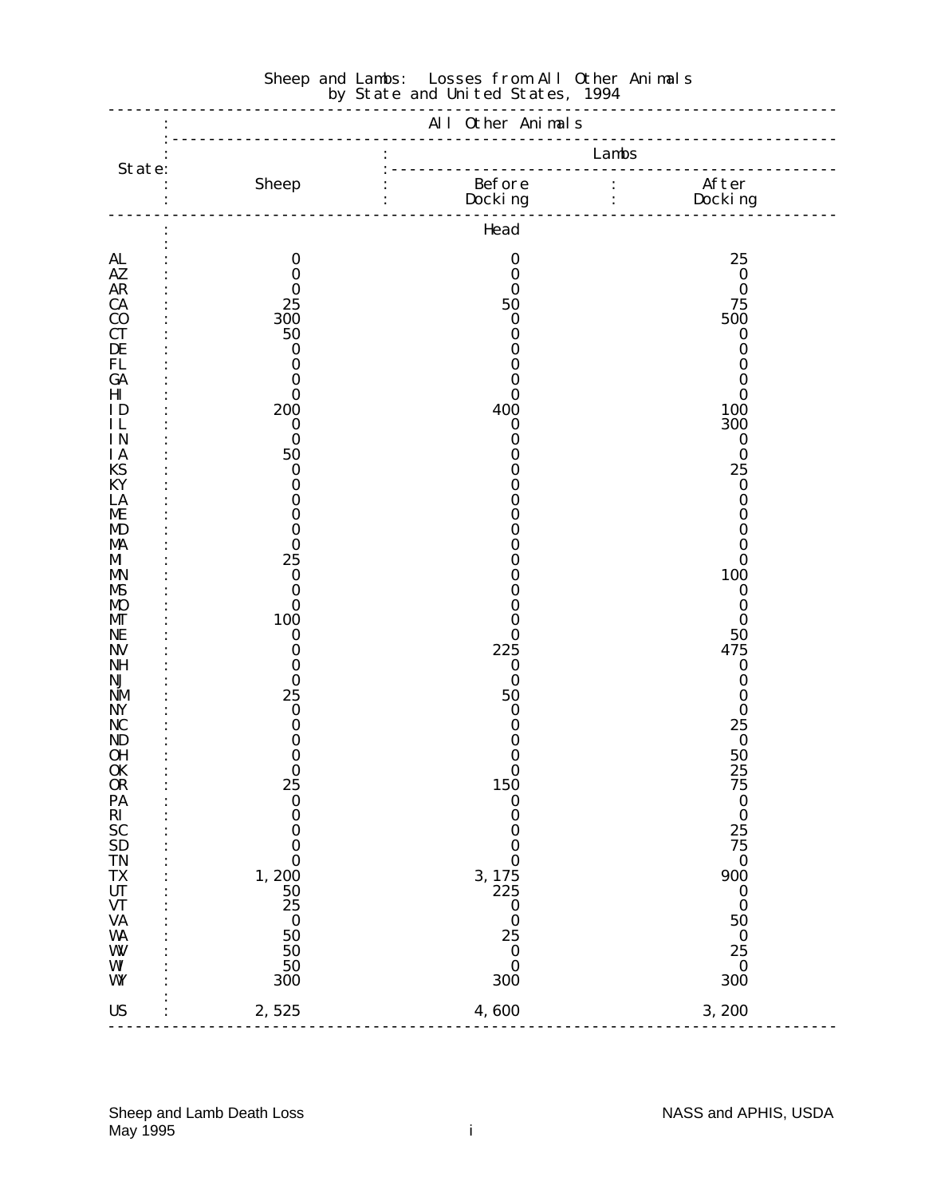## Sheep and Lambs: Losses from All Other Animals by State and United States, 1994

| State | All Other Animals | | |
|---|---|---|---|
| | Sheep | Lambs | |
| | | Before Docking | After Docking |
| | Head | | |
| AL | 0 | 0 | 25 |
| AZ | 0 | 0 | 0 |
| AR | 0 | 0 | 0 |
| CA | 25 | 50 | 75 |
| CO | 300 | 0 | 500 |
| CT | 50 | 0 | 0 |
| DE | 0 | 0 | 0 |
| FL | 0 | 0 | 0 |
| GA | 0 | 0 | 0 |
| HI | 0 | 0 | 0 |
| ID | 200 | 400 | 100 |
| IL | 0 | 0 | 300 |
| IN | 0 | 0 | 0 |
| IA | 50 | 0 | 0 |
| KS | 0 | 0 | 25 |
| KY | 0 | 0 | 0 |
| LA | 0 | 0 | 0 |
| ME | 0 | 0 | 0 |
| MD | 0 | 0 | 0 |
| MA | 0 | 0 | 0 |
| MI | 25 | 0 | 0 |
| MN | 0 | 0 | 100 |
| MS | 0 | 0 | 0 |
| MO | 0 | 0 | 0 |
| MT | 100 | 0 | 0 |
| NE | 0 | 0 | 50 |
| NV | 0 | 225 | 475 |
| NH | 0 | 0 | 0 |
| NJ | 0 | 0 | 0 |
| NM | 25 | 50 | 0 |
| NY | 0 | 0 | 0 |
| NC | 0 | 0 | 25 |
| ND | 0 | 0 | 0 |
| OH | 0 | 0 | 50 |
| OK | 0 | 0 | 25 |
| OR | 25 | 150 | 75 |
| PA | 0 | 0 | 0 |
| RI | 0 | 0 | 0 |
| SC | 0 | 0 | 25 |
| SD | 0 | 0 | 75 |
| TN | 0 | 0 | 0 |
| TX | 1,200 | 3,175 | 900 |
| UT | 50 | 225 | 0 |
| VT | 25 | 0 | 0 |
| VA | 0 | 0 | 50 |
| WA | 50 | 25 | 0 |
| WV | 50 | 0 | 25 |
| WI | 50 | 0 | 0 |
| WY | 300 | 300 | 300 |
| US | 2,525 | 4,600 | 3,200 |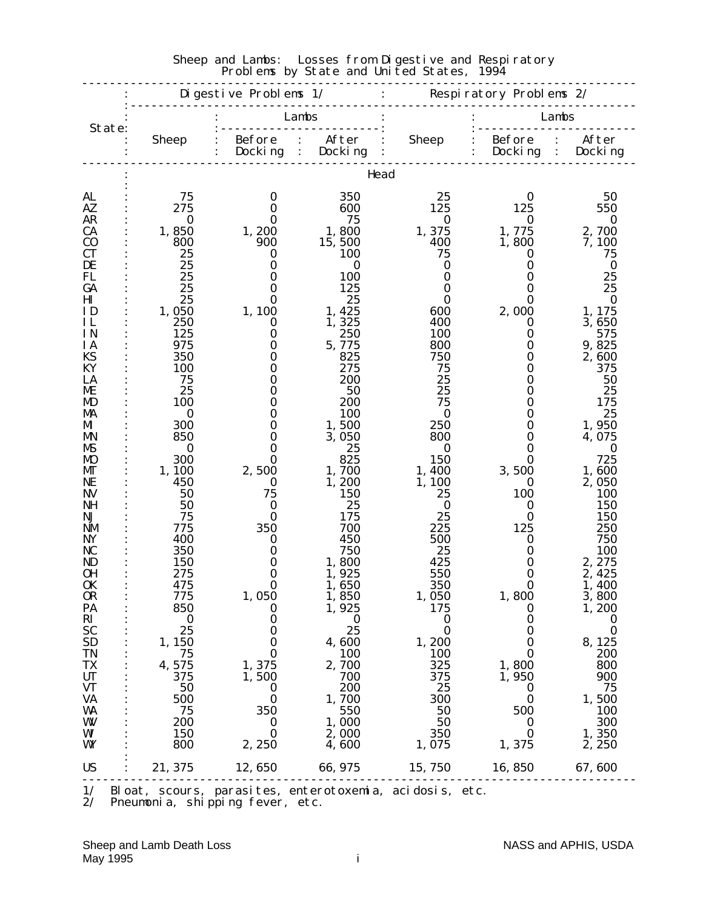# Sheep and Lambs: Losses from Digestive and Respiratory Problems by State and United States, 1994

| State | Digestive Problems 1/ | | | Respiratory Problems 2/ | | |
|---|---|---|---|---|---|---|
| | Sheep | Lambs Before Docking | Lambs After Docking | Sheep | Lambs Before Docking | Lambs After Docking |
| | Head | | | | | |
| AL | 75 | 0 | 350 | 25 | 0 | 50 |
| AZ | 275 | 0 | 600 | 125 | 125 | 550 |
| AR | 0 | 0 | 75 | 0 | 0 | 0 |
| CA | 1,850 | 1,200 | 1,800 | 1,375 | 1,775 | 2,700 |
| CO | 800 | 900 | 15,500 | 400 | 1,800 | 7,100 |
| CT | 25 | 0 | 100 | 75 | 0 | 75 |
| DE | 25 | 0 | 0 | 0 | 0 | 0 |
| FL | 25 | 0 | 100 | 0 | 0 | 25 |
| GA | 25 | 0 | 125 | 0 | 0 | 25 |
| HI | 25 | 0 | 25 | 0 | 0 | 0 |
| ID | 1,050 | 1,100 | 1,425 | 600 | 2,000 | 1,175 |
| IL | 250 | 0 | 1,325 | 400 | 0 | 3,650 |
| IN | 125 | 0 | 250 | 100 | 0 | 575 |
| IA | 975 | 0 | 5,775 | 800 | 0 | 9,825 |
| KS | 350 | 0 | 825 | 750 | 0 | 2,600 |
| KY | 100 | 0 | 275 | 75 | 0 | 375 |
| LA | 75 | 0 | 200 | 25 | 0 | 50 |
| ME | 25 | 0 | 50 | 25 | 0 | 25 |
| MD | 100 | 0 | 200 | 75 | 0 | 175 |
| MA | 0 | 0 | 100 | 0 | 0 | 25 |
| MI | 300 | 0 | 1,500 | 250 | 0 | 1,950 |
| MN | 850 | 0 | 3,050 | 800 | 0 | 4,075 |
| MS | 0 | 0 | 25 | 0 | 0 | 0 |
| MO | 300 | 0 | 825 | 150 | 0 | 725 |
| MT | 1,100 | 2,500 | 1,700 | 1,400 | 3,500 | 1,600 |
| NE | 450 | 0 | 1,200 | 1,100 | 0 | 2,050 |
| NV | 50 | 75 | 150 | 25 | 100 | 100 |
| NH | 50 | 0 | 25 | 0 | 0 | 150 |
| NJ | 75 | 0 | 175 | 25 | 0 | 150 |
| NM | 775 | 350 | 700 | 225 | 125 | 250 |
| NY | 400 | 0 | 450 | 500 | 0 | 750 |
| NC | 350 | 0 | 750 | 25 | 0 | 100 |
| ND | 150 | 0 | 1,800 | 425 | 0 | 2,275 |
| OH | 275 | 0 | 1,925 | 550 | 0 | 2,425 |
| OK | 475 | 0 | 1,650 | 350 | 0 | 1,400 |
| OR | 775 | 1,050 | 1,850 | 1,050 | 1,800 | 3,800 |
| PA | 850 | 0 | 1,925 | 175 | 0 | 1,200 |
| RI | 0 | 0 | 0 | 0 | 0 | 0 |
| SC | 25 | 0 | 25 | 0 | 0 | 0 |
| SD | 1,150 | 0 | 4,600 | 1,200 | 0 | 8,125 |
| TN | 75 | 0 | 100 | 100 | 0 | 200 |
| TX | 4,575 | 1,375 | 2,700 | 325 | 1,800 | 800 |
| UT | 375 | 1,500 | 700 | 375 | 1,950 | 900 |
| VT | 50 | 0 | 200 | 25 | 0 | 75 |
| VA | 500 | 0 | 1,700 | 300 | 0 | 1,500 |
| WA | 75 | 350 | 550 | 50 | 500 | 100 |
| WV | 200 | 0 | 1,000 | 50 | 0 | 300 |
| WI | 150 | 0 | 2,000 | 350 | 0 | 1,350 |
| WY | 800 | 2,250 | 4,600 | 1,075 | 1,375 | 2,250 |
| US | 21,375 | 12,650 | 66,975 | 15,750 | 16,850 | 67,600 |

1/ Bloat, scours, parasites, enterotoxemia, acidosis, etc.
2/ Pneumonia, shipping fever, etc.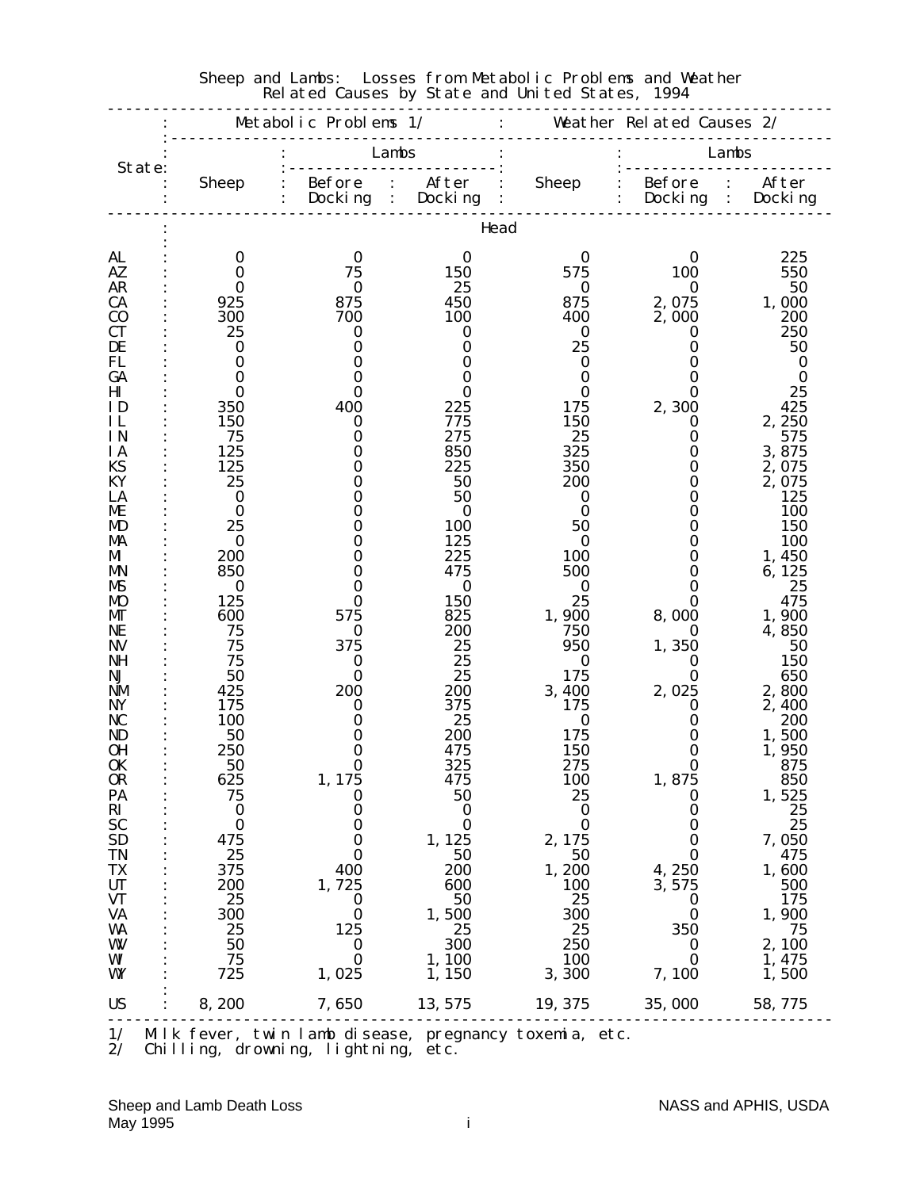## Sheep and Lambs: Losses from Metabolic Problems and Weather Related Causes by State and United States, 1994

| State | Metabolic Problems 1/ | | | Weather Related Causes 2/ | | |
|---|---|---|---|---|---|---|
| | Sheep | Lambs | | Sheep | Lambs | |
| | | Before Docking | After Docking | | Before Docking | After Docking |
| | Head | | | | | |
| AL | 0 | 0 | 0 | 0 | 0 | 225 |
| AZ | 0 | 75 | 150 | 575 | 100 | 550 |
| AR | 0 | 0 | 25 | 0 | 0 | 50 |
| CA | 925 | 875 | 450 | 875 | 2,075 | 1,000 |
| CO | 300 | 700 | 100 | 400 | 2,000 | 200 |
| CT | 25 | 0 | 0 | 0 | 0 | 250 |
| DE | 0 | 0 | 0 | 25 | 0 | 50 |
| FL | 0 | 0 | 0 | 0 | 0 | 0 |
| GA | 0 | 0 | 0 | 0 | 0 | 0 |
| HI | 0 | 0 | 0 | 0 | 0 | 25 |
| ID | 350 | 400 | 225 | 175 | 2,300 | 425 |
| IL | 150 | 0 | 775 | 150 | 0 | 2,250 |
| IN | 75 | 0 | 275 | 25 | 0 | 575 |
| IA | 125 | 0 | 850 | 325 | 0 | 3,875 |
| KS | 125 | 0 | 225 | 350 | 0 | 2,075 |
| KY | 25 | 0 | 50 | 200 | 0 | 2,075 |
| LA | 0 | 0 | 50 | 0 | 0 | 125 |
| ME | 0 | 0 | 0 | 0 | 0 | 100 |
| MD | 25 | 0 | 100 | 50 | 0 | 150 |
| MA | 0 | 0 | 125 | 0 | 0 | 100 |
| MI | 200 | 0 | 225 | 100 | 0 | 1,450 |
| MN | 850 | 0 | 475 | 500 | 0 | 6,125 |
| MS | 0 | 0 | 0 | 0 | 0 | 25 |
| MO | 125 | 0 | 150 | 25 | 0 | 475 |
| MT | 600 | 575 | 825 | 1,900 | 8,000 | 1,900 |
| NE | 75 | 0 | 200 | 750 | 0 | 4,850 |
| NV | 75 | 375 | 25 | 950 | 1,350 | 50 |
| NH | 75 | 0 | 25 | 0 | 0 | 150 |
| NJ | 50 | 0 | 25 | 175 | 0 | 650 |
| NM | 425 | 200 | 200 | 3,400 | 2,025 | 2,800 |
| NY | 175 | 0 | 375 | 175 | 0 | 2,400 |
| NC | 100 | 0 | 25 | 0 | 0 | 200 |
| ND | 50 | 0 | 200 | 175 | 0 | 1,500 |
| OH | 250 | 0 | 475 | 150 | 0 | 1,950 |
| OK | 50 | 0 | 325 | 275 | 0 | 875 |
| OR | 625 | 1,175 | 475 | 100 | 1,875 | 850 |
| PA | 75 | 0 | 50 | 25 | 0 | 1,525 |
| RI | 0 | 0 | 0 | 0 | 0 | 25 |
| SC | 0 | 0 | 0 | 0 | 0 | 25 |
| SD | 475 | 0 | 1,125 | 2,175 | 0 | 7,050 |
| TN | 25 | 0 | 50 | 50 | 0 | 475 |
| TX | 375 | 400 | 200 | 1,200 | 4,250 | 1,600 |
| UT | 200 | 1,725 | 600 | 100 | 3,575 | 500 |
| VT | 25 | 0 | 50 | 25 | 0 | 175 |
| VA | 300 | 0 | 1,500 | 300 | 0 | 1,900 |
| WA | 25 | 125 | 25 | 25 | 350 | 75 |
| WV | 50 | 0 | 300 | 250 | 0 | 2,100 |
| WI | 75 | 0 | 1,100 | 100 | 0 | 1,475 |
| WY | 725 | 1,025 | 1,150 | 3,300 | 7,100 | 1,500 |
| US | 8,200 | 7,650 | 13,575 | 19,375 | 35,000 | 58,775 |

1/ Milk fever, twin lamb disease, pregnancy toxemia, etc.
2/ Chilling, drowning, lightning, etc.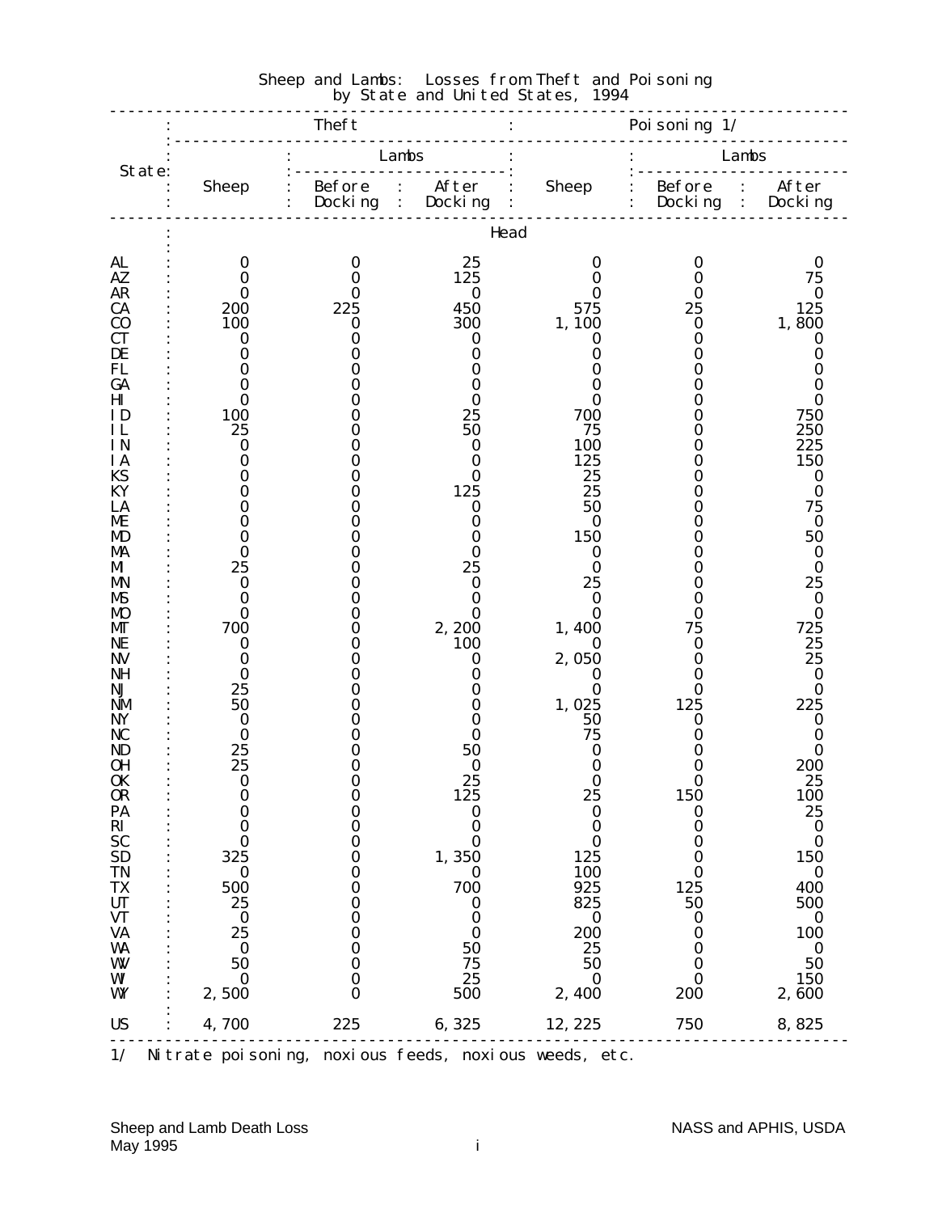# Sheep and Lambs: Losses from Theft and Poisoning by State and United States, 1994

| State | Theft | | | Poisoning 1/ | | |
|---|---|---|---|---|---|---|
| | Sheep | Lambs | | Sheep | Lambs | |
| | | Before Docking | After Docking | | Before Docking | After Docking |
| | Head | | | | | |
| AL | 0 | 0 | 25 | 0 | 0 | 0 |
| AZ | 0 | 0 | 125 | 0 | 0 | 75 |
| AR | 0 | 0 | 0 | 0 | 0 | 0 |
| CA | 200 | 225 | 450 | 575 | 25 | 125 |
| CO | 100 | 0 | 300 | 1,100 | 0 | 1,800 |
| CT | 0 | 0 | 0 | 0 | 0 | 0 |
| DE | 0 | 0 | 0 | 0 | 0 | 0 |
| FL | 0 | 0 | 0 | 0 | 0 | 0 |
| GA | 0 | 0 | 0 | 0 | 0 | 0 |
| HI | 0 | 0 | 0 | 0 | 0 | 0 |
| ID | 100 | 0 | 25 | 700 | 0 | 750 |
| IL | 25 | 0 | 50 | 75 | 0 | 250 |
| IN | 0 | 0 | 0 | 100 | 0 | 225 |
| IA | 0 | 0 | 0 | 125 | 0 | 150 |
| KS | 0 | 0 | 0 | 25 | 0 | 0 |
| KY | 0 | 0 | 125 | 25 | 0 | 0 |
| LA | 0 | 0 | 0 | 50 | 0 | 75 |
| ME | 0 | 0 | 0 | 0 | 0 | 0 |
| MD | 0 | 0 | 0 | 150 | 0 | 50 |
| MA | 0 | 0 | 0 | 0 | 0 | 0 |
| MI | 25 | 0 | 25 | 0 | 0 | 0 |
| MN | 0 | 0 | 0 | 25 | 0 | 25 |
| MS | 0 | 0 | 0 | 0 | 0 | 0 |
| MO | 0 | 0 | 0 | 0 | 0 | 0 |
| MT | 700 | 0 | 2,200 | 1,400 | 75 | 725 |
| NE | 0 | 0 | 100 | 0 | 0 | 25 |
| NV | 0 | 0 | 0 | 2,050 | 0 | 25 |
| NH | 0 | 0 | 0 | 0 | 0 | 0 |
| NJ | 25 | 0 | 0 | 0 | 0 | 0 |
| NM | 50 | 0 | 0 | 1,025 | 125 | 225 |
| NY | 0 | 0 | 0 | 50 | 0 | 0 |
| NC | 0 | 0 | 0 | 75 | 0 | 0 |
| ND | 25 | 0 | 50 | 0 | 0 | 0 |
| OH | 25 | 0 | 0 | 0 | 0 | 200 |
| OK | 0 | 0 | 25 | 0 | 0 | 25 |
| OR | 0 | 0 | 125 | 25 | 150 | 100 |
| PA | 0 | 0 | 0 | 0 | 0 | 25 |
| RI | 0 | 0 | 0 | 0 | 0 | 0 |
| SC | 0 | 0 | 0 | 0 | 0 | 0 |
| SD | 325 | 0 | 1,350 | 125 | 0 | 150 |
| TN | 0 | 0 | 0 | 100 | 0 | 0 |
| TX | 500 | 0 | 700 | 925 | 125 | 400 |
| UT | 25 | 0 | 0 | 825 | 50 | 500 |
| VT | 0 | 0 | 0 | 0 | 0 | 0 |
| VA | 25 | 0 | 0 | 200 | 0 | 100 |
| WA | 0 | 0 | 50 | 25 | 0 | 0 |
| WV | 50 | 0 | 75 | 50 | 0 | 50 |
| WI | 0 | 0 | 25 | 0 | 0 | 150 |
| WY | 2,500 | 0 | 500 | 2,400 | 200 | 2,600 |
| US | 4,700 | 225 | 6,325 | 12,225 | 750 | 8,825 |

1/ Nitrate poisoning, noxious feeds, noxious weeds, etc.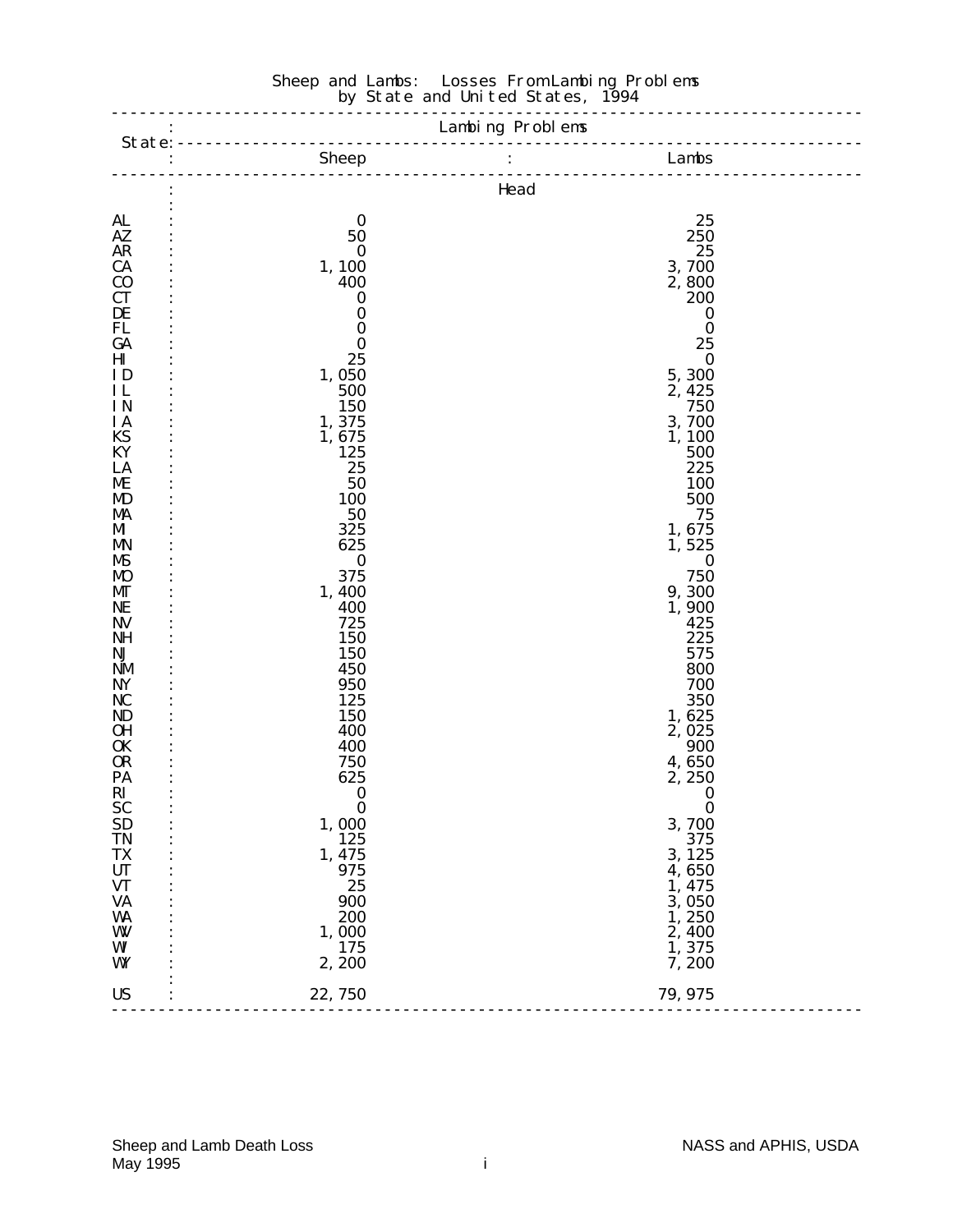## Sheep and Lambs: Losses From Lambing Problems by State and United States, 1994

| State | Lambing Problems | |
|---|---|---|
| | Sheep | Lambs |
| | Head | |
| AL | 0 | 25 |
| AZ | 50 | 250 |
| AR | 0 | 25 |
| CA | 1,100 | 3,700 |
| CO | 400 | 2,800 |
| CT | 0 | 200 |
| DE | 0 | 0 |
| FL | 0 | 0 |
| GA | 0 | 25 |
| HI | 25 | 0 |
| ID | 1,050 | 5,300 |
| IL | 500 | 2,425 |
| IN | 150 | 750 |
| IA | 1,375 | 3,700 |
| KS | 1,675 | 1,100 |
| KY | 125 | 500 |
| LA | 25 | 225 |
| ME | 50 | 100 |
| MD | 100 | 500 |
| MA | 50 | 75 |
| MI | 325 | 1,675 |
| MN | 625 | 1,525 |
| MS | 0 | 0 |
| MO | 375 | 750 |
| MT | 1,400 | 9,300 |
| NE | 400 | 1,900 |
| NV | 725 | 425 |
| NH | 150 | 225 |
| NJ | 150 | 575 |
| NM | 450 | 800 |
| NY | 950 | 700 |
| NC | 125 | 350 |
| ND | 150 | 1,625 |
| OH | 400 | 2,025 |
| OK | 400 | 900 |
| OR | 750 | 4,650 |
| PA | 625 | 2,250 |
| RI | 0 | 0 |
| SC | 0 | 0 |
| SD | 1,000 | 3,700 |
| TN | 125 | 375 |
| TX | 1,475 | 3,125 |
| UT | 975 | 4,650 |
| VT | 25 | 1,475 |
| VA | 900 | 3,050 |
| WA | 200 | 1,250 |
| WV | 1,000 | 2,400 |
| WI | 175 | 1,375 |
| WY | 2,200 | 7,200 |
| US | 22,750 | 79,975 |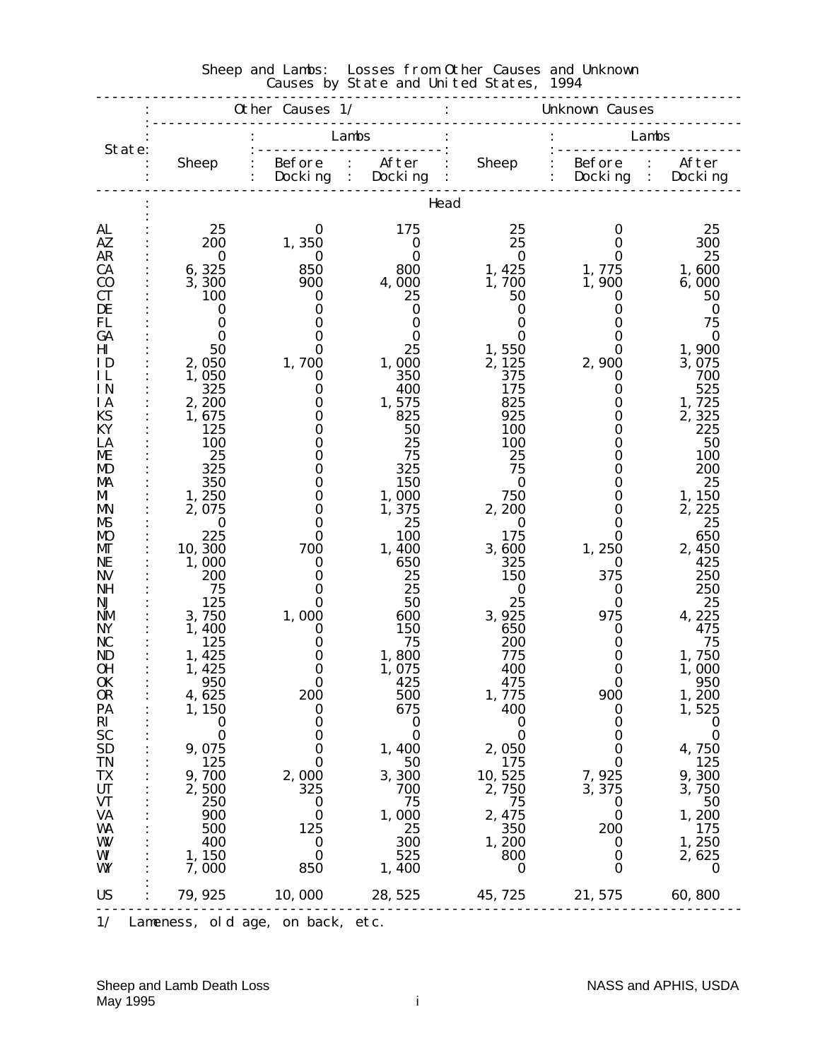Sheep and Lambs: Losses from Other Causes and Unknown Causes by State and United States, 1994

| State | Other Causes 1/ | | | Unknown Causes | | |
|---|---|---|---|---|---|---|
| | Sheep | Lambs | | Sheep | Lambs | |
| | | Before Docking | After Docking | | Before Docking | After Docking |
| | Head | | | | | |
| AL | 25 | 0 | 175 | 25 | 0 | 25 |
| AZ | 200 | 1,350 | 0 | 25 | 0 | 300 |
| AR | 0 | 0 | 0 | 0 | 0 | 25 |
| CA | 6,325 | 850 | 800 | 1,425 | 1,775 | 1,600 |
| CO | 3,300 | 900 | 4,000 | 1,700 | 1,900 | 6,000 |
| CT | 100 | 0 | 25 | 50 | 0 | 50 |
| DE | 0 | 0 | 0 | 0 | 0 | 0 |
| FL | 0 | 0 | 0 | 0 | 0 | 75 |
| GA | 0 | 0 | 0 | 0 | 0 | 0 |
| HI | 50 | 0 | 25 | 1,550 | 0 | 1,900 |
| ID | 2,050 | 1,700 | 1,000 | 2,125 | 2,900 | 3,075 |
| IL | 1,050 | 0 | 350 | 375 | 0 | 700 |
| IN | 325 | 0 | 400 | 175 | 0 | 525 |
| IA | 2,200 | 0 | 1,575 | 825 | 0 | 1,725 |
| KS | 1,675 | 0 | 825 | 925 | 0 | 2,325 |
| KY | 125 | 0 | 50 | 100 | 0 | 225 |
| LA | 100 | 0 | 25 | 100 | 0 | 50 |
| ME | 25 | 0 | 75 | 25 | 0 | 100 |
| MD | 325 | 0 | 325 | 75 | 0 | 200 |
| MA | 350 | 0 | 150 | 0 | 0 | 25 |
| MI | 1,250 | 0 | 1,000 | 750 | 0 | 1,150 |
| MN | 2,075 | 0 | 1,375 | 2,200 | 0 | 2,225 |
| MS | 0 | 0 | 25 | 0 | 0 | 25 |
| MO | 225 | 0 | 100 | 175 | 0 | 650 |
| MT | 10,300 | 700 | 1,400 | 3,600 | 1,250 | 2,450 |
| NE | 1,000 | 0 | 650 | 325 | 0 | 425 |
| NV | 200 | 0 | 25 | 150 | 375 | 250 |
| NH | 75 | 0 | 25 | 0 | 0 | 250 |
| NJ | 125 | 0 | 50 | 25 | 0 | 25 |
| NM | 3,750 | 1,000 | 600 | 3,925 | 975 | 4,225 |
| NY | 1,400 | 0 | 150 | 650 | 0 | 475 |
| NC | 125 | 0 | 75 | 200 | 0 | 75 |
| ND | 1,425 | 0 | 1,800 | 775 | 0 | 1,750 |
| OH | 1,425 | 0 | 1,075 | 400 | 0 | 1,000 |
| OK | 950 | 0 | 425 | 475 | 0 | 950 |
| OR | 4,625 | 200 | 500 | 1,775 | 900 | 1,200 |
| PA | 1,150 | 0 | 675 | 400 | 0 | 1,525 |
| RI | 0 | 0 | 0 | 0 | 0 | 0 |
| SC | 0 | 0 | 0 | 0 | 0 | 0 |
| SD | 9,075 | 0 | 1,400 | 2,050 | 0 | 4,750 |
| TN | 125 | 0 | 50 | 175 | 0 | 125 |
| TX | 9,700 | 2,000 | 3,300 | 10,525 | 7,925 | 9,300 |
| UT | 2,500 | 325 | 700 | 2,750 | 3,375 | 3,750 |
| VT | 250 | 0 | 75 | 75 | 0 | 50 |
| VA | 900 | 0 | 1,000 | 2,475 | 0 | 1,200 |
| WA | 500 | 125 | 25 | 350 | 200 | 175 |
| WV | 400 | 0 | 300 | 1,200 | 0 | 1,250 |
| WI | 1,150 | 0 | 525 | 800 | 0 | 2,625 |
| WY | 7,000 | 850 | 1,400 | 0 | 0 | 0 |
| US | 79,925 | 10,000 | 28,525 | 45,725 | 21,575 | 60,800 |

1/ Lameness, old age, on back, etc.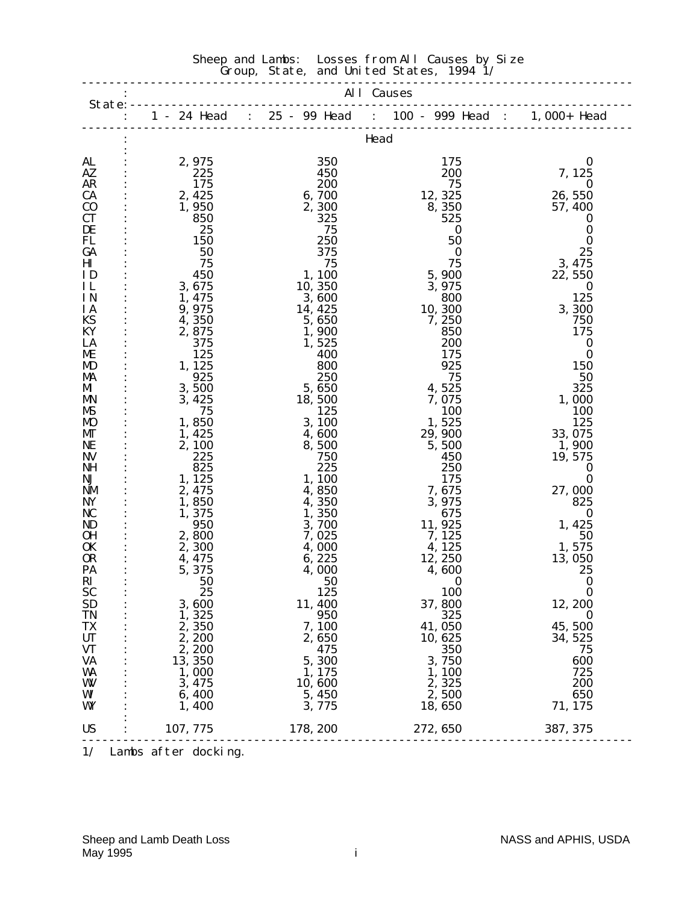## Sheep and Lambs: Losses from All Causes by Size Group, State, and United States, 1994 1/

| State | All Causes | | | |
|---|---|---|---|---|
| | 1 - 24 Head | 25 - 99 Head | 100 - 999 Head | 1,000+ Head |
| | Head | | | |
| AL | 2,975 | 350 | 175 | 0 |
| AZ | 225 | 450 | 200 | 7,125 |
| AR | 175 | 200 | 75 | 0 |
| CA | 2,425 | 6,700 | 12,325 | 26,550 |
| CO | 1,950 | 2,300 | 8,350 | 57,400 |
| CT | 850 | 325 | 525 | 0 |
| DE | 25 | 75 | 0 | 0 |
| FL | 150 | 250 | 50 | 0 |
| GA | 50 | 375 | 0 | 25 |
| HI | 75 | 75 | 75 | 3,475 |
| ID | 450 | 1,100 | 5,900 | 22,550 |
| IL | 3,675 | 10,350 | 3,975 | 0 |
| IN | 1,475 | 3,600 | 800 | 125 |
| IA | 9,975 | 14,425 | 10,300 | 3,300 |
| KS | 4,350 | 5,650 | 7,250 | 750 |
| KY | 2,875 | 1,900 | 850 | 175 |
| LA | 375 | 1,525 | 200 | 0 |
| ME | 125 | 400 | 175 | 0 |
| MD | 1,125 | 800 | 925 | 150 |
| MA | 925 | 250 | 75 | 50 |
| MI | 3,500 | 5,650 | 4,525 | 325 |
| MN | 3,425 | 18,500 | 7,075 | 1,000 |
| MS | 75 | 125 | 100 | 100 |
| MO | 1,850 | 3,100 | 1,525 | 125 |
| MT | 1,425 | 4,600 | 29,900 | 33,075 |
| NE | 2,100 | 8,500 | 5,500 | 1,900 |
| NV | 225 | 750 | 450 | 19,575 |
| NH | 825 | 225 | 250 | 0 |
| NJ | 1,125 | 1,100 | 175 | 0 |
| NM | 2,475 | 4,850 | 7,675 | 27,000 |
| NY | 1,850 | 4,350 | 3,975 | 825 |
| NC | 1,375 | 1,350 | 675 | 0 |
| ND | 950 | 3,700 | 11,925 | 1,425 |
| OH | 2,800 | 7,025 | 7,125 | 50 |
| OK | 2,300 | 4,000 | 4,125 | 1,575 |
| OR | 4,475 | 6,225 | 12,250 | 13,050 |
| PA | 5,375 | 4,000 | 4,600 | 25 |
| RI | 50 | 50 | 0 | 0 |
| SC | 25 | 125 | 100 | 0 |
| SD | 3,600 | 11,400 | 37,800 | 12,200 |
| TN | 1,325 | 950 | 325 | 0 |
| TX | 2,350 | 7,100 | 41,050 | 45,500 |
| UT | 2,200 | 2,650 | 10,625 | 34,525 |
| VT | 2,200 | 475 | 350 | 75 |
| VA | 13,350 | 5,300 | 3,750 | 600 |
| WA | 1,000 | 1,175 | 1,100 | 725 |
| WV | 3,475 | 10,600 | 2,325 | 200 |
| WI | 6,400 | 5,450 | 2,500 | 650 |
| WY | 1,400 | 3,775 | 18,650 | 71,175 |
| US | 107,775 | 178,200 | 272,650 | 387,375 |

1/ Lambs after docking.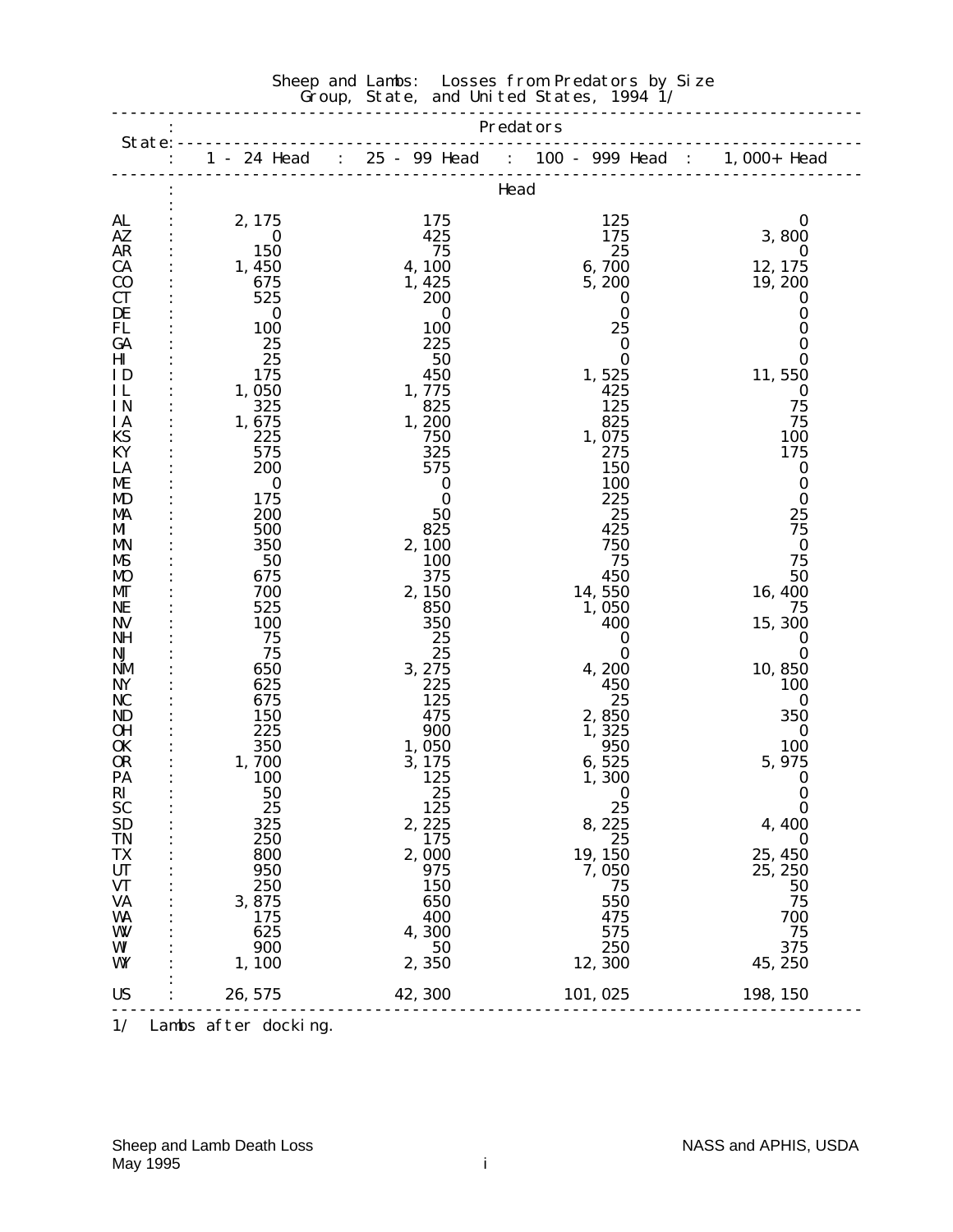# Sheep and Lambs: Losses from Predators by Size Group, State, and United States, 1994 1/

| State | Predators | | | |
|---|---|---|---|---|
| | 1 - 24 Head | 25 - 99 Head | 100 - 999 Head | 1,000+ Head |
| | Head | | | |
| AL | 2,175 | 175 | 125 | 0 |
| AZ | 0 | 425 | 175 | 3,800 |
| AR | 150 | 75 | 25 | 0 |
| CA | 1,450 | 4,100 | 6,700 | 12,175 |
| CO | 675 | 1,425 | 5,200 | 19,200 |
| CT | 525 | 200 | 0 | 0 |
| DE | 0 | 0 | 0 | 0 |
| FL | 100 | 100 | 25 | 0 |
| GA | 25 | 225 | 0 | 0 |
| HI | 25 | 50 | 0 | 0 |
| ID | 175 | 450 | 1,525 | 11,550 |
| IL | 1,050 | 1,775 | 425 | 0 |
| IN | 325 | 825 | 125 | 75 |
| IA | 1,675 | 1,200 | 825 | 75 |
| KS | 225 | 750 | 1,075 | 100 |
| KY | 575 | 325 | 275 | 175 |
| LA | 200 | 575 | 150 | 0 |
| ME | 0 | 0 | 100 | 0 |
| MD | 175 | 0 | 225 | 0 |
| MA | 200 | 50 | 25 | 25 |
| MI | 500 | 825 | 425 | 75 |
| MN | 350 | 2,100 | 750 | 0 |
| MS | 50 | 100 | 75 | 75 |
| MO | 675 | 375 | 450 | 50 |
| MT | 700 | 2,150 | 14,550 | 16,400 |
| NE | 525 | 850 | 1,050 | 75 |
| NV | 100 | 350 | 400 | 15,300 |
| NH | 75 | 25 | 0 | 0 |
| NJ | 75 | 25 | 0 | 0 |
| NM | 650 | 3,275 | 4,200 | 10,850 |
| NY | 625 | 225 | 450 | 100 |
| NC | 675 | 125 | 25 | 0 |
| ND | 150 | 475 | 2,850 | 350 |
| OH | 225 | 900 | 1,325 | 0 |
| OK | 350 | 1,050 | 950 | 100 |
| OR | 1,700 | 3,175 | 6,525 | 5,975 |
| PA | 100 | 125 | 1,300 | 0 |
| RI | 50 | 25 | 0 | 0 |
| SC | 25 | 125 | 25 | 0 |
| SD | 325 | 2,225 | 8,225 | 4,400 |
| TN | 250 | 175 | 25 | 0 |
| TX | 800 | 2,000 | 19,150 | 25,450 |
| UT | 950 | 975 | 7,050 | 25,250 |
| VT | 250 | 150 | 75 | 50 |
| VA | 3,875 | 650 | 550 | 75 |
| WA | 175 | 400 | 475 | 700 |
| WV | 625 | 4,300 | 575 | 75 |
| WI | 900 | 50 | 250 | 375 |
| WY | 1,100 | 2,350 | 12,300 | 45,250 |
| US | 26,575 | 42,300 | 101,025 | 198,150 |

1/ Lambs after docking.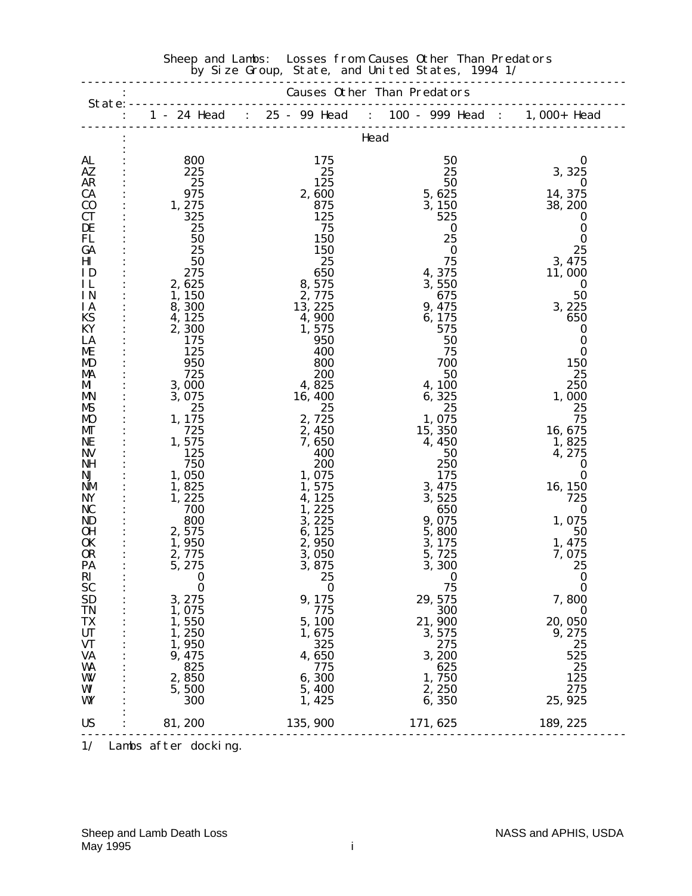## Sheep and Lambs: Losses from Causes Other Than Predators by Size Group, State, and United States, 1994 1/

| State | Causes Other Than Predators | | | |
|---|---|---|---|---|
| | 1 - 24 Head | 25 - 99 Head | 100 - 999 Head | 1,000+ Head |
| | Head | | | |
| AL | 800 | 175 | 50 | 0 |
| AZ | 225 | 25 | 25 | 3,325 |
| AR | 25 | 125 | 50 | 0 |
| CA | 975 | 2,600 | 5,625 | 14,375 |
| CO | 1,275 | 875 | 3,150 | 38,200 |
| CT | 325 | 125 | 525 | 0 |
| DE | 25 | 75 | 0 | 0 |
| FL | 50 | 150 | 25 | 0 |
| GA | 25 | 150 | 0 | 25 |
| HI | 50 | 25 | 75 | 3,475 |
| ID | 275 | 650 | 4,375 | 11,000 |
| IL | 2,625 | 8,575 | 3,550 | 0 |
| IN | 1,150 | 2,775 | 675 | 50 |
| IA | 8,300 | 13,225 | 9,475 | 3,225 |
| KS | 4,125 | 4,900 | 6,175 | 650 |
| KY | 2,300 | 1,575 | 575 | 0 |
| LA | 175 | 950 | 50 | 0 |
| ME | 125 | 400 | 75 | 0 |
| MD | 950 | 800 | 700 | 150 |
| MA | 725 | 200 | 50 | 25 |
| MI | 3,000 | 4,825 | 4,100 | 250 |
| MN | 3,075 | 16,400 | 6,325 | 1,000 |
| MS | 25 | 25 | 25 | 25 |
| MO | 1,175 | 2,725 | 1,075 | 75 |
| MT | 725 | 2,450 | 15,350 | 16,675 |
| NE | 1,575 | 7,650 | 4,450 | 1,825 |
| NV | 125 | 400 | 50 | 4,275 |
| NH | 750 | 200 | 250 | 0 |
| NJ | 1,050 | 1,075 | 175 | 0 |
| NM | 1,825 | 1,575 | 3,475 | 16,150 |
| NY | 1,225 | 4,125 | 3,525 | 725 |
| NC | 700 | 1,225 | 650 | 0 |
| ND | 800 | 3,225 | 9,075 | 1,075 |
| OH | 2,575 | 6,125 | 5,800 | 50 |
| OK | 1,950 | 2,950 | 3,175 | 1,475 |
| OR | 2,775 | 3,050 | 5,725 | 7,075 |
| PA | 5,275 | 3,875 | 3,300 | 25 |
| RI | 0 | 25 | 0 | 0 |
| SC | 0 | 0 | 75 | 0 |
| SD | 3,275 | 9,175 | 29,575 | 7,800 |
| TN | 1,075 | 775 | 300 | 0 |
| TX | 1,550 | 5,100 | 21,900 | 20,050 |
| UT | 1,250 | 1,675 | 3,575 | 9,275 |
| VT | 1,950 | 325 | 275 | 25 |
| VA | 9,475 | 4,650 | 3,200 | 525 |
| WA | 825 | 775 | 625 | 25 |
| WV | 2,850 | 6,300 | 1,750 | 125 |
| WI | 5,500 | 5,400 | 2,250 | 275 |
| WY | 300 | 1,425 | 6,350 | 25,925 |
| US | 81,200 | 135,900 | 171,625 | 189,225 |

1/ Lambs after docking.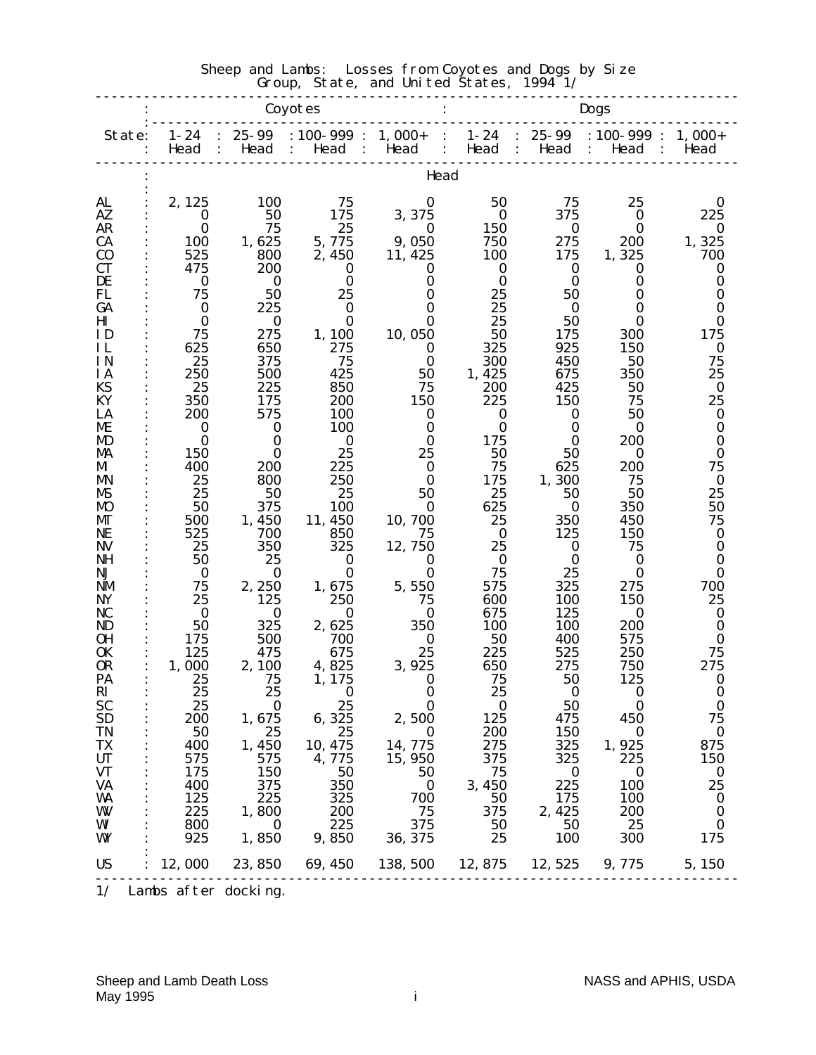## Sheep and Lambs: Losses from Coyotes and Dogs by Size Group, State, and United States, 1994 1/

| State | Coyotes | | | | Dogs | | | |
|---|---|---|---|---|---|---|---|---|
| | 1-24 Head | 25-99 Head | 100-999 Head | 1,000+ Head | 1-24 Head | 25-99 Head | 100-999 Head | 1,000+ Head |
| | Head | | | | | | | |
| AL | 2,125 | 100 | 75 | 0 | 50 | 75 | 25 | 0 |
| AZ | 0 | 50 | 175 | 3,375 | 0 | 375 | 0 | 225 |
| AR | 0 | 75 | 25 | 0 | 150 | 0 | 0 | 0 |
| CA | 100 | 1,625 | 5,775 | 9,050 | 750 | 275 | 200 | 1,325 |
| CO | 525 | 800 | 2,450 | 11,425 | 100 | 175 | 1,325 | 700 |
| CT | 475 | 200 | 0 | 0 | 0 | 0 | 0 | 0 |
| DE | 0 | 0 | 0 | 0 | 0 | 0 | 0 | 0 |
| FL | 75 | 50 | 25 | 0 | 25 | 50 | 0 | 0 |
| GA | 0 | 225 | 0 | 0 | 25 | 0 | 0 | 0 |
| HI | 0 | 0 | 0 | 0 | 25 | 50 | 0 | 0 |
| ID | 75 | 275 | 1,100 | 10,050 | 50 | 175 | 300 | 175 |
| IL | 625 | 650 | 275 | 0 | 325 | 925 | 150 | 0 |
| IN | 25 | 375 | 75 | 0 | 300 | 450 | 50 | 75 |
| IA | 250 | 500 | 425 | 50 | 1,425 | 675 | 350 | 25 |
| KS | 25 | 225 | 850 | 75 | 200 | 425 | 50 | 0 |
| KY | 350 | 175 | 200 | 150 | 225 | 150 | 75 | 25 |
| LA | 200 | 575 | 100 | 0 | 0 | 0 | 50 | 0 |
| ME | 0 | 0 | 100 | 0 | 0 | 0 | 0 | 0 |
| MD | 0 | 0 | 0 | 0 | 175 | 0 | 200 | 0 |
| MA | 150 | 0 | 25 | 25 | 50 | 50 | 0 | 0 |
| MI | 400 | 200 | 225 | 0 | 75 | 625 | 200 | 75 |
| MN | 25 | 800 | 250 | 0 | 175 | 1,300 | 75 | 0 |
| MS | 25 | 50 | 25 | 50 | 25 | 50 | 50 | 25 |
| MO | 50 | 375 | 100 | 0 | 625 | 0 | 350 | 50 |
| MT | 500 | 1,450 | 11,450 | 10,700 | 25 | 350 | 450 | 75 |
| NE | 525 | 700 | 850 | 75 | 0 | 125 | 150 | 0 |
| NV | 25 | 350 | 325 | 12,750 | 25 | 0 | 75 | 0 |
| NH | 50 | 25 | 0 | 0 | 0 | 0 | 0 | 0 |
| NJ | 0 | 0 | 0 | 0 | 75 | 25 | 0 | 0 |
| NM | 75 | 2,250 | 1,675 | 5,550 | 575 | 325 | 275 | 700 |
| NY | 25 | 125 | 250 | 75 | 600 | 100 | 150 | 25 |
| NC | 0 | 0 | 0 | 0 | 675 | 125 | 0 | 0 |
| ND | 50 | 325 | 2,625 | 350 | 100 | 100 | 200 | 0 |
| OH | 175 | 500 | 700 | 0 | 50 | 400 | 575 | 0 |
| OK | 125 | 475 | 675 | 25 | 225 | 525 | 250 | 75 |
| OR | 1,000 | 2,100 | 4,825 | 3,925 | 650 | 275 | 750 | 275 |
| PA | 25 | 75 | 1,175 | 0 | 75 | 50 | 125 | 0 |
| RI | 25 | 25 | 0 | 0 | 25 | 0 | 0 | 0 |
| SC | 25 | 0 | 25 | 0 | 0 | 50 | 0 | 0 |
| SD | 200 | 1,675 | 6,325 | 2,500 | 125 | 475 | 450 | 75 |
| TN | 50 | 25 | 25 | 0 | 200 | 150 | 0 | 0 |
| TX | 400 | 1,450 | 10,475 | 14,775 | 275 | 325 | 1,925 | 875 |
| UT | 575 | 575 | 4,775 | 15,950 | 375 | 325 | 225 | 150 |
| VT | 175 | 150 | 50 | 50 | 75 | 0 | 0 | 0 |
| VA | 400 | 375 | 350 | 0 | 3,450 | 225 | 100 | 25 |
| WA | 125 | 225 | 325 | 700 | 50 | 175 | 100 | 0 |
| WV | 225 | 1,800 | 200 | 75 | 375 | 2,425 | 200 | 0 |
| WI | 800 | 0 | 225 | 375 | 50 | 50 | 25 | 0 |
| WY | 925 | 1,850 | 9,850 | 36,375 | 25 | 100 | 300 | 175 |
| US | 12,000 | 23,850 | 69,450 | 138,500 | 12,875 | 12,525 | 9,775 | 5,150 |

1/ Lambs after docking.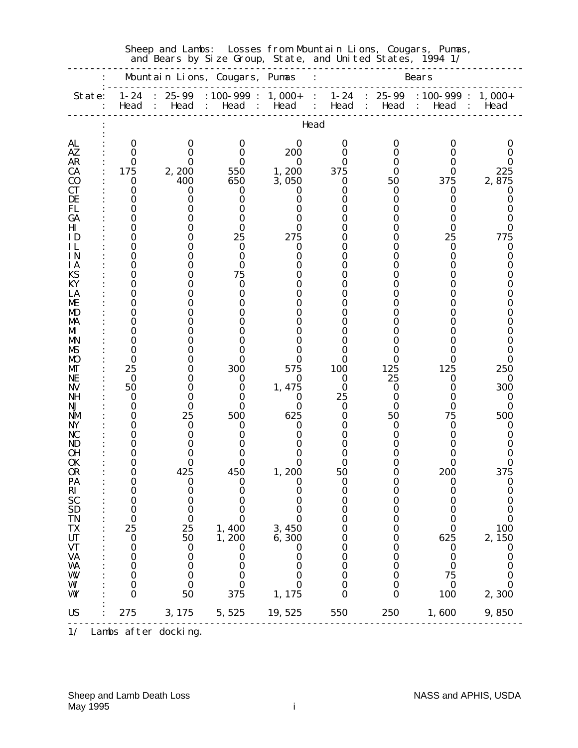Sheep and Lambs: Losses from Mountain Lions, Cougars, Pumas, and Bears by Size Group, State, and United States, 1994 1/

| State | Mountain Lions, Cougars, Pumas | | | | Bears | | | |
|---|---|---|---|---|---|---|---|---|
| | 1-24 Head | 25-99 Head | 100-999 Head | 1,000+ Head | 1-24 Head | 25-99 Head | 100-999 Head | 1,000+ Head |
| | Head | | | | | | | |
| AL | 0 | 0 | 0 | 0 | 0 | 0 | 0 | 0 |
| AZ | 0 | 0 | 0 | 200 | 0 | 0 | 0 | 0 |
| AR | 0 | 0 | 0 | 0 | 0 | 0 | 0 | 0 |
| CA | 175 | 2,200 | 550 | 1,200 | 375 | 0 | 0 | 225 |
| CO | 0 | 400 | 650 | 3,050 | 0 | 50 | 375 | 2,875 |
| CT | 0 | 0 | 0 | 0 | 0 | 0 | 0 | 0 |
| DE | 0 | 0 | 0 | 0 | 0 | 0 | 0 | 0 |
| FL | 0 | 0 | 0 | 0 | 0 | 0 | 0 | 0 |
| GA | 0 | 0 | 0 | 0 | 0 | 0 | 0 | 0 |
| HI | 0 | 0 | 0 | 0 | 0 | 0 | 0 | 0 |
| ID | 0 | 0 | 25 | 275 | 0 | 0 | 25 | 775 |
| IL | 0 | 0 | 0 | 0 | 0 | 0 | 0 | 0 |
| IN | 0 | 0 | 0 | 0 | 0 | 0 | 0 | 0 |
| IA | 0 | 0 | 0 | 0 | 0 | 0 | 0 | 0 |
| KS | 0 | 0 | 75 | 0 | 0 | 0 | 0 | 0 |
| KY | 0 | 0 | 0 | 0 | 0 | 0 | 0 | 0 |
| LA | 0 | 0 | 0 | 0 | 0 | 0 | 0 | 0 |
| ME | 0 | 0 | 0 | 0 | 0 | 0 | 0 | 0 |
| MD | 0 | 0 | 0 | 0 | 0 | 0 | 0 | 0 |
| MA | 0 | 0 | 0 | 0 | 0 | 0 | 0 | 0 |
| MI | 0 | 0 | 0 | 0 | 0 | 0 | 0 | 0 |
| MN | 0 | 0 | 0 | 0 | 0 | 0 | 0 | 0 |
| MS | 0 | 0 | 0 | 0 | 0 | 0 | 0 | 0 |
| MO | 0 | 0 | 0 | 0 | 0 | 0 | 0 | 0 |
| MT | 25 | 0 | 300 | 575 | 100 | 125 | 125 | 250 |
| NE | 0 | 0 | 0 | 0 | 0 | 25 | 0 | 0 |
| NV | 50 | 0 | 0 | 1,475 | 0 | 0 | 0 | 300 |
| NH | 0 | 0 | 0 | 0 | 25 | 0 | 0 | 0 |
| NJ | 0 | 0 | 0 | 0 | 0 | 0 | 0 | 0 |
| NM | 0 | 25 | 500 | 625 | 0 | 50 | 75 | 500 |
| NY | 0 | 0 | 0 | 0 | 0 | 0 | 0 | 0 |
| NC | 0 | 0 | 0 | 0 | 0 | 0 | 0 | 0 |
| ND | 0 | 0 | 0 | 0 | 0 | 0 | 0 | 0 |
| OH | 0 | 0 | 0 | 0 | 0 | 0 | 0 | 0 |
| OK | 0 | 0 | 0 | 0 | 0 | 0 | 0 | 0 |
| OR | 0 | 425 | 450 | 1,200 | 50 | 0 | 200 | 375 |
| PA | 0 | 0 | 0 | 0 | 0 | 0 | 0 | 0 |
| RI | 0 | 0 | 0 | 0 | 0 | 0 | 0 | 0 |
| SC | 0 | 0 | 0 | 0 | 0 | 0 | 0 | 0 |
| SD | 0 | 0 | 0 | 0 | 0 | 0 | 0 | 0 |
| TN | 0 | 0 | 0 | 0 | 0 | 0 | 0 | 0 |
| TX | 25 | 25 | 1,400 | 3,450 | 0 | 0 | 0 | 100 |
| UT | 0 | 50 | 1,200 | 6,300 | 0 | 0 | 625 | 2,150 |
| VT | 0 | 0 | 0 | 0 | 0 | 0 | 0 | 0 |
| VA | 0 | 0 | 0 | 0 | 0 | 0 | 0 | 0 |
| WA | 0 | 0 | 0 | 0 | 0 | 0 | 0 | 0 |
| WV | 0 | 0 | 0 | 0 | 0 | 0 | 75 | 0 |
| WI | 0 | 0 | 0 | 0 | 0 | 0 | 0 | 0 |
| WY | 0 | 50 | 375 | 1,175 | 0 | 0 | 100 | 2,300 |
| US | 275 | 3,175 | 5,525 | 19,525 | 550 | 250 | 1,600 | 9,850 |

1/ Lambs after docking.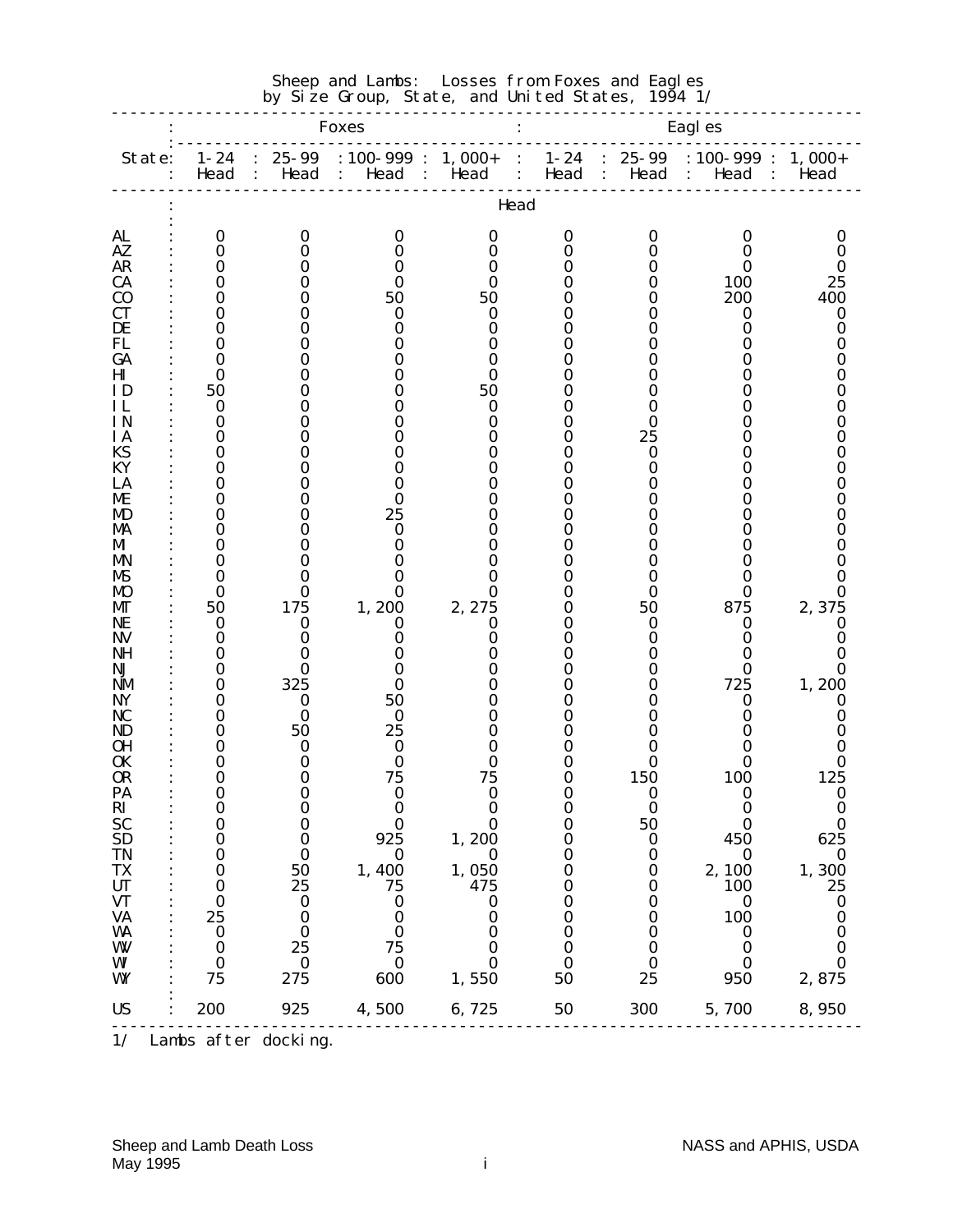# Sheep and Lambs: Losses from Foxes and Eagles by Size Group, State, and United States, 1994 1/

| State | Foxes | | | | Eagles | | | |
|---|---|---|---|---|---|---|---|---|
| | 1-24 Head | 25-99 Head | 100-999 Head | 1,000+ Head | 1-24 Head | 25-99 Head | 100-999 Head | 1,000+ Head |
| | Head | | | | | | | |
| AL | 0 | 0 | 0 | 0 | 0 | 0 | 0 | 0 |
| AZ | 0 | 0 | 0 | 0 | 0 | 0 | 0 | 0 |
| AR | 0 | 0 | 0 | 0 | 0 | 0 | 0 | 0 |
| CA | 0 | 0 | 0 | 0 | 0 | 0 | 100 | 25 |
| CO | 0 | 0 | 50 | 50 | 0 | 0 | 200 | 400 |
| CT | 0 | 0 | 0 | 0 | 0 | 0 | 0 | 0 |
| DE | 0 | 0 | 0 | 0 | 0 | 0 | 0 | 0 |
| FL | 0 | 0 | 0 | 0 | 0 | 0 | 0 | 0 |
| GA | 0 | 0 | 0 | 0 | 0 | 0 | 0 | 0 |
| HI | 0 | 0 | 0 | 0 | 0 | 0 | 0 | 0 |
| ID | 50 | 0 | 0 | 50 | 0 | 0 | 0 | 0 |
| IL | 0 | 0 | 0 | 0 | 0 | 0 | 0 | 0 |
| IN | 0 | 0 | 0 | 0 | 0 | 0 | 0 | 0 |
| IA | 0 | 0 | 0 | 0 | 0 | 25 | 0 | 0 |
| KS | 0 | 0 | 0 | 0 | 0 | 0 | 0 | 0 |
| KY | 0 | 0 | 0 | 0 | 0 | 0 | 0 | 0 |
| LA | 0 | 0 | 0 | 0 | 0 | 0 | 0 | 0 |
| ME | 0 | 0 | 0 | 0 | 0 | 0 | 0 | 0 |
| MD | 0 | 0 | 25 | 0 | 0 | 0 | 0 | 0 |
| MA | 0 | 0 | 0 | 0 | 0 | 0 | 0 | 0 |
| MI | 0 | 0 | 0 | 0 | 0 | 0 | 0 | 0 |
| MN | 0 | 0 | 0 | 0 | 0 | 0 | 0 | 0 |
| MS | 0 | 0 | 0 | 0 | 0 | 0 | 0 | 0 |
| MO | 0 | 0 | 0 | 0 | 0 | 0 | 0 | 0 |
| MT | 50 | 175 | 1,200 | 2,275 | 0 | 50 | 875 | 2,375 |
| NE | 0 | 0 | 0 | 0 | 0 | 0 | 0 | 0 |
| NV | 0 | 0 | 0 | 0 | 0 | 0 | 0 | 0 |
| NH | 0 | 0 | 0 | 0 | 0 | 0 | 0 | 0 |
| NJ | 0 | 0 | 0 | 0 | 0 | 0 | 0 | 0 |
| NM | 0 | 325 | 0 | 0 | 0 | 0 | 725 | 1,200 |
| NY | 0 | 0 | 50 | 0 | 0 | 0 | 0 | 0 |
| NC | 0 | 0 | 0 | 0 | 0 | 0 | 0 | 0 |
| ND | 0 | 50 | 25 | 0 | 0 | 0 | 0 | 0 |
| OH | 0 | 0 | 0 | 0 | 0 | 0 | 0 | 0 |
| OK | 0 | 0 | 0 | 0 | 0 | 0 | 0 | 0 |
| OR | 0 | 0 | 75 | 75 | 0 | 150 | 100 | 125 |
| PA | 0 | 0 | 0 | 0 | 0 | 0 | 0 | 0 |
| RI | 0 | 0 | 0 | 0 | 0 | 0 | 0 | 0 |
| SC | 0 | 0 | 0 | 0 | 0 | 50 | 0 | 0 |
| SD | 0 | 0 | 925 | 1,200 | 0 | 0 | 450 | 625 |
| TN | 0 | 0 | 0 | 0 | 0 | 0 | 0 | 0 |
| TX | 0 | 50 | 1,400 | 1,050 | 0 | 0 | 2,100 | 1,300 |
| UT | 0 | 25 | 75 | 475 | 0 | 0 | 100 | 25 |
| VT | 0 | 0 | 0 | 0 | 0 | 0 | 0 | 0 |
| VA | 25 | 0 | 0 | 0 | 0 | 0 | 100 | 0 |
| WA | 0 | 0 | 0 | 0 | 0 | 0 | 0 | 0 |
| WV | 0 | 25 | 75 | 0 | 0 | 0 | 0 | 0 |
| WI | 0 | 0 | 0 | 0 | 0 | 0 | 0 | 0 |
| WY | 75 | 275 | 600 | 1,550 | 50 | 25 | 950 | 2,875 |
| US | 200 | 925 | 4,500 | 6,725 | 50 | 300 | 5,700 | 8,950 |

1/ Lambs after docking.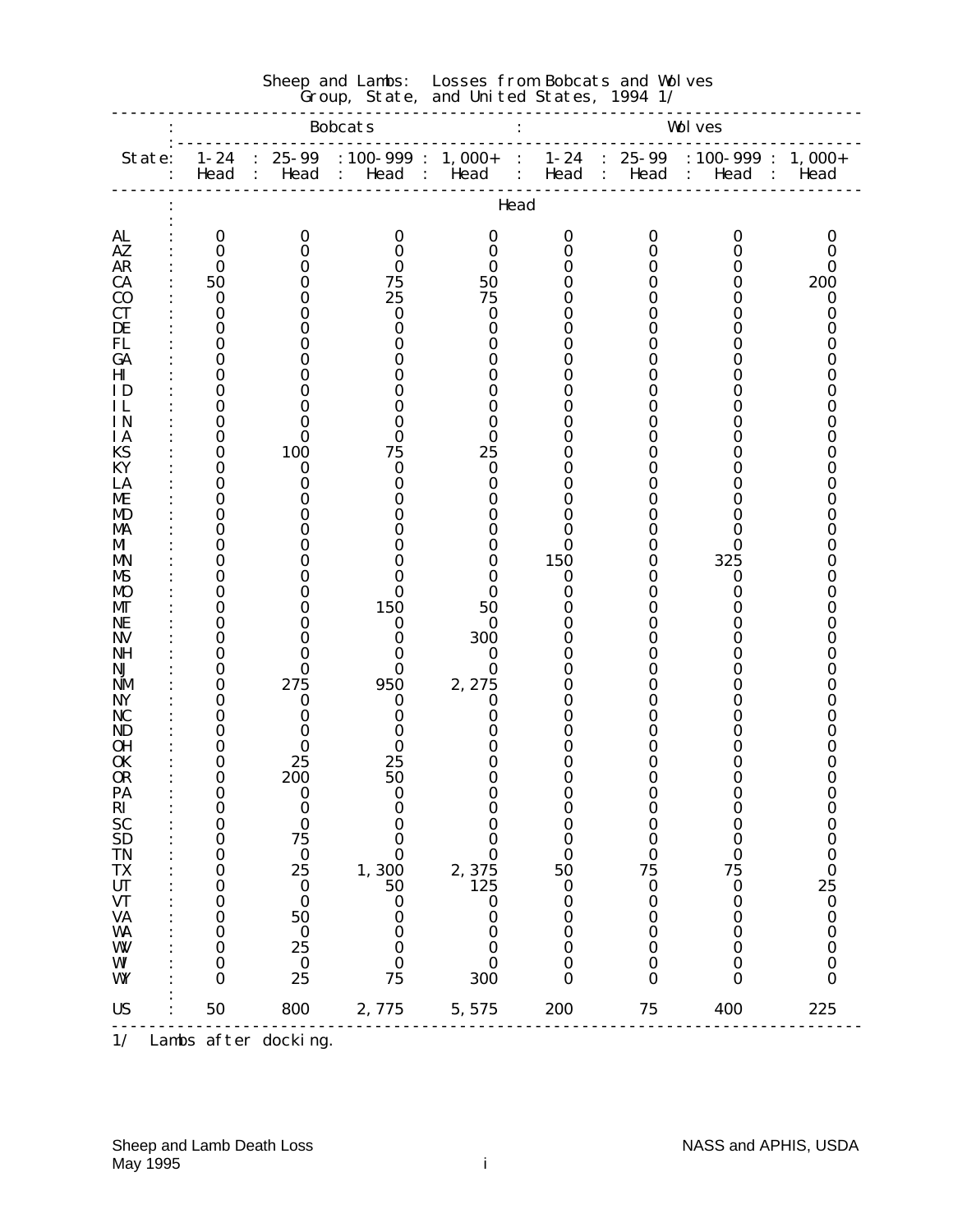## Sheep and Lambs: Losses from Bobcats and Wolves
### Group, State, and United States, 1994 1/

| State | Bobcats | | | | Wolves | | | |
|---|---|---|---|---|---|---|---|---|
| | 1-24 Head | 25-99 Head | 100-999 Head | 1,000+ Head | 1-24 Head | 25-99 Head | 100-999 Head | 1,000+ Head |
| | Head | | | | | | | |
| AL | 0 | 0 | 0 | 0 | 0 | 0 | 0 | 0 |
| AZ | 0 | 0 | 0 | 0 | 0 | 0 | 0 | 0 |
| AR | 0 | 0 | 0 | 0 | 0 | 0 | 0 | 0 |
| CA | 50 | 0 | 75 | 50 | 0 | 0 | 0 | 200 |
| CO | 0 | 0 | 25 | 75 | 0 | 0 | 0 | 0 |
| CT | 0 | 0 | 0 | 0 | 0 | 0 | 0 | 0 |
| DE | 0 | 0 | 0 | 0 | 0 | 0 | 0 | 0 |
| FL | 0 | 0 | 0 | 0 | 0 | 0 | 0 | 0 |
| GA | 0 | 0 | 0 | 0 | 0 | 0 | 0 | 0 |
| HI | 0 | 0 | 0 | 0 | 0 | 0 | 0 | 0 |
| ID | 0 | 0 | 0 | 0 | 0 | 0 | 0 | 0 |
| IL | 0 | 0 | 0 | 0 | 0 | 0 | 0 | 0 |
| IN | 0 | 0 | 0 | 0 | 0 | 0 | 0 | 0 |
| IA | 0 | 0 | 0 | 0 | 0 | 0 | 0 | 0 |
| KS | 0 | 100 | 75 | 25 | 0 | 0 | 0 | 0 |
| KY | 0 | 0 | 0 | 0 | 0 | 0 | 0 | 0 |
| LA | 0 | 0 | 0 | 0 | 0 | 0 | 0 | 0 |
| ME | 0 | 0 | 0 | 0 | 0 | 0 | 0 | 0 |
| MD | 0 | 0 | 0 | 0 | 0 | 0 | 0 | 0 |
| MA | 0 | 0 | 0 | 0 | 0 | 0 | 0 | 0 |
| MI | 0 | 0 | 0 | 0 | 0 | 0 | 0 | 0 |
| MN | 0 | 0 | 0 | 0 | 150 | 0 | 325 | 0 |
| MS | 0 | 0 | 0 | 0 | 0 | 0 | 0 | 0 |
| MO | 0 | 0 | 0 | 0 | 0 | 0 | 0 | 0 |
| MT | 0 | 0 | 150 | 50 | 0 | 0 | 0 | 0 |
| NE | 0 | 0 | 0 | 0 | 0 | 0 | 0 | 0 |
| NV | 0 | 0 | 0 | 300 | 0 | 0 | 0 | 0 |
| NH | 0 | 0 | 0 | 0 | 0 | 0 | 0 | 0 |
| NJ | 0 | 0 | 0 | 0 | 0 | 0 | 0 | 0 |
| NM | 0 | 275 | 950 | 2,275 | 0 | 0 | 0 | 0 |
| NY | 0 | 0 | 0 | 0 | 0 | 0 | 0 | 0 |
| NC | 0 | 0 | 0 | 0 | 0 | 0 | 0 | 0 |
| ND | 0 | 0 | 0 | 0 | 0 | 0 | 0 | 0 |
| OH | 0 | 0 | 0 | 0 | 0 | 0 | 0 | 0 |
| OK | 0 | 25 | 25 | 0 | 0 | 0 | 0 | 0 |
| OR | 0 | 200 | 50 | 0 | 0 | 0 | 0 | 0 |
| PA | 0 | 0 | 0 | 0 | 0 | 0 | 0 | 0 |
| RI | 0 | 0 | 0 | 0 | 0 | 0 | 0 | 0 |
| SC | 0 | 0 | 0 | 0 | 0 | 0 | 0 | 0 |
| SD | 0 | 75 | 0 | 0 | 0 | 0 | 0 | 0 |
| TN | 0 | 0 | 0 | 0 | 0 | 0 | 0 | 0 |
| TX | 0 | 25 | 1,300 | 2,375 | 50 | 75 | 75 | 0 |
| UT | 0 | 0 | 50 | 125 | 0 | 0 | 0 | 25 |
| VT | 0 | 0 | 0 | 0 | 0 | 0 | 0 | 0 |
| VA | 0 | 50 | 0 | 0 | 0 | 0 | 0 | 0 |
| WA | 0 | 0 | 0 | 0 | 0 | 0 | 0 | 0 |
| WV | 0 | 25 | 0 | 0 | 0 | 0 | 0 | 0 |
| WI | 0 | 0 | 0 | 0 | 0 | 0 | 0 | 0 |
| WY | 0 | 25 | 75 | 300 | 0 | 0 | 0 | 0 |
| US | 50 | 800 | 2,775 | 5,575 | 200 | 75 | 400 | 225 |

1/ Lambs after docking.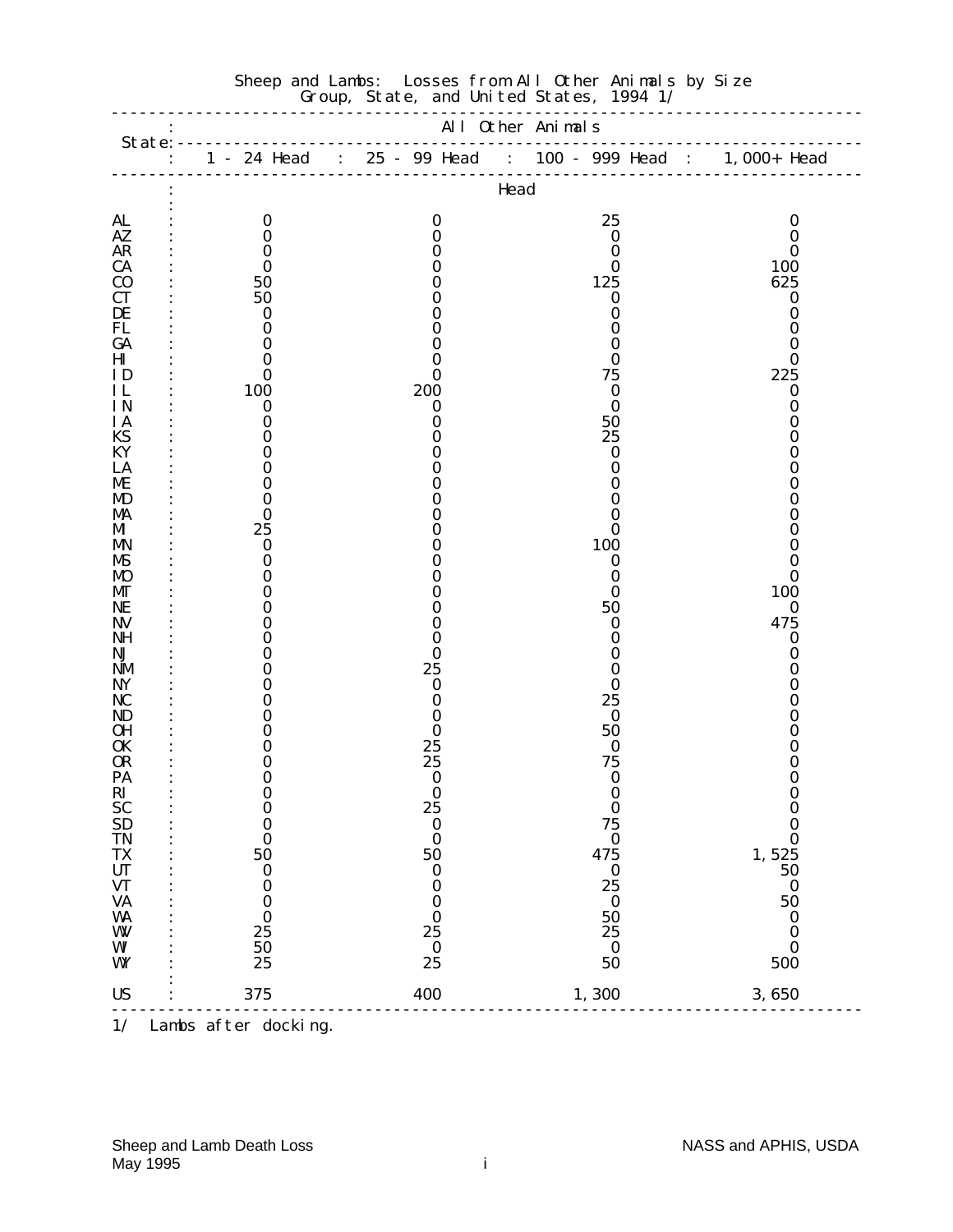Sheep and Lambs: Losses from All Other Animals by Size Group, State, and United States, 1994 1/

| State | All Other Animals | | | |
|---|---|---|---|---|
| | 1 - 24 Head | 25 - 99 Head | 100 - 999 Head | 1,000+ Head |
| | Head | | | |
| AL | 0 | 0 | 25 | 0 |
| AZ | 0 | 0 | 0 | 0 |
| AR | 0 | 0 | 0 | 0 |
| CA | 0 | 0 | 0 | 100 |
| CO | 50 | 0 | 125 | 625 |
| CT | 50 | 0 | 0 | 0 |
| DE | 0 | 0 | 0 | 0 |
| FL | 0 | 0 | 0 | 0 |
| GA | 0 | 0 | 0 | 0 |
| HI | 0 | 0 | 0 | 0 |
| ID | 0 | 0 | 75 | 225 |
| IL | 100 | 200 | 0 | 0 |
| IN | 0 | 0 | 0 | 0 |
| IA | 0 | 0 | 50 | 0 |
| KS | 0 | 0 | 25 | 0 |
| KY | 0 | 0 | 0 | 0 |
| LA | 0 | 0 | 0 | 0 |
| ME | 0 | 0 | 0 | 0 |
| MD | 0 | 0 | 0 | 0 |
| MA | 0 | 0 | 0 | 0 |
| MI | 25 | 0 | 0 | 0 |
| MN | 0 | 0 | 100 | 0 |
| MS | 0 | 0 | 0 | 0 |
| MO | 0 | 0 | 0 | 0 |
| MT | 0 | 0 | 0 | 100 |
| NE | 0 | 0 | 50 | 0 |
| NV | 0 | 0 | 0 | 475 |
| NH | 0 | 0 | 0 | 0 |
| NJ | 0 | 0 | 0 | 0 |
| NM | 0 | 25 | 0 | 0 |
| NY | 0 | 0 | 0 | 0 |
| NC | 0 | 0 | 25 | 0 |
| ND | 0 | 0 | 0 | 0 |
| OH | 0 | 0 | 50 | 0 |
| OK | 0 | 25 | 0 | 0 |
| OR | 0 | 25 | 75 | 0 |
| PA | 0 | 0 | 0 | 0 |
| RI | 0 | 0 | 0 | 0 |
| SC | 0 | 25 | 0 | 0 |
| SD | 0 | 0 | 75 | 0 |
| TN | 0 | 0 | 0 | 0 |
| TX | 50 | 50 | 475 | 1,525 |
| UT | 0 | 0 | 0 | 50 |
| VT | 0 | 0 | 25 | 0 |
| VA | 0 | 0 | 0 | 50 |
| WA | 0 | 0 | 50 | 0 |
| WV | 25 | 25 | 25 | 0 |
| WI | 50 | 0 | 0 | 0 |
| WY | 25 | 25 | 50 | 500 |
| US | 375 | 400 | 1,300 | 3,650 |

1/ Lambs after docking.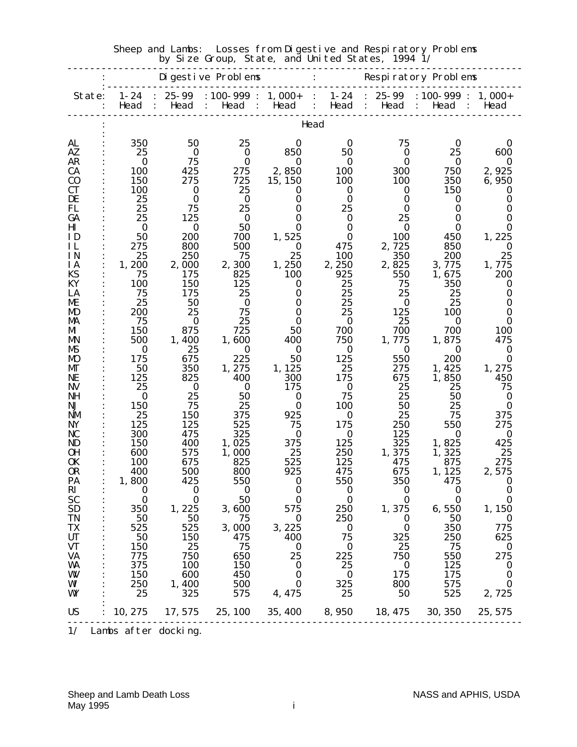# Sheep and Lambs: Losses from Digestive and Respiratory Problems by Size Group, State, and United States, 1994 1/

| State | Digestive Problems 1-24 Head | 25-99 Head | 100-999 Head | 1,000+ Head | Respiratory Problems 1-24 Head | 25-99 Head | 100-999 Head | 1,000+ Head |
|---|---|---|---|---|---|---|---|---|
| | Head | | | | | | | |
| AL | 350 | 50 | 25 | 0 | 0 | 75 | 0 | 0 |
| AZ | 25 | 0 | 0 | 850 | 50 | 0 | 25 | 600 |
| AR | 0 | 75 | 0 | 0 | 0 | 0 | 0 | 0 |
| CA | 100 | 425 | 275 | 2,850 | 100 | 300 | 750 | 2,925 |
| CO | 150 | 275 | 725 | 15,150 | 100 | 100 | 350 | 6,950 |
| CT | 100 | 0 | 25 | 0 | 0 | 0 | 150 | 0 |
| DE | 25 | 0 | 0 | 0 | 0 | 0 | 0 | 0 |
| FL | 25 | 75 | 25 | 0 | 25 | 0 | 0 | 0 |
| GA | 25 | 125 | 0 | 0 | 0 | 25 | 0 | 0 |
| HI | 0 | 0 | 50 | 0 | 0 | 0 | 0 | 0 |
| ID | 50 | 200 | 700 | 1,525 | 0 | 100 | 450 | 1,225 |
| IL | 275 | 800 | 500 | 0 | 475 | 2,725 | 850 | 0 |
| IN | 25 | 250 | 75 | 25 | 100 | 350 | 200 | 25 |
| IA | 1,200 | 2,000 | 2,300 | 1,250 | 2,250 | 2,825 | 3,775 | 1,775 |
| KS | 75 | 175 | 825 | 100 | 925 | 550 | 1,675 | 200 |
| KY | 100 | 150 | 125 | 0 | 25 | 75 | 350 | 0 |
| LA | 75 | 175 | 25 | 0 | 25 | 25 | 25 | 0 |
| ME | 25 | 50 | 0 | 0 | 25 | 0 | 25 | 0 |
| MD | 200 | 25 | 75 | 0 | 25 | 125 | 100 | 0 |
| MA | 75 | 0 | 25 | 0 | 0 | 25 | 0 | 0 |
| MI | 150 | 875 | 725 | 50 | 700 | 700 | 700 | 100 |
| MN | 500 | 1,400 | 1,600 | 400 | 750 | 1,775 | 1,875 | 475 |
| MS | 0 | 25 | 0 | 0 | 0 | 0 | 0 | 0 |
| MO | 175 | 675 | 225 | 50 | 125 | 550 | 200 | 0 |
| MT | 50 | 350 | 1,275 | 1,125 | 25 | 275 | 1,425 | 1,275 |
| NE | 125 | 825 | 400 | 300 | 175 | 675 | 1,850 | 450 |
| NV | 25 | 0 | 0 | 175 | 0 | 25 | 25 | 75 |
| NH | 0 | 25 | 50 | 0 | 75 | 25 | 50 | 0 |
| NJ | 150 | 75 | 25 | 0 | 100 | 50 | 25 | 0 |
| NM | 25 | 150 | 375 | 925 | 0 | 25 | 75 | 375 |
| NY | 125 | 125 | 525 | 75 | 175 | 250 | 550 | 275 |
| NC | 300 | 475 | 325 | 0 | 0 | 125 | 0 | 0 |
| ND | 150 | 400 | 1,025 | 375 | 125 | 325 | 1,825 | 425 |
| OH | 600 | 575 | 1,000 | 25 | 250 | 1,375 | 1,325 | 25 |
| OK | 100 | 675 | 825 | 525 | 125 | 475 | 875 | 275 |
| OR | 400 | 500 | 800 | 925 | 475 | 675 | 1,125 | 2,575 |
| PA | 1,800 | 425 | 550 | 0 | 550 | 350 | 475 | 0 |
| RI | 0 | 0 | 0 | 0 | 0 | 0 | 0 | 0 |
| SC | 0 | 0 | 50 | 0 | 0 | 0 | 0 | 0 |
| SD | 350 | 1,225 | 3,600 | 575 | 250 | 1,375 | 6,550 | 1,150 |
| TN | 50 | 50 | 75 | 0 | 250 | 0 | 50 | 0 |
| TX | 525 | 525 | 3,000 | 3,225 | 0 | 0 | 350 | 775 |
| UT | 50 | 150 | 475 | 400 | 75 | 325 | 250 | 625 |
| VT | 150 | 25 | 75 | 0 | 0 | 25 | 75 | 0 |
| VA | 775 | 750 | 650 | 25 | 225 | 750 | 550 | 275 |
| WA | 375 | 100 | 150 | 0 | 25 | 0 | 125 | 0 |
| WV | 150 | 600 | 450 | 0 | 0 | 175 | 175 | 0 |
| WI | 250 | 1,400 | 500 | 0 | 325 | 800 | 575 | 0 |
| WY | 25 | 325 | 575 | 4,475 | 25 | 50 | 525 | 2,725 |
| US | 10,275 | 17,575 | 25,100 | 35,400 | 8,950 | 18,475 | 30,350 | 25,575 |

1/ Lambs after docking.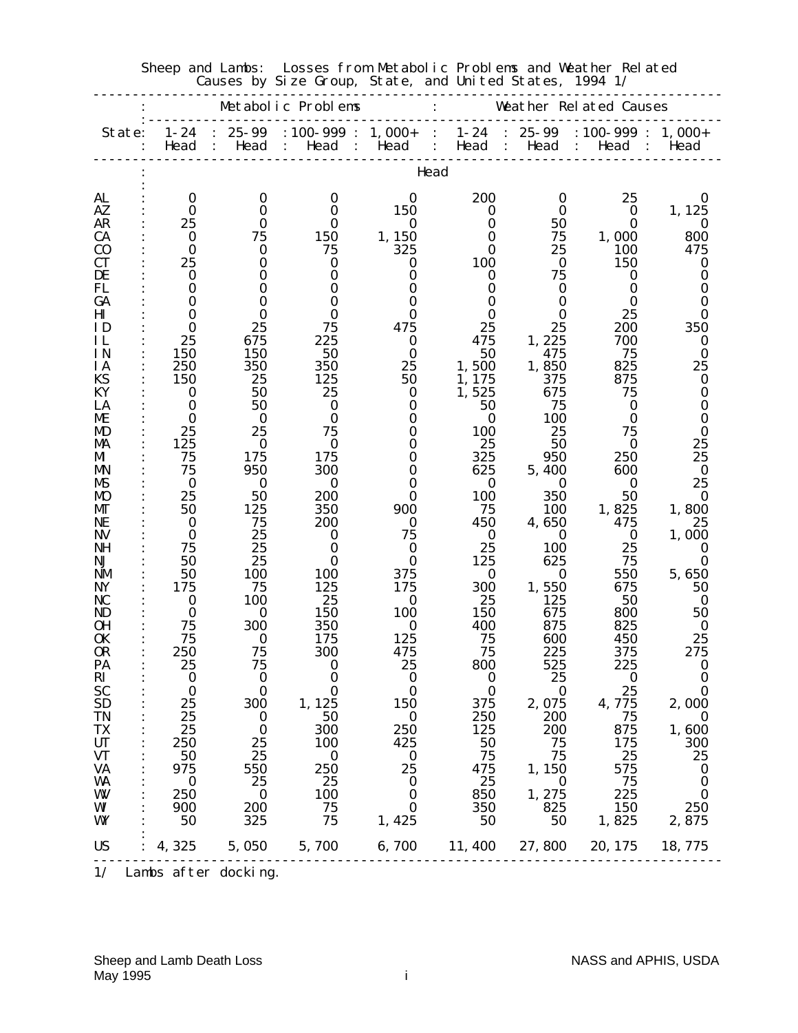Sheep and Lambs: Losses from Metabolic Problems and Weather Related Causes by Size Group, State, and United States, 1994 1/

| State | Metabolic Problems | | | | Weather Related Causes | | | |
|---|---|---|---|---|---|---|---|---|
| | 1-24 Head | 25-99 Head | 100-999 Head | 1,000+ Head | 1-24 Head | 25-99 Head | 100-999 Head | 1,000+ Head |
| | Head | | | | | | | |
| AL | 0 | 0 | 0 | 0 | 200 | 0 | 25 | 0 |
| AZ | 0 | 0 | 0 | 150 | 0 | 0 | 0 | 1,125 |
| AR | 25 | 0 | 0 | 0 | 0 | 50 | 0 | 0 |
| CA | 0 | 75 | 150 | 1,150 | 0 | 75 | 1,000 | 800 |
| CO | 0 | 0 | 75 | 325 | 0 | 25 | 100 | 475 |
| CT | 25 | 0 | 0 | 0 | 100 | 0 | 150 | 0 |
| DE | 0 | 0 | 0 | 0 | 0 | 75 | 0 | 0 |
| FL | 0 | 0 | 0 | 0 | 0 | 0 | 0 | 0 |
| GA | 0 | 0 | 0 | 0 | 0 | 0 | 0 | 0 |
| HI | 0 | 0 | 0 | 0 | 0 | 0 | 25 | 0 |
| ID | 0 | 25 | 75 | 475 | 25 | 25 | 200 | 350 |
| IL | 25 | 675 | 225 | 0 | 475 | 1,225 | 700 | 0 |
| IN | 150 | 150 | 50 | 0 | 50 | 475 | 75 | 0 |
| IA | 250 | 350 | 350 | 25 | 1,500 | 1,850 | 825 | 25 |
| KS | 150 | 25 | 125 | 50 | 1,175 | 375 | 875 | 0 |
| KY | 0 | 50 | 25 | 0 | 1,525 | 675 | 75 | 0 |
| LA | 0 | 50 | 0 | 0 | 50 | 75 | 0 | 0 |
| ME | 0 | 0 | 0 | 0 | 0 | 100 | 0 | 0 |
| MD | 25 | 25 | 75 | 0 | 100 | 25 | 75 | 0 |
| MA | 125 | 0 | 0 | 0 | 25 | 50 | 0 | 25 |
| MI | 75 | 175 | 175 | 0 | 325 | 950 | 250 | 25 |
| MN | 75 | 950 | 300 | 0 | 625 | 5,400 | 600 | 0 |
| MS | 0 | 0 | 0 | 0 | 0 | 0 | 0 | 25 |
| MO | 25 | 50 | 200 | 0 | 100 | 350 | 50 | 0 |
| MT | 50 | 125 | 350 | 900 | 75 | 100 | 1,825 | 1,800 |
| NE | 0 | 75 | 200 | 0 | 450 | 4,650 | 475 | 25 |
| NV | 0 | 25 | 0 | 75 | 0 | 0 | 0 | 1,000 |
| NH | 75 | 25 | 0 | 0 | 25 | 100 | 25 | 0 |
| NJ | 50 | 25 | 0 | 0 | 125 | 625 | 75 | 0 |
| NM | 50 | 100 | 100 | 375 | 0 | 0 | 550 | 5,650 |
| NY | 175 | 75 | 125 | 175 | 300 | 1,550 | 675 | 50 |
| NC | 0 | 100 | 25 | 0 | 25 | 125 | 50 | 0 |
| ND | 0 | 0 | 150 | 100 | 150 | 675 | 800 | 50 |
| OH | 75 | 300 | 350 | 0 | 400 | 875 | 825 | 0 |
| OK | 75 | 0 | 175 | 125 | 75 | 600 | 450 | 25 |
| OR | 250 | 75 | 300 | 475 | 75 | 225 | 375 | 275 |
| PA | 25 | 75 | 0 | 25 | 800 | 525 | 225 | 0 |
| RI | 0 | 0 | 0 | 0 | 0 | 25 | 0 | 0 |
| SC | 0 | 0 | 0 | 0 | 0 | 0 | 25 | 0 |
| SD | 25 | 300 | 1,125 | 150 | 375 | 2,075 | 4,775 | 2,000 |
| TN | 25 | 0 | 50 | 0 | 250 | 200 | 75 | 0 |
| TX | 25 | 0 | 300 | 250 | 125 | 200 | 875 | 1,600 |
| UT | 250 | 25 | 100 | 425 | 50 | 75 | 175 | 300 |
| VT | 50 | 25 | 0 | 0 | 75 | 75 | 25 | 25 |
| VA | 975 | 550 | 250 | 25 | 475 | 1,150 | 575 | 0 |
| WA | 0 | 25 | 25 | 0 | 25 | 0 | 75 | 0 |
| WV | 250 | 0 | 100 | 0 | 850 | 1,275 | 225 | 0 |
| WI | 900 | 200 | 75 | 0 | 350 | 825 | 150 | 250 |
| WY | 50 | 325 | 75 | 1,425 | 50 | 50 | 1,825 | 2,875 |
| US | 4,325 | 5,050 | 5,700 | 6,700 | 11,400 | 27,800 | 20,175 | 18,775 |

1/ Lambs after docking.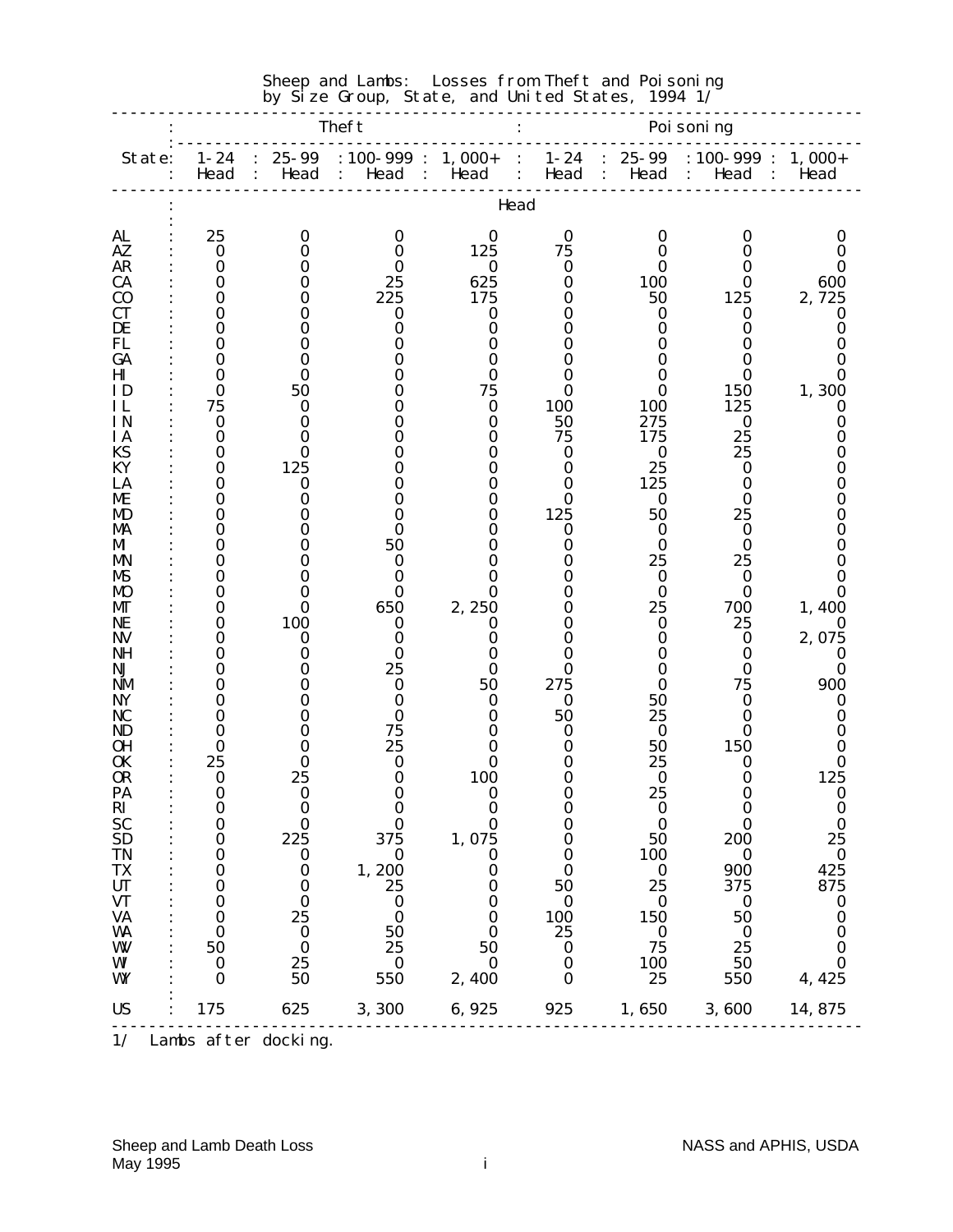# Sheep and Lambs: Losses from Theft and Poisoning by Size Group, State, and United States, 1994 1/

| State | Theft | | | | Poisoning | | | |
|---|---|---|---|---|---|---|---|---|
| | 1-24 Head | 25-99 Head | 100-999 Head | 1,000+ Head | 1-24 Head | 25-99 Head | 100-999 Head | 1,000+ Head |
| | Head | | | | | | | |
| AL | 25 | 0 | 0 | 0 | 0 | 0 | 0 | 0 |
| AZ | 0 | 0 | 0 | 125 | 75 | 0 | 0 | 0 |
| AR | 0 | 0 | 0 | 0 | 0 | 0 | 0 | 0 |
| CA | 0 | 0 | 25 | 625 | 0 | 100 | 0 | 600 |
| CO | 0 | 0 | 225 | 175 | 0 | 50 | 125 | 2,725 |
| CT | 0 | 0 | 0 | 0 | 0 | 0 | 0 | 0 |
| DE | 0 | 0 | 0 | 0 | 0 | 0 | 0 | 0 |
| FL | 0 | 0 | 0 | 0 | 0 | 0 | 0 | 0 |
| GA | 0 | 0 | 0 | 0 | 0 | 0 | 0 | 0 |
| HI | 0 | 0 | 0 | 0 | 0 | 0 | 0 | 0 |
| ID | 0 | 50 | 0 | 75 | 0 | 0 | 150 | 1,300 |
| IL | 75 | 0 | 0 | 0 | 100 | 100 | 125 | 0 |
| IN | 0 | 0 | 0 | 0 | 50 | 275 | 0 | 0 |
| IA | 0 | 0 | 0 | 0 | 75 | 175 | 25 | 0 |
| KS | 0 | 0 | 0 | 0 | 0 | 0 | 25 | 0 |
| KY | 0 | 125 | 0 | 0 | 0 | 25 | 0 | 0 |
| LA | 0 | 0 | 0 | 0 | 0 | 125 | 0 | 0 |
| ME | 0 | 0 | 0 | 0 | 0 | 0 | 0 | 0 |
| MD | 0 | 0 | 0 | 0 | 125 | 50 | 25 | 0 |
| MA | 0 | 0 | 0 | 0 | 0 | 0 | 0 | 0 |
| MI | 0 | 0 | 50 | 0 | 0 | 0 | 0 | 0 |
| MN | 0 | 0 | 0 | 0 | 0 | 25 | 25 | 0 |
| MS | 0 | 0 | 0 | 0 | 0 | 0 | 0 | 0 |
| MO | 0 | 0 | 0 | 0 | 0 | 0 | 0 | 0 |
| MT | 0 | 0 | 650 | 2,250 | 0 | 25 | 700 | 1,400 |
| NE | 0 | 100 | 0 | 0 | 0 | 0 | 25 | 0 |
| NV | 0 | 0 | 0 | 0 | 0 | 0 | 0 | 2,075 |
| NH | 0 | 0 | 0 | 0 | 0 | 0 | 0 | 0 |
| NJ | 0 | 0 | 25 | 0 | 0 | 0 | 0 | 0 |
| NM | 0 | 0 | 0 | 50 | 275 | 0 | 75 | 900 |
| NY | 0 | 0 | 0 | 0 | 0 | 50 | 0 | 0 |
| NC | 0 | 0 | 0 | 0 | 50 | 25 | 0 | 0 |
| ND | 0 | 0 | 75 | 0 | 0 | 0 | 0 | 0 |
| OH | 0 | 0 | 25 | 0 | 0 | 50 | 150 | 0 |
| OK | 25 | 0 | 0 | 0 | 0 | 25 | 0 | 0 |
| OR | 0 | 25 | 0 | 100 | 0 | 0 | 0 | 125 |
| PA | 0 | 0 | 0 | 0 | 0 | 25 | 0 | 0 |
| RI | 0 | 0 | 0 | 0 | 0 | 0 | 0 | 0 |
| SC | 0 | 0 | 0 | 0 | 0 | 0 | 0 | 0 |
| SD | 0 | 225 | 375 | 1,075 | 0 | 50 | 200 | 25 |
| TN | 0 | 0 | 0 | 0 | 0 | 100 | 0 | 0 |
| TX | 0 | 0 | 1,200 | 0 | 0 | 0 | 900 | 425 |
| UT | 0 | 0 | 25 | 0 | 50 | 25 | 375 | 875 |
| VT | 0 | 0 | 0 | 0 | 0 | 0 | 0 | 0 |
| VA | 0 | 25 | 0 | 0 | 100 | 150 | 50 | 0 |
| WA | 0 | 0 | 50 | 0 | 25 | 0 | 0 | 0 |
| WV | 50 | 0 | 25 | 50 | 0 | 75 | 25 | 0 |
| WI | 0 | 25 | 0 | 0 | 0 | 100 | 50 | 0 |
| WY | 0 | 50 | 550 | 2,400 | 0 | 25 | 550 | 4,425 |
| US | 175 | 625 | 3,300 | 6,925 | 925 | 1,650 | 3,600 | 14,875 |

1/ Lambs after docking.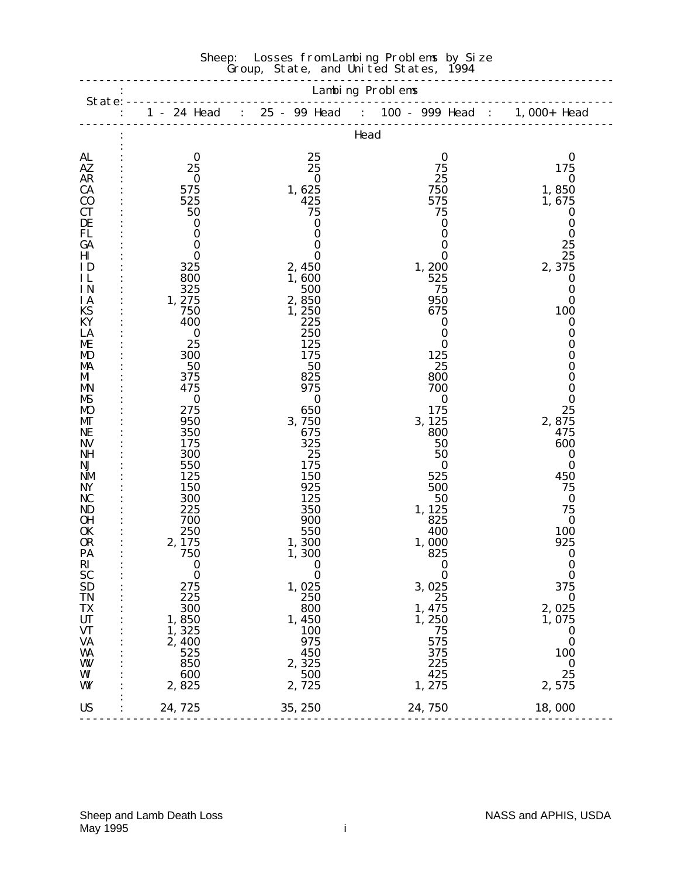# Sheep: Losses from Lambing Problems by Size Group, State, and United States, 1994

| State | Lambing Problems | | | |
|---|---|---|---|---|
| | 1 - 24 Head | 25 - 99 Head | 100 - 999 Head | 1,000+ Head |
| | Head | | | |
| AL | 0 | 25 | 0 | 0 |
| AZ | 25 | 25 | 75 | 175 |
| AR | 0 | 0 | 25 | 0 |
| CA | 575 | 1,625 | 750 | 1,850 |
| CO | 525 | 425 | 575 | 1,675 |
| CT | 50 | 75 | 75 | 0 |
| DE | 0 | 0 | 0 | 0 |
| FL | 0 | 0 | 0 | 0 |
| GA | 0 | 0 | 0 | 25 |
| HI | 0 | 0 | 0 | 25 |
| ID | 325 | 2,450 | 1,200 | 2,375 |
| IL | 800 | 1,600 | 525 | 0 |
| IN | 325 | 500 | 75 | 0 |
| IA | 1,275 | 2,850 | 950 | 0 |
| KS | 750 | 1,250 | 675 | 100 |
| KY | 400 | 225 | 0 | 0 |
| LA | 0 | 250 | 0 | 0 |
| ME | 25 | 125 | 0 | 0 |
| MD | 300 | 175 | 125 | 0 |
| MA | 50 | 50 | 25 | 0 |
| MI | 375 | 825 | 800 | 0 |
| MN | 475 | 975 | 700 | 0 |
| MS | 0 | 0 | 0 | 0 |
| MO | 275 | 650 | 175 | 25 |
| MT | 950 | 3,750 | 3,125 | 2,875 |
| NE | 350 | 675 | 800 | 475 |
| NV | 175 | 325 | 50 | 600 |
| NH | 300 | 25 | 50 | 0 |
| NJ | 550 | 175 | 0 | 0 |
| NM | 125 | 150 | 525 | 450 |
| NY | 150 | 925 | 500 | 75 |
| NC | 300 | 125 | 50 | 0 |
| ND | 225 | 350 | 1,125 | 75 |
| OH | 700 | 900 | 825 | 0 |
| OK | 250 | 550 | 400 | 100 |
| OR | 2,175 | 1,300 | 1,000 | 925 |
| PA | 750 | 1,300 | 825 | 0 |
| RI | 0 | 0 | 0 | 0 |
| SC | 0 | 0 | 0 | 0 |
| SD | 275 | 1,025 | 3,025 | 375 |
| TN | 225 | 250 | 25 | 0 |
| TX | 300 | 800 | 1,475 | 2,025 |
| UT | 1,850 | 1,450 | 1,250 | 1,075 |
| VT | 1,325 | 100 | 75 | 0 |
| VA | 2,400 | 975 | 575 | 0 |
| WA | 525 | 450 | 375 | 100 |
| WV | 850 | 2,325 | 225 | 0 |
| WI | 600 | 500 | 425 | 25 |
| WY | 2,825 | 2,725 | 1,275 | 2,575 |
| US | 24,725 | 35,250 | 24,750 | 18,000 |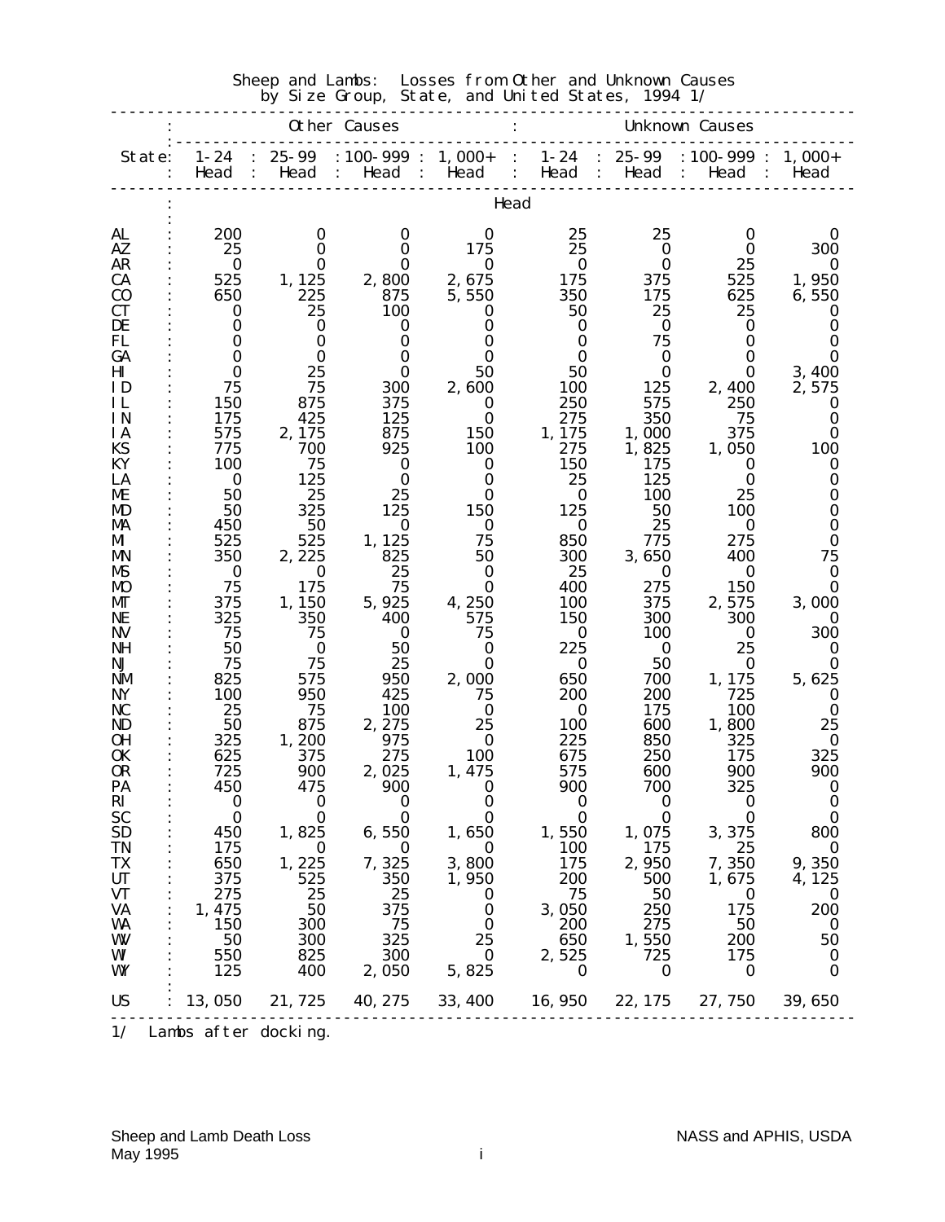# Sheep and Lambs: Losses from Other and Unknown Causes by Size Group, State, and United States, 1994 1/

| State | Other Causes | | | | Unknown Causes | | | |
|---|---|---|---|---|---|---|---|---|
| | 1-24 Head | 25-99 Head | 100-999 Head | 1,000+ Head | 1-24 Head | 25-99 Head | 100-999 Head | 1,000+ Head |
| | Head | | | | | | | |
| AL | 200 | 0 | 0 | 0 | 25 | 25 | 0 | 0 |
| AZ | 25 | 0 | 0 | 175 | 25 | 0 | 0 | 300 |
| AR | 0 | 0 | 0 | 0 | 0 | 0 | 25 | 0 |
| CA | 525 | 1,125 | 2,800 | 2,675 | 175 | 375 | 525 | 1,950 |
| CO | 650 | 225 | 875 | 5,550 | 350 | 175 | 625 | 6,550 |
| CT | 0 | 25 | 100 | 0 | 50 | 25 | 25 | 0 |
| DE | 0 | 0 | 0 | 0 | 0 | 0 | 0 | 0 |
| FL | 0 | 0 | 0 | 0 | 0 | 75 | 0 | 0 |
| GA | 0 | 0 | 0 | 0 | 0 | 0 | 0 | 0 |
| HI | 0 | 25 | 0 | 50 | 50 | 0 | 0 | 3,400 |
| ID | 75 | 75 | 300 | 2,600 | 100 | 125 | 2,400 | 2,575 |
| IL | 150 | 875 | 375 | 0 | 250 | 575 | 250 | 0 |
| IN | 175 | 425 | 125 | 0 | 275 | 350 | 75 | 0 |
| IA | 575 | 2,175 | 875 | 150 | 1,175 | 1,000 | 375 | 0 |
| KS | 775 | 700 | 925 | 100 | 275 | 1,825 | 1,050 | 100 |
| KY | 100 | 75 | 0 | 0 | 150 | 175 | 0 | 0 |
| LA | 0 | 125 | 0 | 0 | 25 | 125 | 0 | 0 |
| ME | 50 | 25 | 25 | 0 | 0 | 100 | 25 | 0 |
| MD | 50 | 325 | 125 | 150 | 125 | 50 | 100 | 0 |
| MA | 450 | 50 | 0 | 0 | 0 | 25 | 0 | 0 |
| MI | 525 | 525 | 1,125 | 75 | 850 | 775 | 275 | 0 |
| MN | 350 | 2,225 | 825 | 50 | 300 | 3,650 | 400 | 75 |
| MS | 0 | 0 | 25 | 0 | 25 | 0 | 0 | 0 |
| MO | 75 | 175 | 75 | 0 | 400 | 275 | 150 | 0 |
| MT | 375 | 1,150 | 5,925 | 4,250 | 100 | 375 | 2,575 | 3,000 |
| NE | 325 | 350 | 400 | 575 | 150 | 300 | 300 | 0 |
| NV | 75 | 75 | 0 | 75 | 0 | 100 | 0 | 300 |
| NH | 50 | 0 | 50 | 0 | 225 | 0 | 25 | 0 |
| NJ | 75 | 75 | 25 | 0 | 0 | 50 | 0 | 0 |
| NM | 825 | 575 | 950 | 2,000 | 650 | 700 | 1,175 | 5,625 |
| NY | 100 | 950 | 425 | 75 | 200 | 200 | 725 | 0 |
| NC | 25 | 75 | 100 | 0 | 0 | 175 | 100 | 0 |
| ND | 50 | 875 | 2,275 | 25 | 100 | 600 | 1,800 | 25 |
| OH | 325 | 1,200 | 975 | 0 | 225 | 850 | 325 | 0 |
| OK | 625 | 375 | 275 | 100 | 675 | 250 | 175 | 325 |
| OR | 725 | 900 | 2,025 | 1,475 | 575 | 600 | 900 | 900 |
| PA | 450 | 475 | 900 | 0 | 900 | 700 | 325 | 0 |
| RI | 0 | 0 | 0 | 0 | 0 | 0 | 0 | 0 |
| SC | 0 | 0 | 0 | 0 | 0 | 0 | 0 | 0 |
| SD | 450 | 1,825 | 6,550 | 1,650 | 1,550 | 1,075 | 3,375 | 800 |
| TN | 175 | 0 | 0 | 0 | 100 | 175 | 25 | 0 |
| TX | 650 | 1,225 | 7,325 | 3,800 | 175 | 2,950 | 7,350 | 9,350 |
| UT | 375 | 525 | 350 | 1,950 | 200 | 500 | 1,675 | 4,125 |
| VT | 275 | 25 | 25 | 0 | 75 | 50 | 0 | 0 |
| VA | 1,475 | 50 | 375 | 0 | 3,050 | 250 | 175 | 200 |
| WA | 150 | 300 | 75 | 0 | 200 | 275 | 50 | 0 |
| WV | 50 | 300 | 325 | 25 | 650 | 1,550 | 200 | 50 |
| WI | 550 | 825 | 300 | 0 | 2,525 | 725 | 175 | 0 |
| WY | 125 | 400 | 2,050 | 5,825 | 0 | 0 | 0 | 0 |
| US | 13,050 | 21,725 | 40,275 | 33,400 | 16,950 | 22,175 | 27,750 | 39,650 |

1/ Lambs after docking.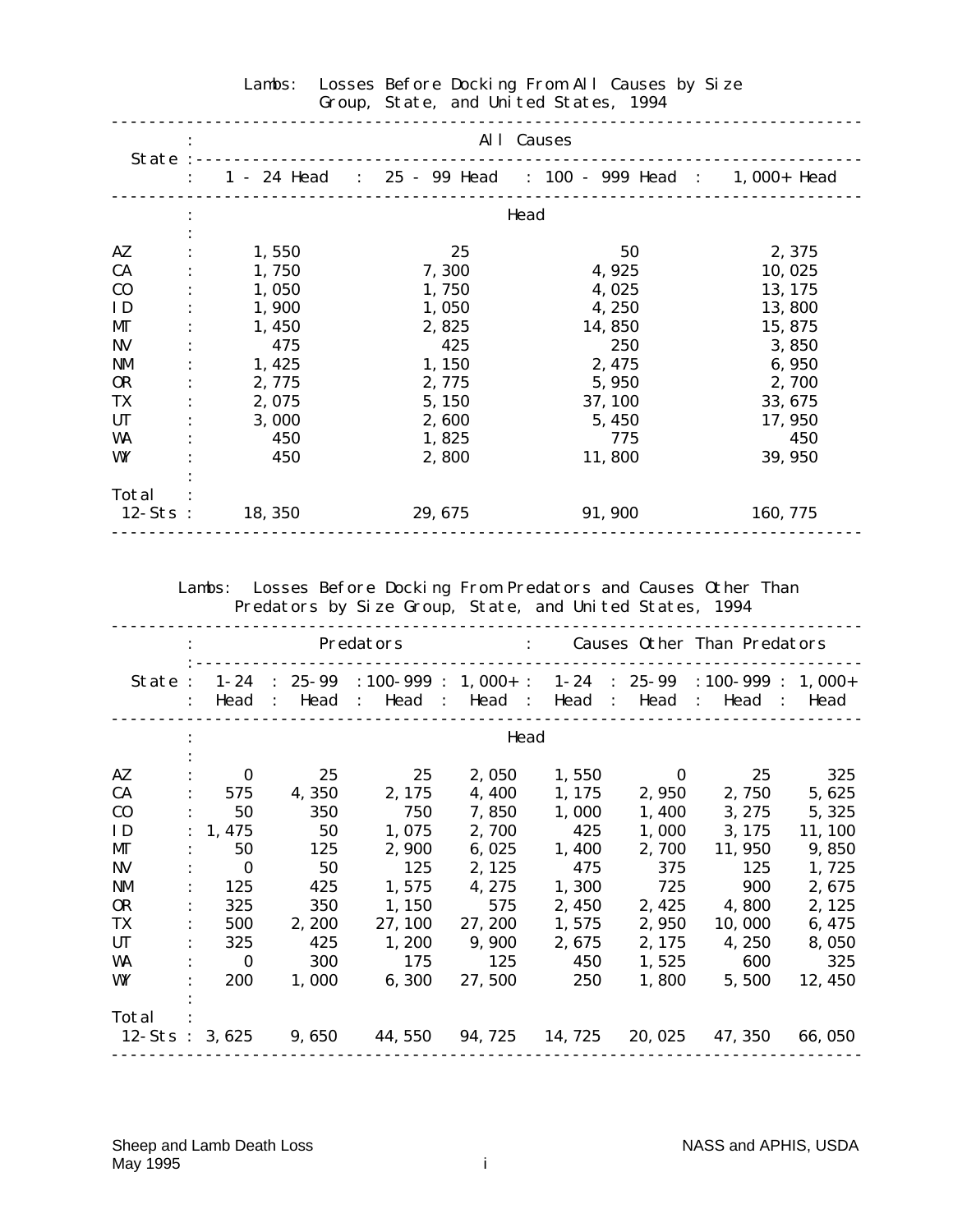## Lambs: Losses Before Docking From All Causes by Size Group, State, and United States, 1994

| State | All Causes | | | |
|---|---|---|---|---|
| | 1 - 24 Head | 25 - 99 Head | 100 - 999 Head | 1,000+ Head |
| | Head | | | |
| AZ | 1,550 | 25 | 50 | 2,375 |
| CA | 1,750 | 7,300 | 4,925 | 10,025 |
| CO | 1,050 | 1,750 | 4,025 | 13,175 |
| ID | 1,900 | 1,050 | 4,250 | 13,800 |
| MT | 1,450 | 2,825 | 14,850 | 15,875 |
| NV | 475 | 425 | 250 | 3,850 |
| NM | 1,425 | 1,150 | 2,475 | 6,950 |
| OR | 2,775 | 2,775 | 5,950 | 2,700 |
| TX | 2,075 | 5,150 | 37,100 | 33,675 |
| UT | 3,000 | 2,600 | 5,450 | 17,950 |
| WA | 450 | 1,825 | 775 | 450 |
| WY | 450 | 2,800 | 11,800 | 39,950 |
| Total 12-Sts | 18,350 | 29,675 | 91,900 | 160,775 |

## Lambs: Losses Before Docking From Predators and Causes Other Than Predators by Size Group, State, and United States, 1994

| State | Predators | | | | Causes Other Than Predators | | | |
|---|---|---|---|---|---|---|---|---|
| | 1-24 Head | 25-99 Head | 100-999 Head | 1,000+ Head | 1-24 Head | 25-99 Head | 100-999 Head | 1,000+ Head |
| | Head | | | | | | | |
| AZ | 0 | 25 | 25 | 2,050 | 1,550 | 0 | 25 | 325 |
| CA | 575 | 4,350 | 2,175 | 4,400 | 1,175 | 2,950 | 2,750 | 5,625 |
| CO | 50 | 350 | 750 | 7,850 | 1,000 | 1,400 | 3,275 | 5,325 |
| ID | 1,475 | 50 | 1,075 | 2,700 | 425 | 1,000 | 3,175 | 11,100 |
| MT | 50 | 125 | 2,900 | 6,025 | 1,400 | 2,700 | 11,950 | 9,850 |
| NV | 0 | 50 | 125 | 2,125 | 475 | 375 | 125 | 1,725 |
| NM | 125 | 425 | 1,575 | 4,275 | 1,300 | 725 | 900 | 2,675 |
| OR | 325 | 350 | 1,150 | 575 | 2,450 | 2,425 | 4,800 | 2,125 |
| TX | 500 | 2,200 | 27,100 | 27,200 | 1,575 | 2,950 | 10,000 | 6,475 |
| UT | 325 | 425 | 1,200 | 9,900 | 2,675 | 2,175 | 4,250 | 8,050 |
| WA | 0 | 300 | 175 | 125 | 450 | 1,525 | 600 | 325 |
| WY | 200 | 1,000 | 6,300 | 27,500 | 250 | 1,800 | 5,500 | 12,450 |
| Total 12-Sts | 3,625 | 9,650 | 44,550 | 94,725 | 14,725 | 20,025 | 47,350 | 66,050 |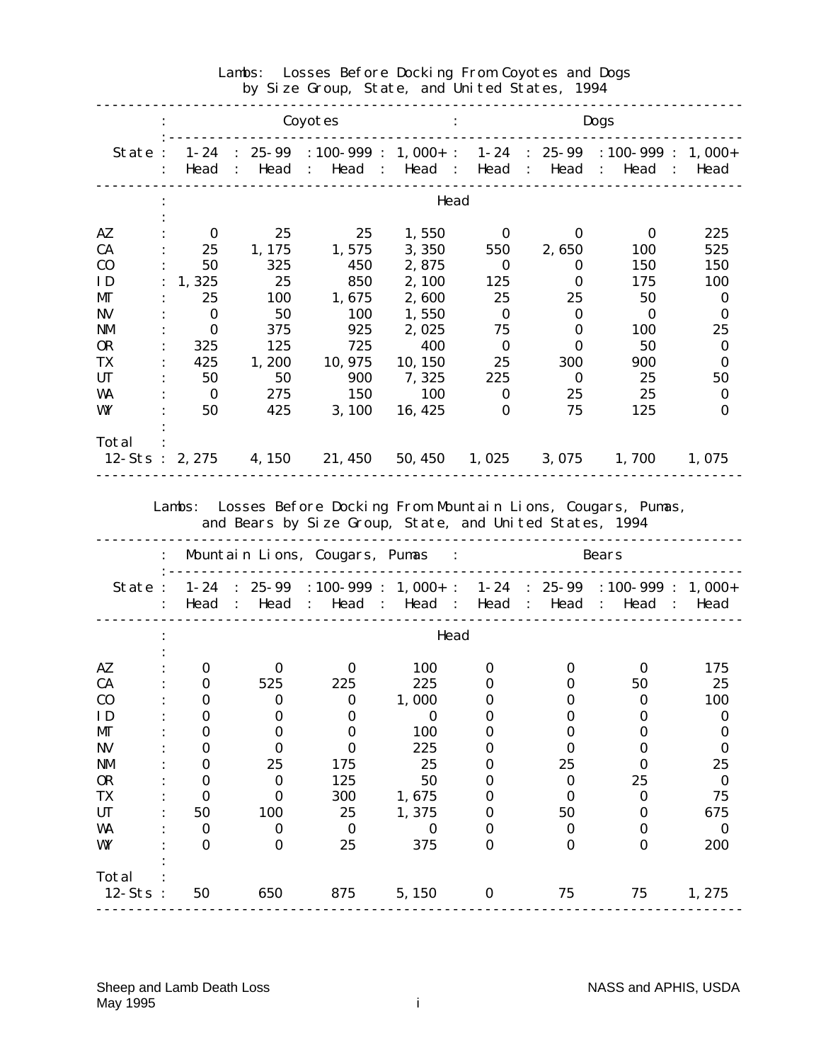## Lambs: Losses Before Docking From Coyotes and Dogs by Size Group, State, and United States, 1994

| State | Coyotes | | | | Dogs | | | |
|---|---|---|---|---|---|---|---|---|
| | 1-24 Head | 25-99 Head | 100-999 Head | 1,000+ Head | 1-24 Head | 25-99 Head | 100-999 Head | 1,000+ Head |
| | Head | | | | | | | |
| AZ | 0 | 25 | 25 | 1,550 | 0 | 0 | 0 | 225 |
| CA | 25 | 1,175 | 1,575 | 3,350 | 550 | 2,650 | 100 | 525 |
| CO | 50 | 325 | 450 | 2,875 | 0 | 0 | 150 | 150 |
| ID | 1,325 | 25 | 850 | 2,100 | 125 | 0 | 175 | 100 |
| MT | 25 | 100 | 1,675 | 2,600 | 25 | 25 | 50 | 0 |
| NV | 0 | 50 | 100 | 1,550 | 0 | 0 | 0 | 0 |
| NM | 0 | 375 | 925 | 2,025 | 75 | 0 | 100 | 25 |
| OR | 325 | 125 | 725 | 400 | 0 | 0 | 50 | 0 |
| TX | 425 | 1,200 | 10,975 | 10,150 | 25 | 300 | 900 | 0 |
| UT | 50 | 50 | 900 | 7,325 | 225 | 0 | 25 | 50 |
| WA | 0 | 275 | 150 | 100 | 0 | 25 | 25 | 0 |
| WY | 50 | 425 | 3,100 | 16,425 | 0 | 75 | 125 | 0 |
| Total 12-Sts | 2,275 | 4,150 | 21,450 | 50,450 | 1,025 | 3,075 | 1,700 | 1,075 |

## Lambs: Losses Before Docking From Mountain Lions, Cougars, Pumas, and Bears by Size Group, State, and United States, 1994

| State | Mountain Lions, Cougars, Pumas | | | | Bears | | | |
|---|---|---|---|---|---|---|---|---|
| | 1-24 Head | 25-99 Head | 100-999 Head | 1,000+ Head | 1-24 Head | 25-99 Head | 100-999 Head | 1,000+ Head |
| | Head | | | | | | | |
| AZ | 0 | 0 | 0 | 100 | 0 | 0 | 0 | 175 |
| CA | 0 | 525 | 225 | 225 | 0 | 0 | 50 | 25 |
| CO | 0 | 0 | 0 | 1,000 | 0 | 0 | 0 | 100 |
| ID | 0 | 0 | 0 | 0 | 0 | 0 | 0 | 0 |
| MT | 0 | 0 | 0 | 100 | 0 | 0 | 0 | 0 |
| NV | 0 | 0 | 0 | 225 | 0 | 0 | 0 | 0 |
| NM | 0 | 25 | 175 | 25 | 0 | 25 | 0 | 25 |
| OR | 0 | 0 | 125 | 50 | 0 | 0 | 25 | 0 |
| TX | 0 | 0 | 300 | 1,675 | 0 | 0 | 0 | 75 |
| UT | 50 | 100 | 25 | 1,375 | 0 | 50 | 0 | 675 |
| WA | 0 | 0 | 0 | 0 | 0 | 0 | 0 | 0 |
| WY | 0 | 0 | 25 | 375 | 0 | 0 | 0 | 200 |
| Total 12-Sts | 50 | 650 | 875 | 5,150 | 0 | 75 | 75 | 1,275 |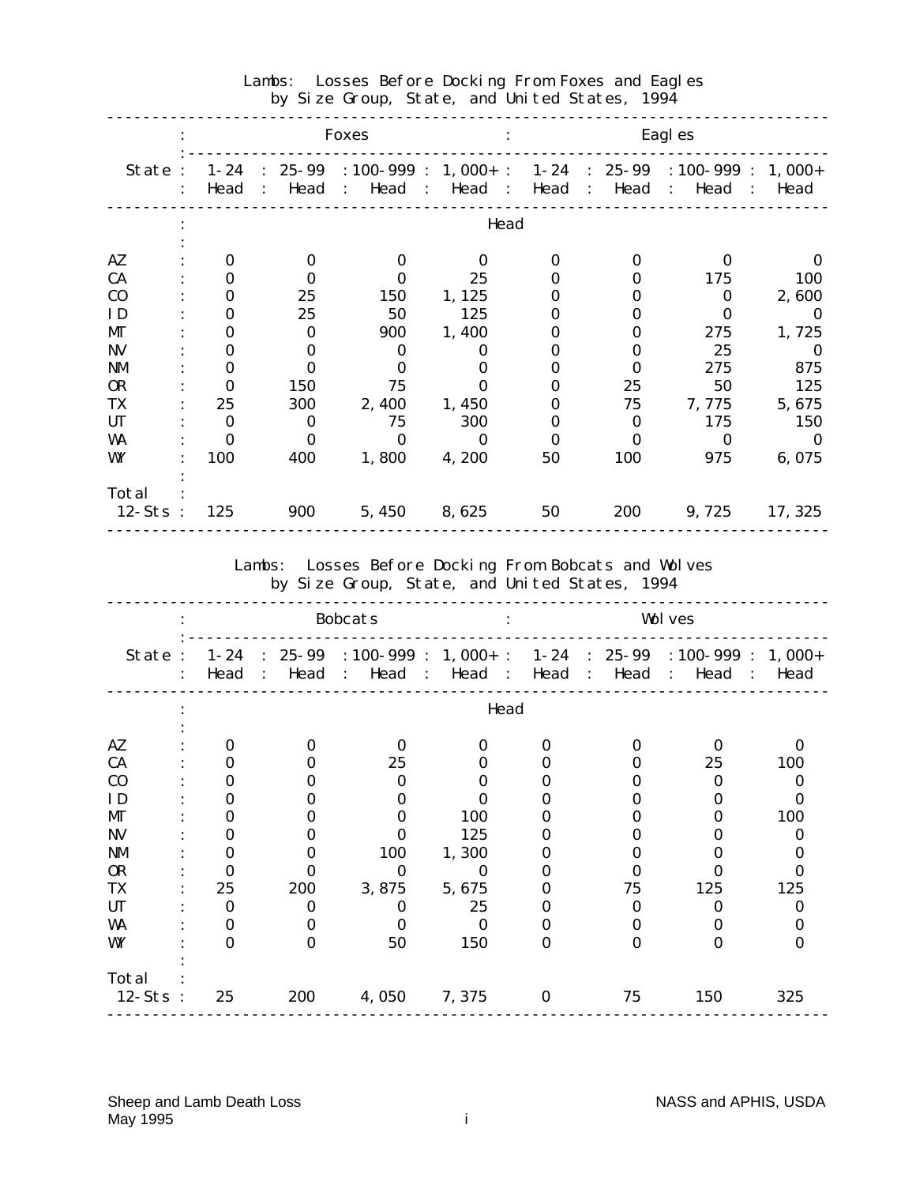## Lambs: Losses Before Docking From Foxes and Eagles by Size Group, State, and United States, 1994

| State | Foxes | | | | Eagles | | | |
|---|---|---|---|---|---|---|---|---|
| | 1-24 Head | 25-99 Head | 100-999 Head | 1,000+ Head | 1-24 Head | 25-99 Head | 100-999 Head | 1,000+ Head |
| | Head | | | | | | | |
| AZ | 0 | 0 | 0 | 0 | 0 | 0 | 0 | 0 |
| CA | 0 | 0 | 0 | 25 | 0 | 0 | 175 | 100 |
| CO | 0 | 25 | 150 | 1,125 | 0 | 0 | 0 | 2,600 |
| ID | 0 | 25 | 50 | 125 | 0 | 0 | 0 | 0 |
| MT | 0 | 0 | 900 | 1,400 | 0 | 0 | 275 | 1,725 |
| NV | 0 | 0 | 0 | 0 | 0 | 0 | 25 | 0 |
| NM | 0 | 0 | 0 | 0 | 0 | 0 | 275 | 875 |
| OR | 0 | 150 | 75 | 0 | 0 | 25 | 50 | 125 |
| TX | 25 | 300 | 2,400 | 1,450 | 0 | 75 | 7,775 | 5,675 |
| UT | 0 | 0 | 75 | 300 | 0 | 0 | 175 | 150 |
| WA | 0 | 0 | 0 | 0 | 0 | 0 | 0 | 0 |
| WY | 100 | 400 | 1,800 | 4,200 | 50 | 100 | 975 | 6,075 |
| Total 12-Sts | 125 | 900 | 5,450 | 8,625 | 50 | 200 | 9,725 | 17,325 |

## Lambs: Losses Before Docking From Bobcats and Wolves by Size Group, State, and United States, 1994

| State | Bobcats | | | | Wolves | | | |
|---|---|---|---|---|---|---|---|---|
| | 1-24 Head | 25-99 Head | 100-999 Head | 1,000+ Head | 1-24 Head | 25-99 Head | 100-999 Head | 1,000+ Head |
| | Head | | | | | | | |
| AZ | 0 | 0 | 0 | 0 | 0 | 0 | 0 | 0 |
| CA | 0 | 0 | 25 | 0 | 0 | 0 | 25 | 100 |
| CO | 0 | 0 | 0 | 0 | 0 | 0 | 0 | 0 |
| ID | 0 | 0 | 0 | 0 | 0 | 0 | 0 | 0 |
| MT | 0 | 0 | 0 | 100 | 0 | 0 | 0 | 100 |
| NV | 0 | 0 | 0 | 125 | 0 | 0 | 0 | 0 |
| NM | 0 | 0 | 100 | 1,300 | 0 | 0 | 0 | 0 |
| OR | 0 | 0 | 0 | 0 | 0 | 0 | 0 | 0 |
| TX | 25 | 200 | 3,875 | 5,675 | 0 | 75 | 125 | 125 |
| UT | 0 | 0 | 0 | 25 | 0 | 0 | 0 | 0 |
| WA | 0 | 0 | 0 | 0 | 0 | 0 | 0 | 0 |
| WY | 0 | 0 | 50 | 150 | 0 | 0 | 0 | 0 |
| Total 12-Sts | 25 | 200 | 4,050 | 7,375 | 0 | 75 | 150 | 325 |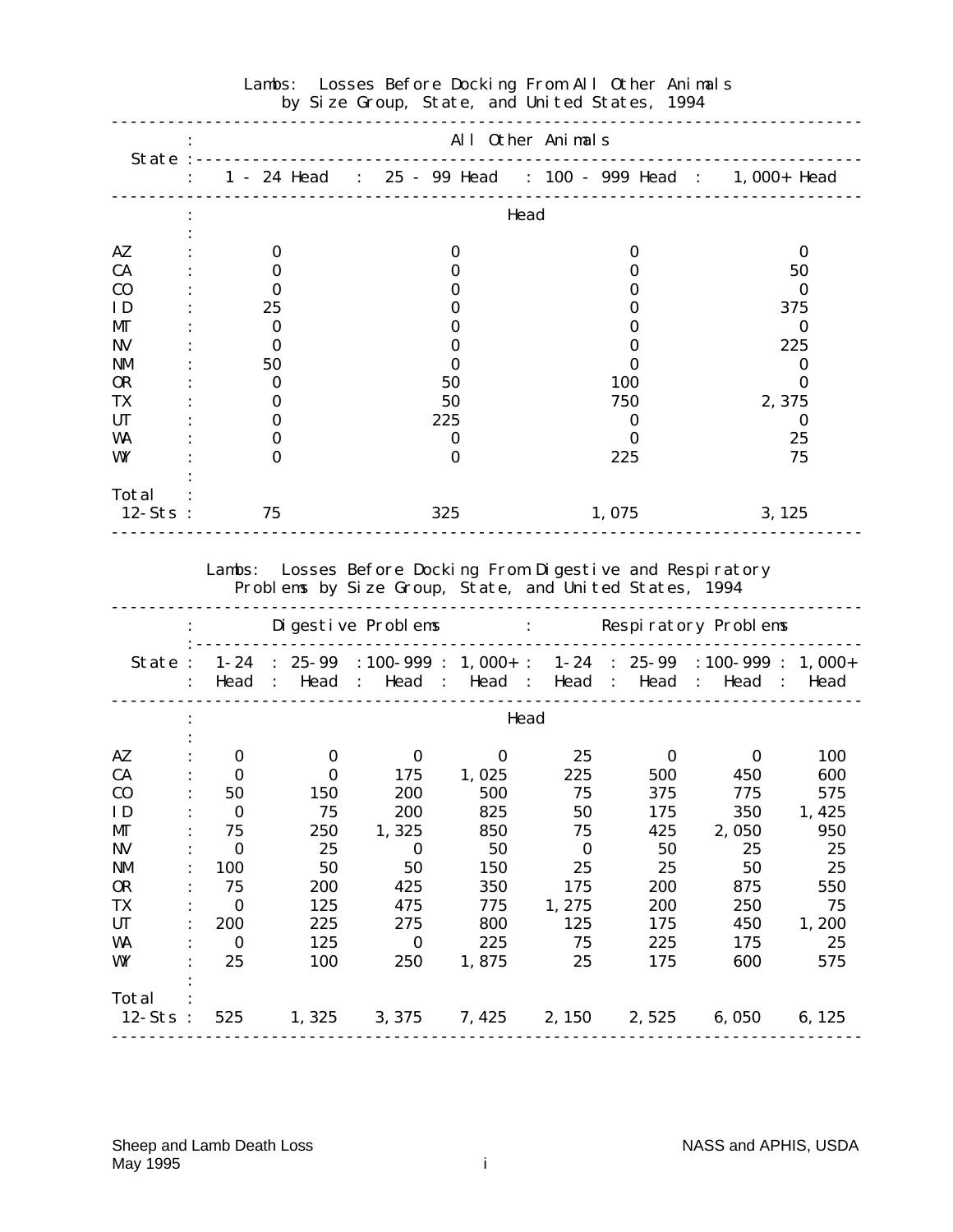## Lambs: Losses Before Docking From All Other Animals by Size Group, State, and United States, 1994

| State | All Other Animals | | | |
|---|---|---|---|---|
| | 1 - 24 Head | 25 - 99 Head | 100 - 999 Head | 1,000+ Head |
| | Head | | | |
| AZ | 0 | 0 | 0 | 0 |
| CA | 0 | 0 | 0 | 50 |
| CO | 0 | 0 | 0 | 0 |
| ID | 25 | 0 | 0 | 375 |
| MT | 0 | 0 | 0 | 0 |
| NV | 0 | 0 | 0 | 225 |
| NM | 50 | 0 | 0 | 0 |
| OR | 0 | 50 | 100 | 0 |
| TX | 0 | 50 | 750 | 2,375 |
| UT | 0 | 225 | 0 | 0 |
| WA | 0 | 0 | 0 | 25 |
| WY | 0 | 0 | 225 | 75 |
| Total 12-Sts | 75 | 325 | 1,075 | 3,125 |

## Lambs: Losses Before Docking From Digestive and Respiratory Problems by Size Group, State, and United States, 1994

| State | Digestive Problems | | | | Respiratory Problems | | | |
|---|---|---|---|---|---|---|---|---|
| | 1-24 Head | 25-99 Head | 100-999 Head | 1,000+ Head | 1-24 Head | 25-99 Head | 100-999 Head | 1,000+ Head |
| | Head | | | | | | | |
| AZ | 0 | 0 | 0 | 0 | 25 | 0 | 0 | 100 |
| CA | 0 | 0 | 175 | 1,025 | 225 | 500 | 450 | 600 |
| CO | 50 | 150 | 200 | 500 | 75 | 375 | 775 | 575 |
| ID | 0 | 75 | 200 | 825 | 50 | 175 | 350 | 1,425 |
| MT | 75 | 250 | 1,325 | 850 | 75 | 425 | 2,050 | 950 |
| NV | 0 | 25 | 0 | 50 | 0 | 50 | 25 | 25 |
| NM | 100 | 50 | 50 | 150 | 25 | 25 | 50 | 25 |
| OR | 75 | 200 | 425 | 350 | 175 | 200 | 875 | 550 |
| TX | 0 | 125 | 475 | 775 | 1,275 | 200 | 250 | 75 |
| UT | 200 | 225 | 275 | 800 | 125 | 175 | 450 | 1,200 |
| WA | 0 | 125 | 0 | 225 | 75 | 225 | 175 | 25 |
| WY | 25 | 100 | 250 | 1,875 | 25 | 175 | 600 | 575 |
| Total 12-Sts | 525 | 1,325 | 3,375 | 7,425 | 2,150 | 2,525 | 6,050 | 6,125 |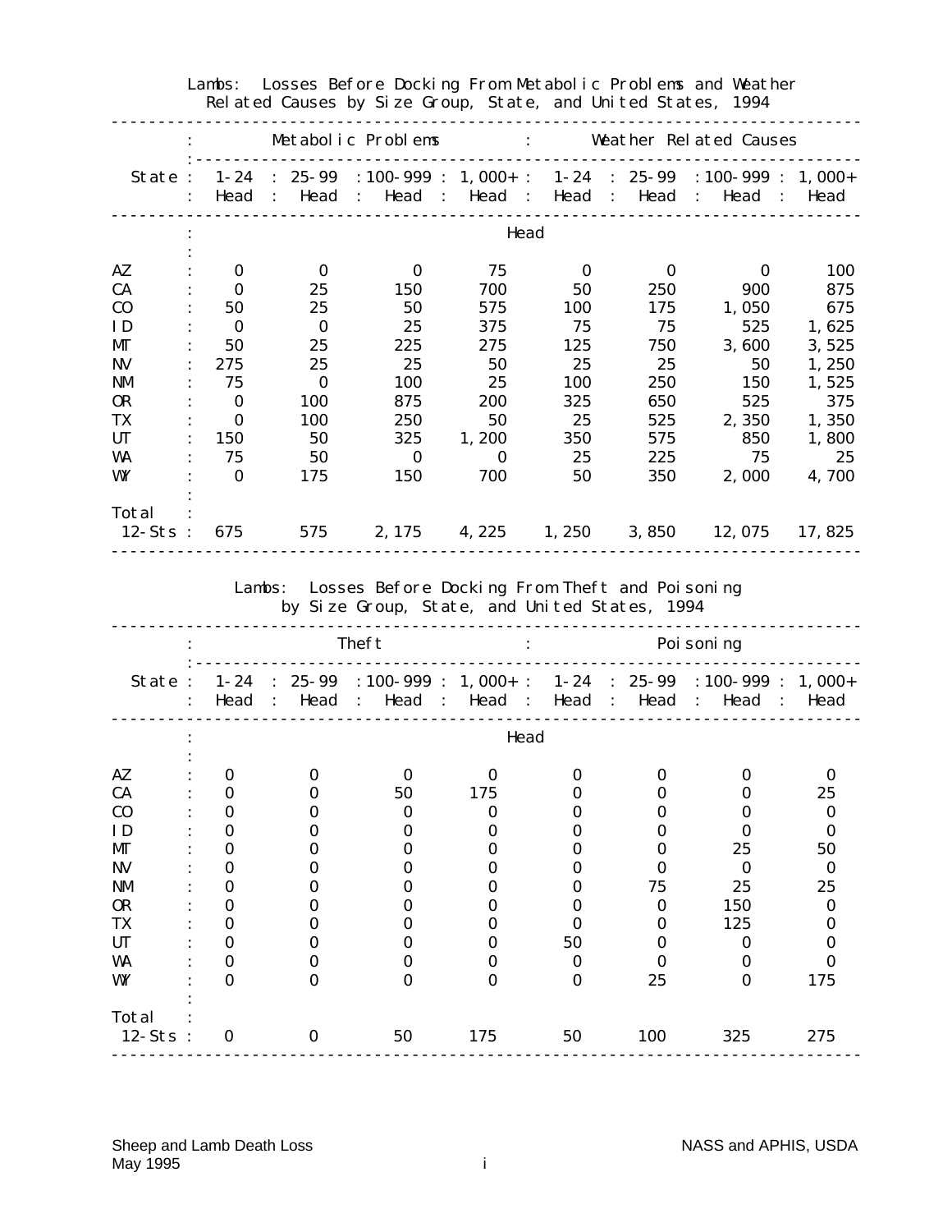## Lambs: Losses Before Docking From Metabolic Problems and Weather Related Causes by Size Group, State, and United States, 1994

| State | Metabolic Problems | | | | Weather Related Causes | | | |
|---|---|---|---|---|---|---|---|---|
| | 1-24 Head | 25-99 Head | 100-999 Head | 1,000+ Head | 1-24 Head | 25-99 Head | 100-999 Head | 1,000+ Head |
| | Head | | | | | | | |
| AZ | 0 | 0 | 0 | 75 | 0 | 0 | 0 | 100 |
| CA | 0 | 25 | 150 | 700 | 50 | 250 | 900 | 875 |
| CO | 50 | 25 | 50 | 575 | 100 | 175 | 1,050 | 675 |
| ID | 0 | 0 | 25 | 375 | 75 | 75 | 525 | 1,625 |
| MT | 50 | 25 | 225 | 275 | 125 | 750 | 3,600 | 3,525 |
| NV | 275 | 25 | 25 | 50 | 25 | 25 | 50 | 1,250 |
| NM | 75 | 0 | 100 | 25 | 100 | 250 | 150 | 1,525 |
| OR | 0 | 100 | 875 | 200 | 325 | 650 | 525 | 375 |
| TX | 0 | 100 | 250 | 50 | 25 | 525 | 2,350 | 1,350 |
| UT | 150 | 50 | 325 | 1,200 | 350 | 575 | 850 | 1,800 |
| WA | 75 | 50 | 0 | 0 | 25 | 225 | 75 | 25 |
| WY | 0 | 175 | 150 | 700 | 50 | 350 | 2,000 | 4,700 |
| Total 12-Sts | 675 | 575 | 2,175 | 4,225 | 1,250 | 3,850 | 12,075 | 17,825 |

## Lambs: Losses Before Docking From Theft and Poisoning by Size Group, State, and United States, 1994

| State | Theft | | | | Poisoning | | | |
|---|---|---|---|---|---|---|---|---|
| | 1-24 Head | 25-99 Head | 100-999 Head | 1,000+ Head | 1-24 Head | 25-99 Head | 100-999 Head | 1,000+ Head |
| | Head | | | | | | | |
| AZ | 0 | 0 | 0 | 0 | 0 | 0 | 0 | 0 |
| CA | 0 | 0 | 50 | 175 | 0 | 0 | 0 | 25 |
| CO | 0 | 0 | 0 | 0 | 0 | 0 | 0 | 0 |
| ID | 0 | 0 | 0 | 0 | 0 | 0 | 0 | 0 |
| MT | 0 | 0 | 0 | 0 | 0 | 0 | 25 | 50 |
| NV | 0 | 0 | 0 | 0 | 0 | 0 | 0 | 0 |
| NM | 0 | 0 | 0 | 0 | 0 | 75 | 25 | 25 |
| OR | 0 | 0 | 0 | 0 | 0 | 0 | 150 | 0 |
| TX | 0 | 0 | 0 | 0 | 0 | 0 | 125 | 0 |
| UT | 0 | 0 | 0 | 0 | 50 | 0 | 0 | 0 |
| WA | 0 | 0 | 0 | 0 | 0 | 0 | 0 | 0 |
| WY | 0 | 0 | 0 | 0 | 0 | 25 | 0 | 175 |
| Total 12-Sts | 0 | 0 | 50 | 175 | 50 | 100 | 325 | 275 |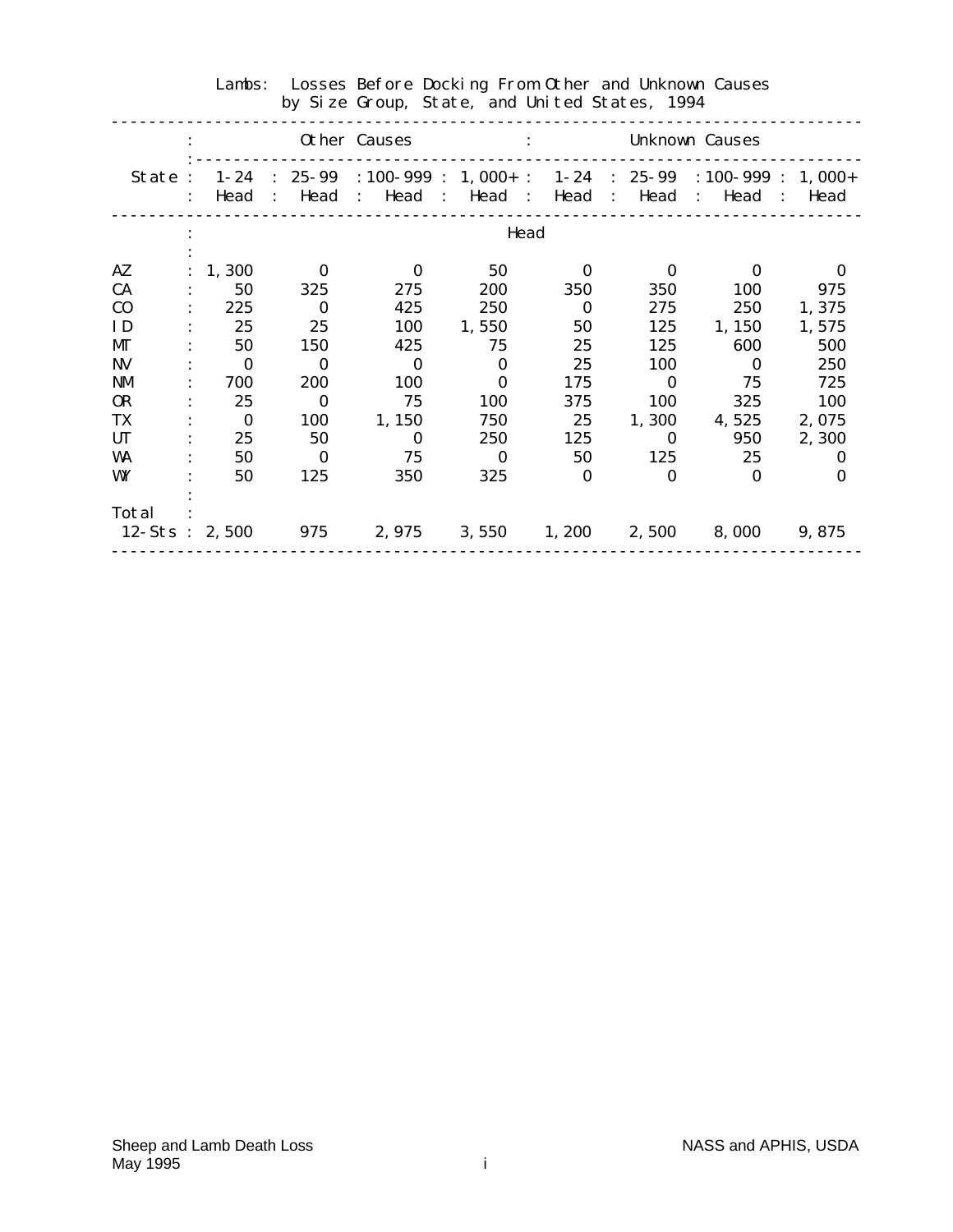# Lambs: Losses Before Docking From Other and Unknown Causes by Size Group, State, and United States, 1994

| State | Other Causes | | | | Unknown Causes | | | |
|---|---|---|---|---|---|---|---|---|
| | 1-24 Head | 25-99 Head | 100-999 Head | 1,000+ Head | 1-24 Head | 25-99 Head | 100-999 Head | 1,000+ Head |
| | Head | | | | | | | |
| AZ | 1,300 | 0 | 0 | 50 | 0 | 0 | 0 | 0 |
| CA | 50 | 325 | 275 | 200 | 350 | 350 | 100 | 975 |
| CO | 225 | 0 | 425 | 250 | 0 | 275 | 250 | 1,375 |
| ID | 25 | 25 | 100 | 1,550 | 50 | 125 | 1,150 | 1,575 |
| MT | 50 | 150 | 425 | 75 | 25 | 125 | 600 | 500 |
| NV | 0 | 0 | 0 | 0 | 25 | 100 | 0 | 250 |
| NM | 700 | 200 | 100 | 0 | 175 | 0 | 75 | 725 |
| OR | 25 | 0 | 75 | 100 | 375 | 100 | 325 | 100 |
| TX | 0 | 100 | 1,150 | 750 | 25 | 1,300 | 4,525 | 2,075 |
| UT | 25 | 50 | 0 | 250 | 125 | 0 | 950 | 2,300 |
| WA | 50 | 0 | 75 | 0 | 50 | 125 | 25 | 0 |
| WY | 50 | 125 | 350 | 325 | 0 | 0 | 0 | 0 |
| Total 12-Sts | 2,500 | 975 | 2,975 | 3,550 | 1,200 | 2,500 | 8,000 | 9,875 |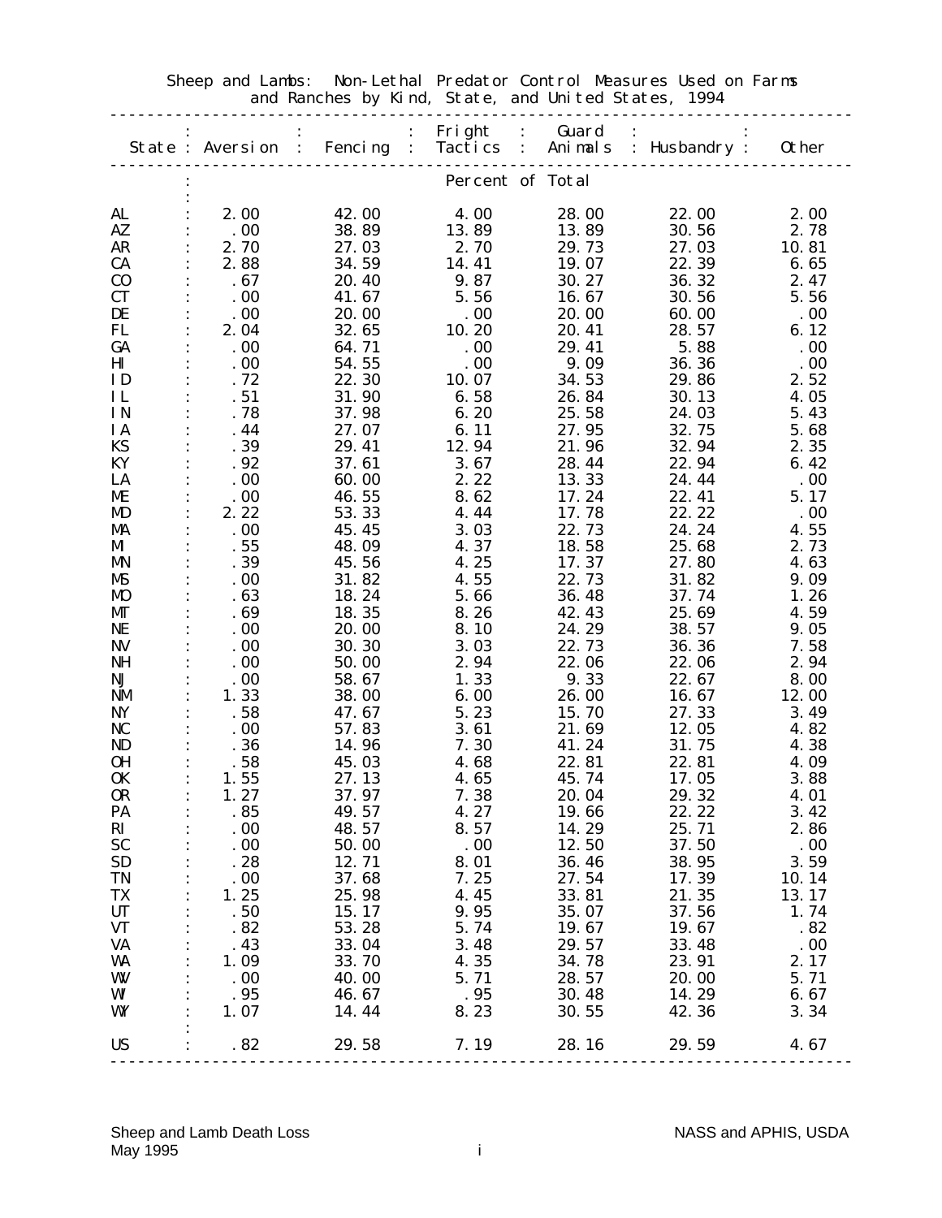Sheep and Lambs: Non-Lethal Predator Control Measures Used on Farms and Ranches by Kind, State, and United States, 1994

| State | Aversion | Fencing | Fright Tactics | Guard Animals | Husbandry | Other |
|---|---|---|---|---|---|---|
| | Percent of Total | | | | | |
| AL | 2.00 | 42.00 | 4.00 | 28.00 | 22.00 | 2.00 |
| AZ | .00 | 38.89 | 13.89 | 13.89 | 30.56 | 2.78 |
| AR | 2.70 | 27.03 | 2.70 | 29.73 | 27.03 | 10.81 |
| CA | 2.88 | 34.59 | 14.41 | 19.07 | 22.39 | 6.65 |
| CO | .67 | 20.40 | 9.87 | 30.27 | 36.32 | 2.47 |
| CT | .00 | 41.67 | 5.56 | 16.67 | 30.56 | 5.56 |
| DE | .00 | 20.00 | .00 | 20.00 | 60.00 | .00 |
| FL | 2.04 | 32.65 | 10.20 | 20.41 | 28.57 | 6.12 |
| GA | .00 | 64.71 | .00 | 29.41 | 5.88 | .00 |
| HI | .00 | 54.55 | .00 | 9.09 | 36.36 | .00 |
| ID | .72 | 22.30 | 10.07 | 34.53 | 29.86 | 2.52 |
| IL | .51 | 31.90 | 6.58 | 26.84 | 30.13 | 4.05 |
| IN | .78 | 37.98 | 6.20 | 25.58 | 24.03 | 5.43 |
| IA | .44 | 27.07 | 6.11 | 27.95 | 32.75 | 5.68 |
| KS | .39 | 29.41 | 12.94 | 21.96 | 32.94 | 2.35 |
| KY | .92 | 37.61 | 3.67 | 28.44 | 22.94 | 6.42 |
| LA | .00 | 60.00 | 2.22 | 13.33 | 24.44 | .00 |
| ME | .00 | 46.55 | 8.62 | 17.24 | 22.41 | 5.17 |
| MD | 2.22 | 53.33 | 4.44 | 17.78 | 22.22 | .00 |
| MA | .00 | 45.45 | 3.03 | 22.73 | 24.24 | 4.55 |
| MI | .55 | 48.09 | 4.37 | 18.58 | 25.68 | 2.73 |
| MN | .39 | 45.56 | 4.25 | 17.37 | 27.80 | 4.63 |
| MS | .00 | 31.82 | 4.55 | 22.73 | 31.82 | 9.09 |
| MO | .63 | 18.24 | 5.66 | 36.48 | 37.74 | 1.26 |
| MT | .69 | 18.35 | 8.26 | 42.43 | 25.69 | 4.59 |
| NE | .00 | 20.00 | 8.10 | 24.29 | 38.57 | 9.05 |
| NV | .00 | 30.30 | 3.03 | 22.73 | 36.36 | 7.58 |
| NH | .00 | 50.00 | 2.94 | 22.06 | 22.06 | 2.94 |
| NJ | .00 | 58.67 | 1.33 | 9.33 | 22.67 | 8.00 |
| NM | 1.33 | 38.00 | 6.00 | 26.00 | 16.67 | 12.00 |
| NY | .58 | 47.67 | 5.23 | 15.70 | 27.33 | 3.49 |
| NC | .00 | 57.83 | 3.61 | 21.69 | 12.05 | 4.82 |
| ND | .36 | 14.96 | 7.30 | 41.24 | 31.75 | 4.38 |
| OH | .58 | 45.03 | 4.68 | 22.81 | 22.81 | 4.09 |
| OK | 1.55 | 27.13 | 4.65 | 45.74 | 17.05 | 3.88 |
| OR | 1.27 | 37.97 | 7.38 | 20.04 | 29.32 | 4.01 |
| PA | .85 | 49.57 | 4.27 | 19.66 | 22.22 | 3.42 |
| RI | .00 | 48.57 | 8.57 | 14.29 | 25.71 | 2.86 |
| SC | .00 | 50.00 | .00 | 12.50 | 37.50 | .00 |
| SD | .28 | 12.71 | 8.01 | 36.46 | 38.95 | 3.59 |
| TN | .00 | 37.68 | 7.25 | 27.54 | 17.39 | 10.14 |
| TX | 1.25 | 25.98 | 4.45 | 33.81 | 21.35 | 13.17 |
| UT | .50 | 15.17 | 9.95 | 35.07 | 37.56 | 1.74 |
| VT | .82 | 53.28 | 5.74 | 19.67 | 19.67 | .82 |
| VA | .43 | 33.04 | 3.48 | 29.57 | 33.48 | .00 |
| WA | 1.09 | 33.70 | 4.35 | 34.78 | 23.91 | 2.17 |
| WV | .00 | 40.00 | 5.71 | 28.57 | 20.00 | 5.71 |
| WI | .95 | 46.67 | .95 | 30.48 | 14.29 | 6.67 |
| WY | 1.07 | 14.44 | 8.23 | 30.55 | 42.36 | 3.34 |
| US | .82 | 29.58 | 7.19 | 28.16 | 29.59 | 4.67 |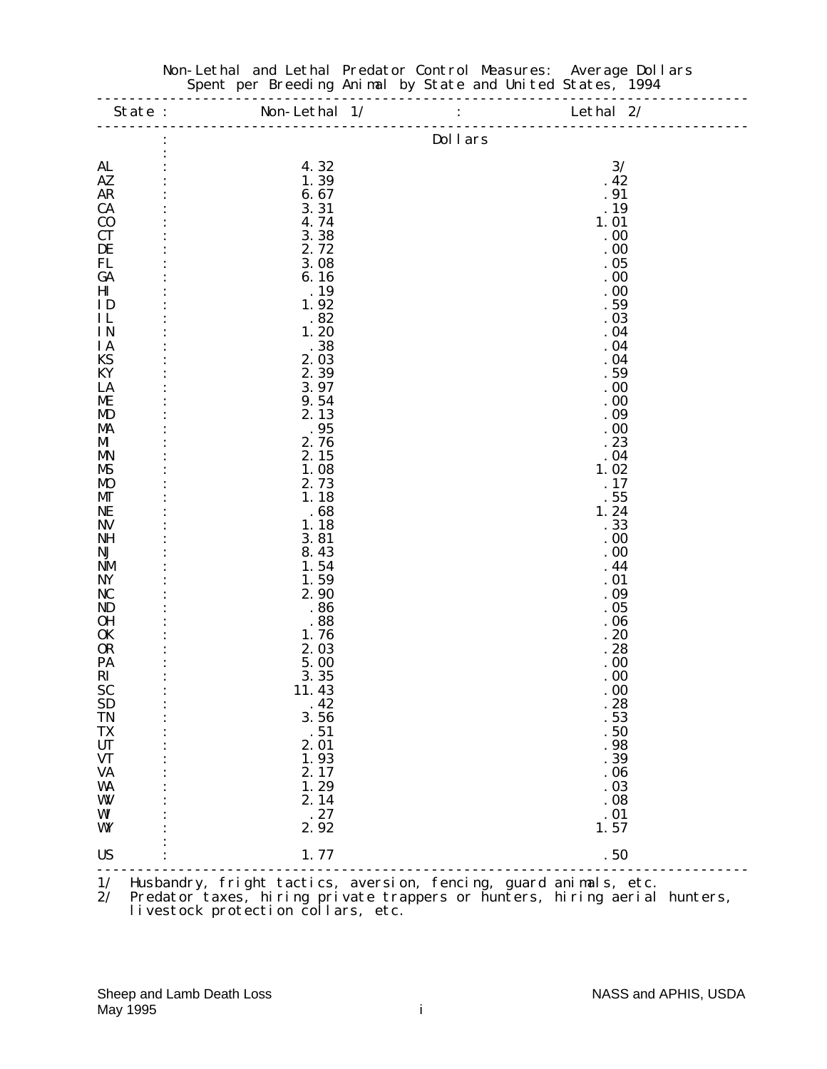Non-Lethal and Lethal Predator Control Measures: Average Dollars Spent per Breeding Animal by State and United States, 1994

| State | Non-Lethal 1/ | Lethal 2/ |
|---|---|---|
| | Dollars | |
| AL | 4.32 | 3/ |
| AZ | 1.39 | .42 |
| AR | 6.67 | .91 |
| CA | 3.31 | .19 |
| CO | 4.74 | 1.01 |
| CT | 3.38 | .00 |
| DE | 2.72 | .00 |
| FL | 3.08 | .05 |
| GA | 6.16 | .00 |
| HI | .19 | .00 |
| ID | 1.92 | .59 |
| IL | .82 | .03 |
| IN | 1.20 | .04 |
| IA | .38 | .04 |
| KS | 2.03 | .04 |
| KY | 2.39 | .59 |
| LA | 3.97 | .00 |
| ME | 9.54 | .00 |
| MD | 2.13 | .09 |
| MA | .95 | .00 |
| MI | 2.76 | .23 |
| MN | 2.15 | .04 |
| MS | 1.08 | 1.02 |
| MO | 2.73 | .17 |
| MT | 1.18 | .55 |
| NE | .68 | 1.24 |
| NV | 1.18 | .33 |
| NH | 3.81 | .00 |
| NJ | 8.43 | .00 |
| NM | 1.54 | .44 |
| NY | 1.59 | .01 |
| NC | 2.90 | .09 |
| ND | .86 | .05 |
| OH | .88 | .06 |
| OK | 1.76 | .20 |
| OR | 2.03 | .28 |
| PA | 5.00 | .00 |
| RI | 3.35 | .00 |
| SC | 11.43 | .00 |
| SD | .42 | .28 |
| TN | 3.56 | .53 |
| TX | .51 | .50 |
| UT | 2.01 | .98 |
| VT | 1.93 | .39 |
| VA | 2.17 | .06 |
| WA | 1.29 | .03 |
| WV | 2.14 | .08 |
| WI | .27 | .01 |
| WY | 2.92 | 1.57 |
| US | 1.77 | .50 |

1/ Husbandry, fright tactics, aversion, fencing, guard animals, etc.
2/ Predator taxes, hiring private trappers or hunters, hiring aerial hunters, livestock protection collars, etc.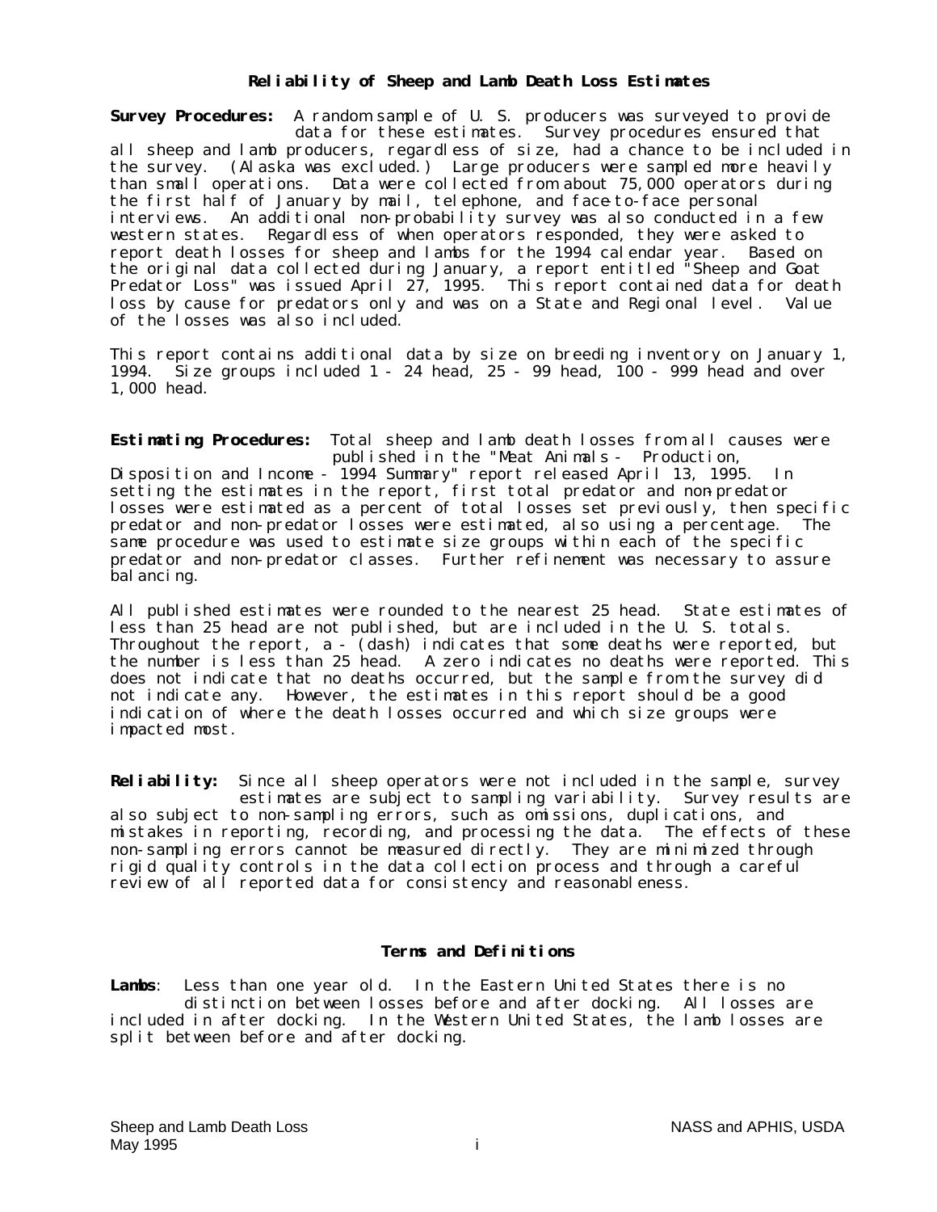## Reliability of Sheep and Lamb Death Loss Estimates

**Survey Procedures:** A random sample of U. S. producers was surveyed to provide data for these estimates. Survey procedures ensured that all sheep and lamb producers, regardless of size, had a chance to be included in the survey. (Alaska was excluded.) Large producers were sampled more heavily than small operations. Data were collected from about 75,000 operators during the first half of January by mail, telephone, and face-to-face personal interviews. An additional non-probability survey was also conducted in a few western states. Regardless of when operators responded, they were asked to report death losses for sheep and lambs for the 1994 calendar year. Based on the original data collected during January, a report entitled "Sheep and Goat Predator Loss" was issued April 27, 1995. This report contained data for death loss by cause for predators only and was on a State and Regional level. Value of the losses was also included.

This report contains additional data by size on breeding inventory on January 1, 1994. Size groups included 1 - 24 head, 25 - 99 head, 100 - 999 head and over 1,000 head.

**Estimating Procedures:** Total sheep and lamb death losses from all causes were published in the "Meat Animals - Production, Disposition and Income - 1994 Summary" report released April 13, 1995. In setting the estimates in the report, first total predator and non-predator losses were estimated as a percent of total losses set previously, then specific predator and non-predator losses were estimated, also using a percentage. The same procedure was used to estimate size groups within each of the specific predator and non-predator classes. Further refinement was necessary to assure balancing.

All published estimates were rounded to the nearest 25 head. State estimates of less than 25 head are not published, but are included in the U. S. totals. Throughout the report, a - (dash) indicates that some deaths were reported, but the number is less than 25 head. A zero indicates no deaths were reported. This does not indicate that no deaths occurred, but the sample from the survey did not indicate any. However, the estimates in this report should be a good indication of where the death losses occurred and which size groups were impacted most.

**Reliability:** Since all sheep operators were not included in the sample, survey estimates are subject to sampling variability. Survey results are also subject to non-sampling errors, such as omissions, duplications, and mistakes in reporting, recording, and processing the data. The effects of these non-sampling errors cannot be measured directly. They are minimized through rigid quality controls in the data collection process and through a careful review of all reported data for consistency and reasonableness.

## Terms and Definitions

**Lambs**: Less than one year old. In the Eastern United States there is no distinction between losses before and after docking. All losses are included in after docking. In the Western United States, the lamb losses are split between before and after docking.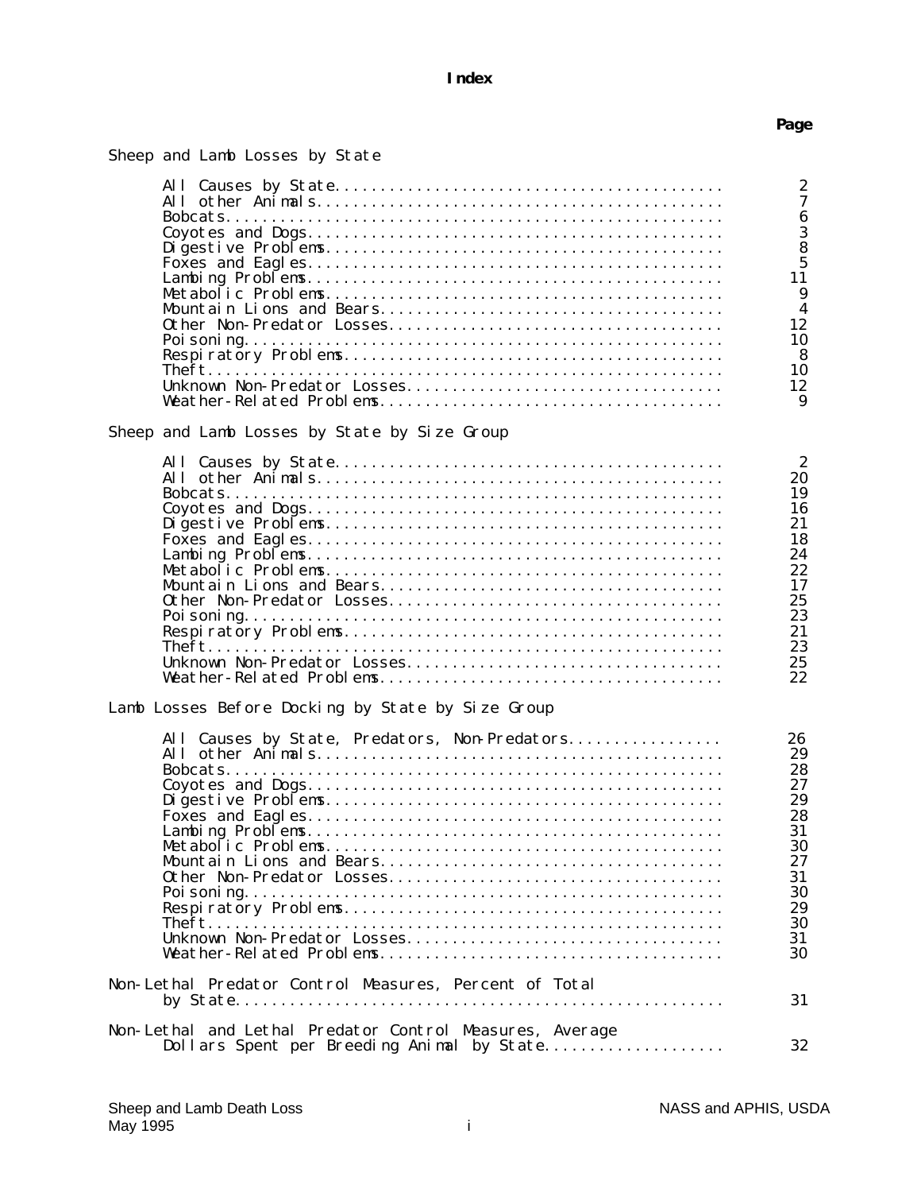# Index

| | Page |
|---|---|
| **Sheep and Lamb Losses by State** | |
| All Causes by State | 2 |
| All other Animals | 7 |
| Bobcats | 6 |
| Coyotes and Dogs | 3 |
| Digestive Problems | 8 |
| Foxes and Eagles | 5 |
| Lambing Problems | 11 |
| Metabolic Problems | 9 |
| Mountain Lions and Bears | 4 |
| Other Non-Predator Losses | 12 |
| Poisoning | 10 |
| Respiratory Problems | 8 |
| Theft | 10 |
| Unknown Non-Predator Losses | 12 |
| Weather-Related Problems | 9 |
| **Sheep and Lamb Losses by State by Size Group** | |
| All Causes by State | 2 |
| All other Animals | 20 |
| Bobcats | 19 |
| Coyotes and Dogs | 16 |
| Digestive Problems | 21 |
| Foxes and Eagles | 18 |
| Lambing Problems | 24 |
| Metabolic Problems | 22 |
| Mountain Lions and Bears | 17 |
| Other Non-Predator Losses | 25 |
| Poisoning | 23 |
| Respiratory Problems | 21 |
| Theft | 23 |
| Unknown Non-Predator Losses | 25 |
| Weather-Related Problems | 22 |
| **Lamb Losses Before Docking by State by Size Group** | |
| All Causes by State, Predators, Non-Predators | 26 |
| All other Animals | 29 |
| Bobcats | 28 |
| Coyotes and Dogs | 27 |
| Digestive Problems | 29 |
| Foxes and Eagles | 28 |
| Lambing Problems | 31 |
| Metabolic Problems | 30 |
| Mountain Lions and Bears | 27 |
| Other Non-Predator Losses | 31 |
| Poisoning | 30 |
| Respiratory Problems | 29 |
| Theft | 30 |
| Unknown Non-Predator Losses | 31 |
| Weather-Related Problems | 30 |
| **Non-Lethal Predator Control Measures, Percent of Total by State** | 31 |
| **Non-Lethal and Lethal Predator Control Measures, Average Dollars Spent per Breeding Animal by State** | 32 |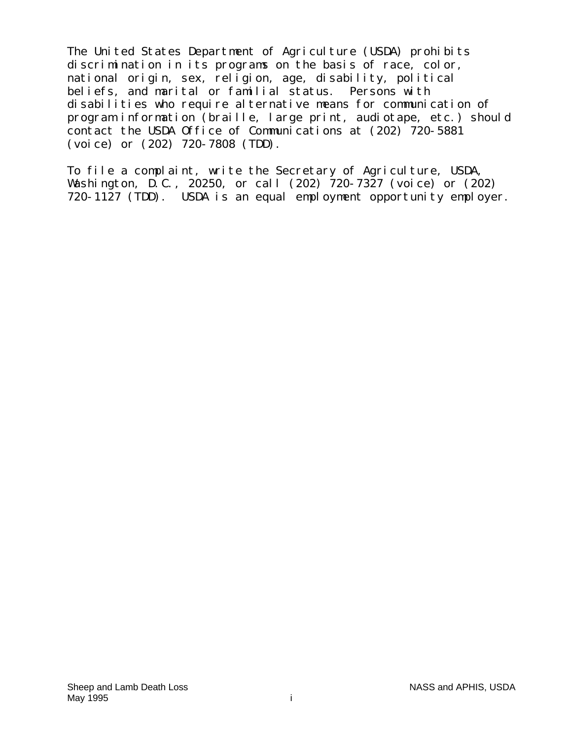The United States Department of Agriculture (USDA) prohibits discrimination in its programs on the basis of race, color, national origin, sex, religion, age, disability, political beliefs, and marital or familial status. Persons with disabilities who require alternative means for communication of program information (braille, large print, audiotape, etc.) should contact the USDA Office of Communications at (202) 720-5881 (voice) or (202) 720-7808 (TDD).

To file a complaint, write the Secretary of Agriculture, USDA, Washington, D.C., 20250, or call (202) 720-7327 (voice) or (202) 720-1127 (TDD). USDA is an equal employment opportunity employer.